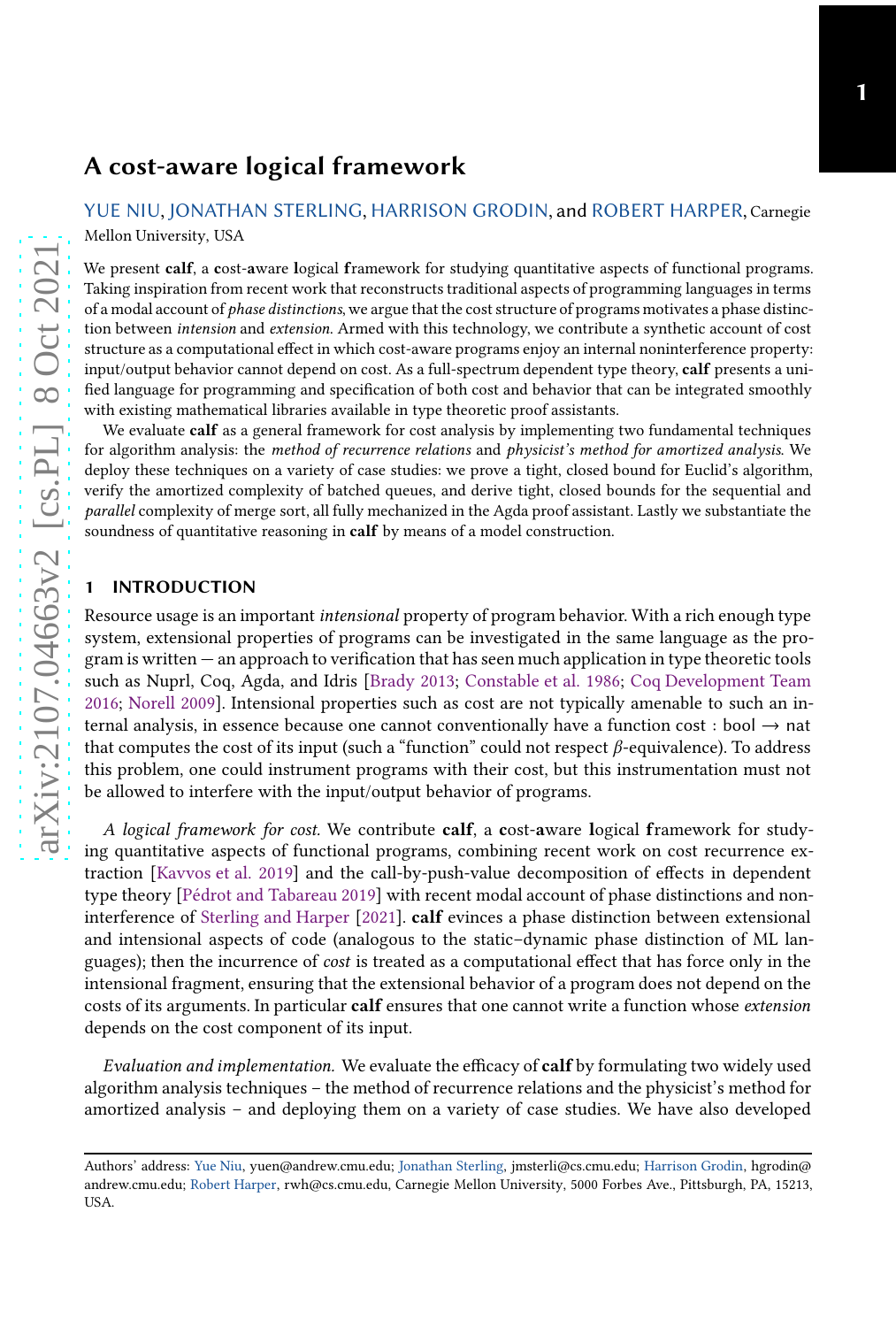# A cost-aware logical framework

YUE NIU, JONATHAN STERLING, HARRISON GRODIN, and ROBERT HARPER, Carnegie Mellon University, USA

We present **calf**, a **c**ost-**a**ware **l**ogical **f**ramework for studying quantitative aspects of functional programs. Taking inspiration from recent work that reconstructs traditional aspects of programming languages in terms of a modal account of *phase distinctions*, we argue that the cost structure of programs motivates a phase distinction between *intension* and *extension*. Armed with this technology, we contribute a synthetic account of cost structure as a computational effect in which cost-aware programs enjoy an internal noninterference property: input/output behavior cannot depend on cost. As a full-spectrum dependent type theory, **calf** presents a unified language for programming and specification of both cost and behavior that can be integrated smoothly with existing mathematical libraries available in type theoretic proof assistants.

We evaluate **calf** as a general framework for cost analysis by implementing two fundamental techniques for algorithm analysis: the *method of recurrence relations* and *physicist's method for amortized analysis*. We deploy these techniques on a variety of case studies: we prove a tight, closed bound for Euclid's algorithm, verify the amortized complexity of batched queues, and derive tight, closed bounds for the sequential and *parallel* complexity of merge sort, all fully mechanized in the Agda proof assistant. Lastly we substantiate the soundness of quantitative reasoning in **calf** by means of a model construction.

## 1 INTRODUCTION

Resource usage is an important *intensional* property of program behavior. With a rich enough type system, extensional properties of programs can be investigated in the same language as the program is written — an approach to verification that has seen much application in type theoretic tools such as Nuprl, Coq, Agda, and Idris [Brady 2013; Constable et al. 1986; Coq Development Team 2016; Norell 2009]. Intensional properties such as cost are not typically amenable to such an internal analysis, in essence because one cannot conventionally have a function cost : bool $\rightarrow$ nat that computes the cost of its input (such a "function" could not respect $\beta$-equivalence). To address this problem, one could instrument programs with their cost, but this instrumentation must not be allowed to interfere with the input/output behavior of programs.

*A logical framework for cost.* We contribute **calf**, a **c**ost-**a**ware **l**ogical **f**ramework for studying quantitative aspects of functional programs, combining recent work on cost recurrence extraction [Kavvos et al. 2019] and the call-by-push-value decomposition of effects in dependent type theory [Pédrot and Tabareau 2019] with recent modal account of phase distinctions and noninterference of Sterling and Harper [2021]. **calf** evinces a phase distinction between extensional and intensional aspects of code (analogous to the static–dynamic phase distinction of ML languages); then the incurrence of *cost* is treated as a computational effect that has force only in the intensional fragment, ensuring that the extensional behavior of a program does not depend on the costs of its arguments. In particular **calf** ensures that one cannot write a function whose *extension* depends on the cost component of its input.

*Evaluation and implementation.* We evaluate the efficacy of **calf** by formulating two widely used algorithm analysis techniques – the method of recurrence relations and the physicist's method for amortized analysis – and deploying them on a variety of case studies. We have also developed

Authors' address: Yue Niu, yuen@andrew.cmu.edu; Jonathan Sterling, jmsterli@cs.cmu.edu; Harrison Grodin, hgrodin@andrew.cmu.edu; Robert Harper, rwh@cs.cmu.edu, Carnegie Mellon University, 5000 Forbes Ave., Pittsburgh, PA, 15213, USA.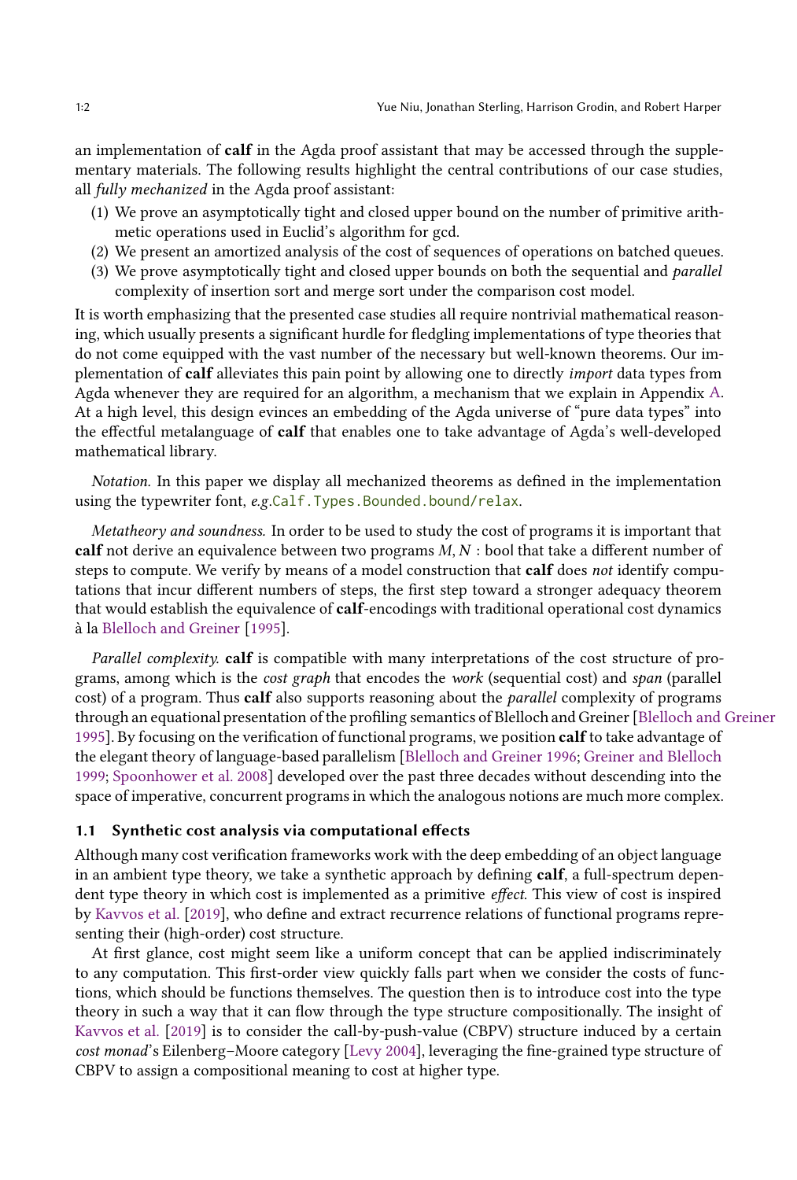an implementation of **calf** in the Agda proof assistant that may be accessed through the supplementary materials. The following results highlight the central contributions of our case studies, all *fully mechanized* in the Agda proof assistant:

1. We prove an asymptotically tight and closed upper bound on the number of primitive arithmetic operations used in Euclid's algorithm for gcd.
2. We present an amortized analysis of the cost of sequences of operations on batched queues.
3. We prove asymptotically tight and closed upper bounds on both the sequential and *parallel* complexity of insertion sort and merge sort under the comparison cost model.

It is worth emphasizing that the presented case studies all require nontrivial mathematical reasoning, which usually presents a significant hurdle for fledgling implementations of type theories that do not come equipped with the vast number of the necessary but well-known theorems. Our implementation of **calf** alleviates this pain point by allowing one to directly *import* data types from Agda whenever they are required for an algorithm, a mechanism that we explain in Appendix A. At a high level, this design evinces an embedding of the Agda universe of "pure data types" into the effectful metalanguage of **calf** that enables one to take advantage of Agda's well-developed mathematical library.

*Notation.* In this paper we display all mechanized theorems as defined in the implementation using the typewriter font, *e.g.*`Calf.Types.Bounded.bound/relax`.

*Metatheory and soundness.* In order to be used to study the cost of programs it is important that **calf** not derive an equivalence between two programs $M, N$ : bool that take a different number of steps to compute. We verify by means of a model construction that **calf** does *not* identify computations that incur different numbers of steps, the first step toward a stronger adequacy theorem that would establish the equivalence of **calf**-encodings with traditional operational cost dynamics à la Blelloch and Greiner [1995].

*Parallel complexity.* **calf** is compatible with many interpretations of the cost structure of programs, among which is the *cost graph* that encodes the *work* (sequential cost) and *span* (parallel cost) of a program. Thus **calf** also supports reasoning about the *parallel* complexity of programs through an equational presentation of the profiling semantics of Blelloch and Greiner [Blelloch and Greiner 1995]. By focusing on the verification of functional programs, we position **calf** to take advantage of the elegant theory of language-based parallelism [Blelloch and Greiner 1996; Greiner and Blelloch 1999; Spoonhower et al. 2008] developed over the past three decades without descending into the space of imperative, concurrent programs in which the analogous notions are much more complex.

### 1.1 Synthetic cost analysis via computational effects

Although many cost verification frameworks work with the deep embedding of an object language in an ambient type theory, we take a synthetic approach by defining **calf**, a full-spectrum dependent type theory in which cost is implemented as a primitive *effect*. This view of cost is inspired by Kavvos et al. [2019], who define and extract recurrence relations of functional programs representing their (high-order) cost structure.

At first glance, cost might seem like a uniform concept that can be applied indiscriminately to any computation. This first-order view quickly falls part when we consider the costs of functions, which should be functions themselves. The question then is to introduce cost into the type theory in such a way that it can flow through the type structure compositionally. The insight of Kavvos et al. [2019] is to consider the call-by-push-value (CBPV) structure induced by a certain *cost monad*'s Eilenberg–Moore category [Levy 2004], leveraging the fine-grained type structure of CBPV to assign a compositional meaning to cost at higher type.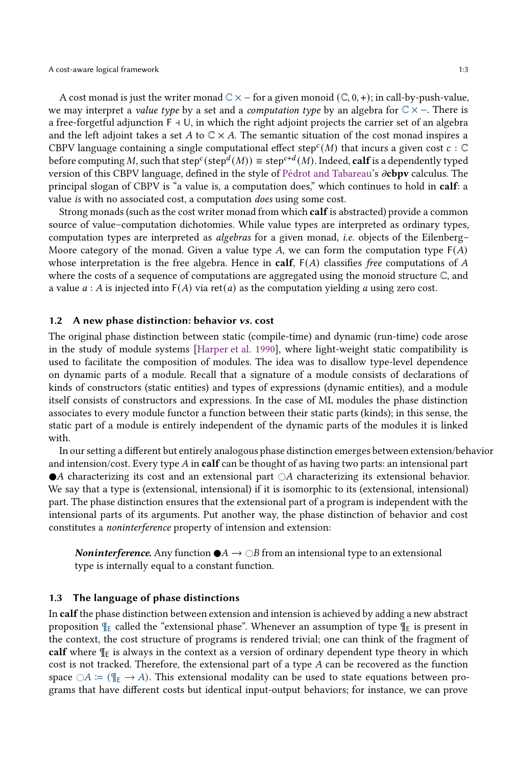A cost monad is just the writer monad $\mathbb{C} \times -$ for a given monoid $(\mathbb{C}, 0, +)$; in call-by-push-value, we may interpret a *value type* by a set and a *computation type* by an algebra for $\mathbb{C} \times -$. There is a free-forgetful adjunction $\mathsf{F} \dashv \mathsf{U}$, in which the right adjoint projects the carrier set of an algebra and the left adjoint takes a set $A$ to $\mathbb{C} \times A$. The semantic situation of the cost monad inspires a CBPV language containing a single computational effect $\mathsf{step}^c(M)$ that incurs a given cost $c : \mathbb{C}$ before computing $M$, such that $\mathsf{step}^c(\mathsf{step}^d(M)) \equiv \mathsf{step}^{c+d}(M)$. Indeed, **calf** is a dependently typed version of this CBPV language, defined in the style of Pédrot and Tabareau's $\partial$**cbpv** calculus. The principal slogan of CBPV is "a value is, a computation does," which continues to hold in **calf**: a value *is* with no associated cost, a computation *does* using some cost.

Strong monads (such as the cost writer monad from which **calf** is abstracted) provide a common source of value–computation dichotomies. While value types are interpreted as ordinary types, computation types are interpreted as *algebras* for a given monad, *i.e.* objects of the Eilenberg–Moore category of the monad. Given a value type $A$, we can form the computation type $\mathsf{F}(A)$ whose interpretation is the free algebra. Hence in **calf**, $\mathsf{F}(A)$ classifies *free* computations of $A$ where the costs of a sequence of computations are aggregated using the monoid structure $\mathbb{C}$, and a value $a : A$ is injected into $\mathsf{F}(A)$ via $\mathsf{ret}(a)$ as the computation yielding $a$ using zero cost.

### 1.2 A new phase distinction: behavior *vs.* cost

The original phase distinction between static (compile-time) and dynamic (run-time) code arose in the study of module systems [Harper et al. 1990], where light-weight static compatibility is used to facilitate the composition of modules. The idea was to disallow type-level dependence on dynamic parts of a module. Recall that a signature of a module consists of declarations of kinds of constructors (static entities) and types of expressions (dynamic entities), and a module itself consists of constructors and expressions. In the case of ML modules the phase distinction associates to every module functor a function between their static parts (kinds); in this sense, the static part of a module is entirely independent of the dynamic parts of the modules it is linked with.

In our setting a different but entirely analogous phase distinction emerges between extension/behavior and intension/cost. Every type $A$ in **calf** can be thought of as having two parts: an intensional part $\bullet A$ characterizing its cost and an extensional part $\bigcirc A$ characterizing its extensional behavior. We say that a type is (extensional, intensional) if it is isomorphic to its (extensional, intensional) part. The phase distinction ensures that the extensional part of a program is independent with the intensional parts of its arguments. Put another way, the phase distinction of behavior and cost constitutes a *noninterference* property of intension and extension:

> ***Noninterference.*** Any function $\bullet A \to \bigcirc B$ from an intensional type to an extensional type is internally equal to a constant function.

### 1.3 The language of phase distinctions

In **calf** the phase distinction between extension and intension is achieved by adding a new abstract proposition $\P_{\mathsf{E}}$ called the "extensional phase". Whenever an assumption of type $\P_{\mathsf{E}}$ is present in the context, the cost structure of programs is rendered trivial; one can think of the fragment of **calf** where $\P_{\mathsf{E}}$ is always in the context as a version of ordinary dependent type theory in which cost is not tracked. Therefore, the extensional part of a type $A$ can be recovered as the function space $\bigcirc A := (\P_{\mathsf{E}} \to A)$. This extensional modality can be used to state equations between programs that have different costs but identical input-output behaviors; for instance, we can prove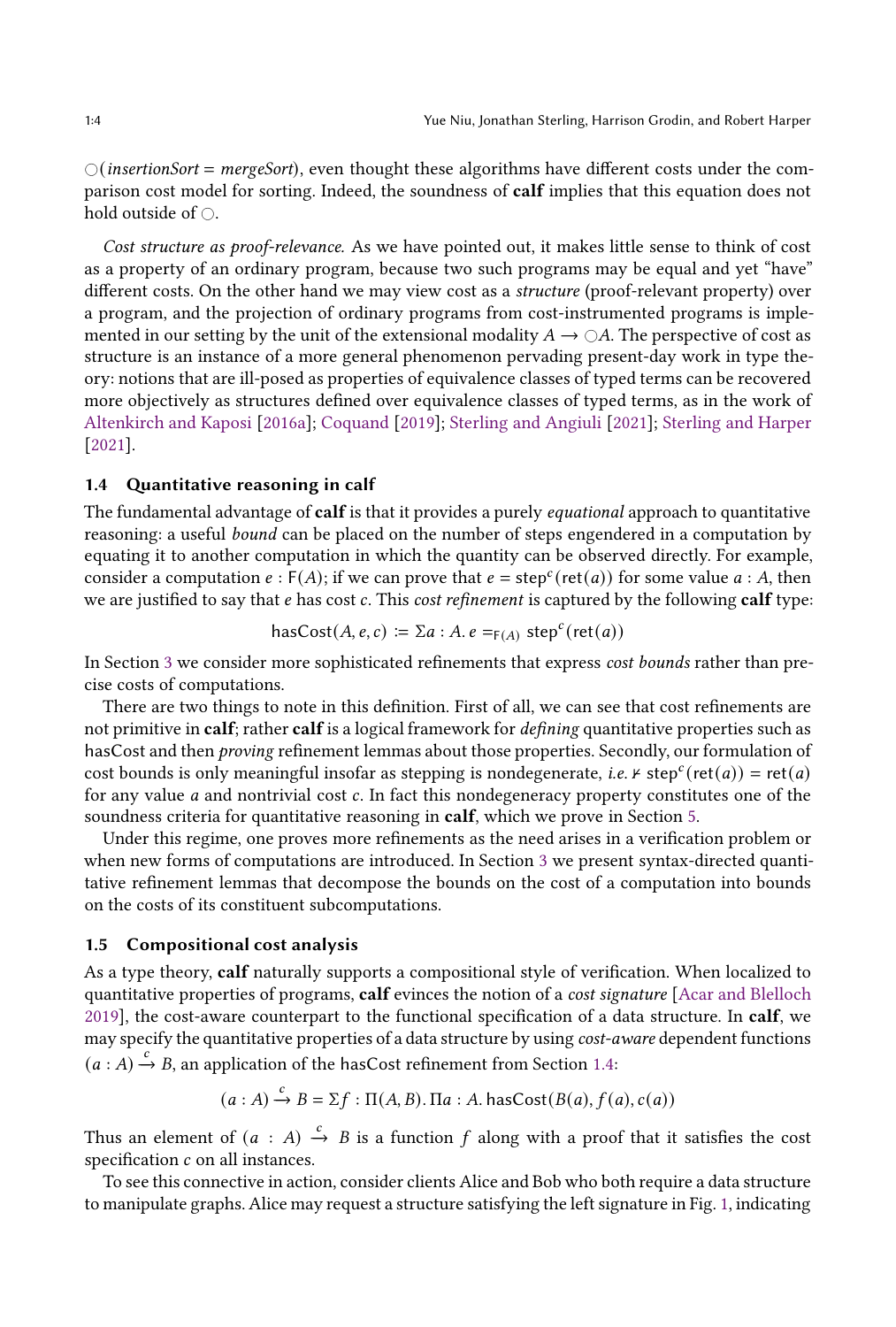$\bigcirc$(*insertionSort* = *mergeSort*), even thought these algorithms have different costs under the comparison cost model for sorting. Indeed, the soundness of **calf** implies that this equation does not hold outside of $\bigcirc$.

*Cost structure as proof-relevance.* As we have pointed out, it makes little sense to think of cost as a property of an ordinary program, because two such programs may be equal and yet "have" different costs. On the other hand we may view cost as a *structure* (proof-relevant property) over a program, and the projection of ordinary programs from cost-instrumented programs is implemented in our setting by the unit of the extensional modality $A \to \bigcirc A$. The perspective of cost as structure is an instance of a more general phenomenon pervading present-day work in type theory: notions that are ill-posed as properties of equivalence classes of typed terms can be recovered more objectively as structures defined over equivalence classes of typed terms, as in the work of Altenkirch and Kaposi [2016a]; Coquand [2019]; Sterling and Angiuli [2021]; Sterling and Harper [2021].

### 1.4 Quantitative reasoning in calf

The fundamental advantage of **calf** is that it provides a purely *equational* approach to quantitative reasoning: a useful *bound* can be placed on the number of steps engendered in a computation by equating it to another computation in which the quantity can be observed directly. For example, consider a computation $e : \mathsf{F}(A)$; if we can prove that $e = \mathsf{step}^c(\mathsf{ret}(a))$ for some value $a : A$, then we are justified to say that $e$ has cost $c$. This *cost refinement* is captured by the following **calf** type:

$$\mathsf{hasCost}(A, e, c) \coloneqq \Sigma a : A.\ e =_{\mathsf{F}(A)} \mathsf{step}^c(\mathsf{ret}(a))$$

In Section 3 we consider more sophisticated refinements that express *cost bounds* rather than precise costs of computations.

There are two things to note in this definition. First of all, we can see that cost refinements are not primitive in **calf**; rather **calf** is a logical framework for *defining* quantitative properties such as hasCost and then *proving* refinement lemmas about those properties. Secondly, our formulation of cost bounds is only meaningful insofar as stepping is nondegenerate, *i.e.* $\nvdash \mathsf{step}^c(\mathsf{ret}(a)) = \mathsf{ret}(a)$ for any value $a$ and nontrivial cost $c$. In fact this nondegeneracy property constitutes one of the soundness criteria for quantitative reasoning in **calf**, which we prove in Section 5.

Under this regime, one proves more refinements as the need arises in a verification problem or when new forms of computations are introduced. In Section 3 we present syntax-directed quantitative refinement lemmas that decompose the bounds on the cost of a computation into bounds on the costs of its constituent subcomputations.

### 1.5 Compositional cost analysis

As a type theory, **calf** naturally supports a compositional style of verification. When localized to quantitative properties of programs, **calf** evinces the notion of a *cost signature* [Acar and Blelloch 2019], the cost-aware counterpart to the functional specification of a data structure. In **calf**, we may specify the quantitative properties of a data structure by using *cost-aware* dependent functions $(a : A) \xrightarrow{c} B$, an application of the hasCost refinement from Section 1.4:

$$(a : A) \xrightarrow{c} B = \Sigma f : \Pi(A, B).\ \Pi a : A.\ \mathsf{hasCost}(B(a), f(a), c(a))$$

Thus an element of $(a : A) \xrightarrow{c} B$ is a function $f$ along with a proof that it satisfies the cost specification $c$ on all instances.

To see this connective in action, consider clients Alice and Bob who both require a data structure to manipulate graphs. Alice may request a structure satisfying the left signature in Fig. 1, indicating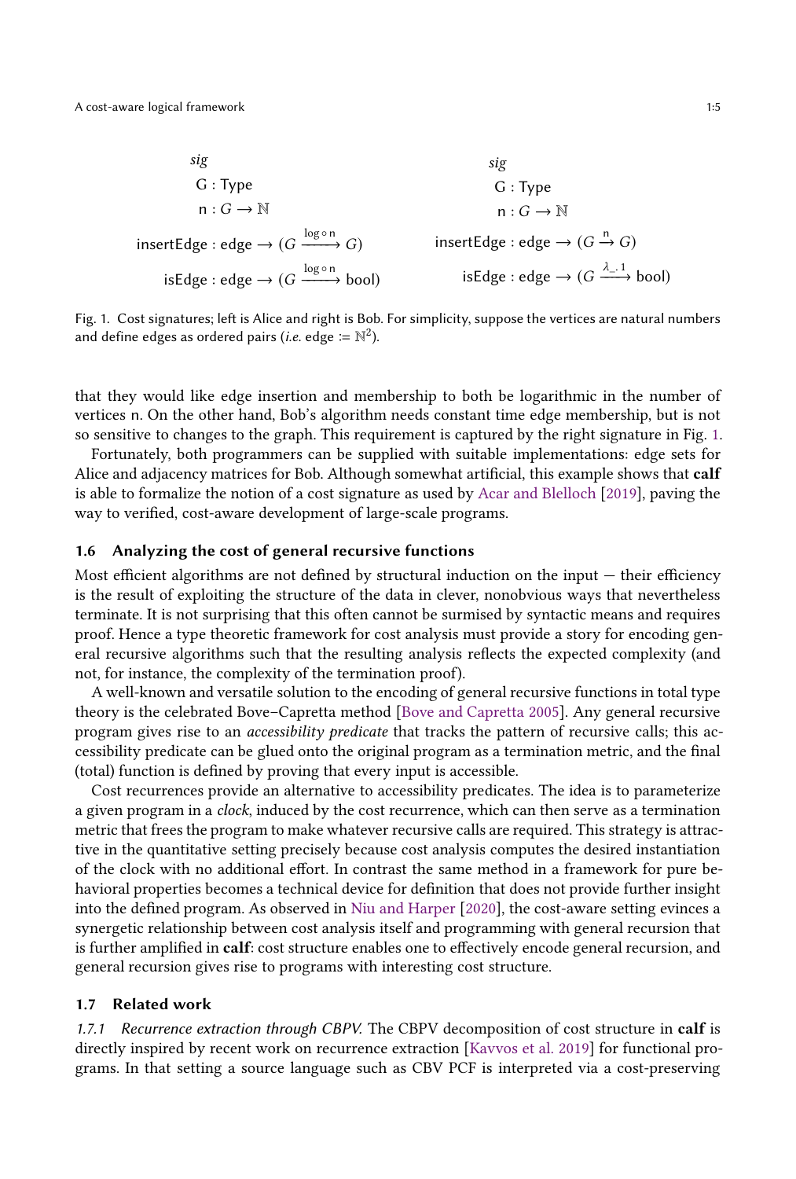$$
\begin{array}{ll}
\textit{sig} & \\
\quad \mathsf{G} : \mathsf{Type} & \\
\quad \mathsf{n} : G \to \mathbb{N} & \\
\mathsf{insertEdge} : \mathsf{edge} \to (G \xrightarrow{\log \circ \mathsf{n}} G) & \\
\mathsf{isEdge} : \mathsf{edge} \to (G \xrightarrow{\log \circ \mathsf{n}} \mathsf{bool}) &
\end{array}
\qquad
\begin{array}{ll}
\textit{sig} & \\
\quad \mathsf{G} : \mathsf{Type} & \\
\quad \mathsf{n} : G \to \mathbb{N} & \\
\mathsf{insertEdge} : \mathsf{edge} \to (G \xrightarrow{\mathsf{n}} G) & \\
\mathsf{isEdge} : \mathsf{edge} \to (G \xrightarrow{\lambda\_.1} \mathsf{bool}) &
\end{array}
$$

Fig. 1. Cost signatures; left is Alice and right is Bob. For simplicity, suppose the vertices are natural numbers and define edges as ordered pairs (*i.e.* edge $:= \mathbb{N}^2$).

that they would like edge insertion and membership to both be logarithmic in the number of vertices n. On the other hand, Bob's algorithm needs constant time edge membership, but is not so sensitive to changes to the graph. This requirement is captured by the right signature in Fig. 1.

Fortunately, both programmers can be supplied with suitable implementations: edge sets for Alice and adjacency matrices for Bob. Although somewhat artificial, this example shows that **calf** is able to formalize the notion of a cost signature as used by Acar and Blelloch [2019], paving the way to verified, cost-aware development of large-scale programs.

### 1.6 Analyzing the cost of general recursive functions

Most efficient algorithms are not defined by structural induction on the input — their efficiency is the result of exploiting the structure of the data in clever, nonobvious ways that nevertheless terminate. It is not surprising that this often cannot be surmised by syntactic means and requires proof. Hence a type theoretic framework for cost analysis must provide a story for encoding general recursive algorithms such that the resulting analysis reflects the expected complexity (and not, for instance, the complexity of the termination proof).

A well-known and versatile solution to the encoding of general recursive functions in total type theory is the celebrated Bove–Capretta method [Bove and Capretta 2005]. Any general recursive program gives rise to an *accessibility predicate* that tracks the pattern of recursive calls; this accessibility predicate can be glued onto the original program as a termination metric, and the final (total) function is defined by proving that every input is accessible.

Cost recurrences provide an alternative to accessibility predicates. The idea is to parameterize a given program in a *clock*, induced by the cost recurrence, which can then serve as a termination metric that frees the program to make whatever recursive calls are required. This strategy is attractive in the quantitative setting precisely because cost analysis computes the desired instantiation of the clock with no additional effort. In contrast the same method in a framework for pure behavioral properties becomes a technical device for definition that does not provide further insight into the defined program. As observed in Niu and Harper [2020], the cost-aware setting evinces a synergetic relationship between cost analysis itself and programming with general recursion that is further amplified in **calf**: cost structure enables one to effectively encode general recursion, and general recursion gives rise to programs with interesting cost structure.

### 1.7 Related work

#### 1.7.1 *Recurrence extraction through CBPV.*

The CBPV decomposition of cost structure in **calf** is directly inspired by recent work on recurrence extraction [Kavvos et al. 2019] for functional programs. In that setting a source language such as CBV PCF is interpreted via a cost-preserving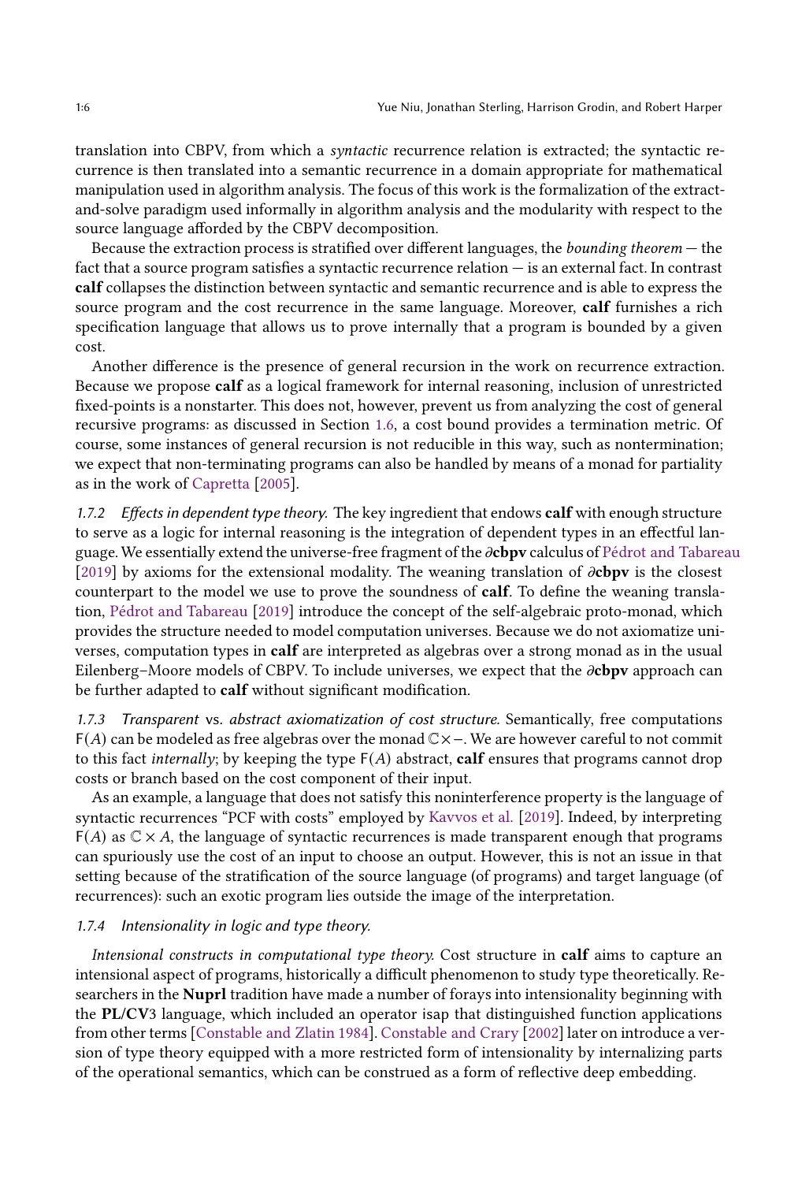translation into CBPV, from which a *syntactic* recurrence relation is extracted; the syntactic recurrence is then translated into a semantic recurrence in a domain appropriate for mathematical manipulation used in algorithm analysis. The focus of this work is the formalization of the extract-and-solve paradigm used informally in algorithm analysis and the modularity with respect to the source language afforded by the CBPV decomposition.

Because the extraction process is stratified over different languages, the *bounding theorem* — the fact that a source program satisfies a syntactic recurrence relation — is an external fact. In contrast **calf** collapses the distinction between syntactic and semantic recurrence and is able to express the source program and the cost recurrence in the same language. Moreover, **calf** furnishes a rich specification language that allows us to prove internally that a program is bounded by a given cost.

Another difference is the presence of general recursion in the work on recurrence extraction. Because we propose **calf** as a logical framework for internal reasoning, inclusion of unrestricted fixed-points is a nonstarter. This does not, however, prevent us from analyzing the cost of general recursive programs: as discussed in Section 1.6, a cost bound provides a termination metric. Of course, some instances of general recursion is not reducible in this way, such as nontermination; we expect that non-terminating programs can also be handled by means of a monad for partiality as in the work of Capretta [2005].

*1.7.2 Effects in dependent type theory.* The key ingredient that endows **calf** with enough structure to serve as a logic for internal reasoning is the integration of dependent types in an effectful language. We essentially extend the universe-free fragment of the $\partial$**cbpv** calculus of Pédrot and Tabareau [2019] by axioms for the extensional modality. The weaning translation of $\partial$**cbpv** is the closest counterpart to the model we use to prove the soundness of **calf**. To define the weaning translation, Pédrot and Tabareau [2019] introduce the concept of the self-algebraic proto-monad, which provides the structure needed to model computation universes. Because we do not axiomatize universes, computation types in **calf** are interpreted as algebras over a strong monad as in the usual Eilenberg–Moore models of CBPV. To include universes, we expect that the $\partial$**cbpv** approach can be further adapted to **calf** without significant modification.

*1.7.3 Transparent* vs. *abstract axiomatization of cost structure.* Semantically, free computations $\mathsf{F}(A)$ can be modeled as free algebras over the monad $\mathbb{C}\times-$. We are however careful to not commit to this fact *internally*; by keeping the type $\mathsf{F}(A)$ abstract, **calf** ensures that programs cannot drop costs or branch based on the cost component of their input.

As an example, a language that does not satisfy this noninterference property is the language of syntactic recurrences "PCF with costs" employed by Kavvos et al. [2019]. Indeed, by interpreting $\mathsf{F}(A)$ as $\mathbb{C} \times A$, the language of syntactic recurrences is made transparent enough that programs can spuriously use the cost of an input to choose an output. However, this is not an issue in that setting because of the stratification of the source language (of programs) and target language (of recurrences): such an exotic program lies outside the image of the interpretation.

*1.7.4 Intensionality in logic and type theory.*

*Intensional constructs in computational type theory.* Cost structure in **calf** aims to capture an intensional aspect of programs, historically a difficult phenomenon to study type theoretically. Researchers in the **Nuprl** tradition have made a number of forays into intensionality beginning with the **PL/CV**3 language, which included an operator $\mathsf{isap}$ that distinguished function applications from other terms [Constable and Zlatin 1984]. Constable and Crary [2002] later on introduce a version of type theory equipped with a more restricted form of intensionality by internalizing parts of the operational semantics, which can be construed as a form of reflective deep embedding.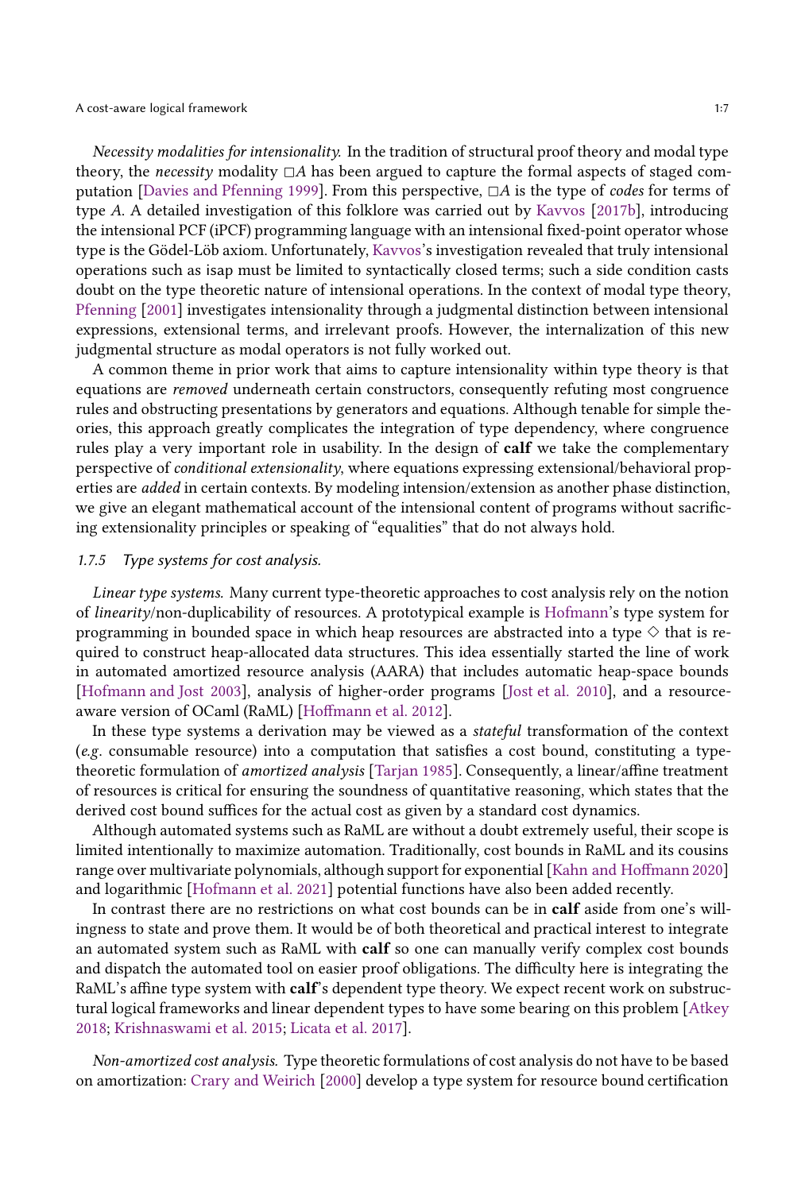*Necessity modalities for intensionality.* In the tradition of structural proof theory and modal type theory, the *necessity* modality $\Box A$ has been argued to capture the formal aspects of staged computation [Davies and Pfenning 1999]. From this perspective, $\Box A$ is the type of *codes* for terms of type $A$. A detailed investigation of this folklore was carried out by Kavvos [2017b], introducing the intensional PCF (iPCF) programming language with an intensional fixed-point operator whose type is the Gödel-Löb axiom. Unfortunately, Kavvos's investigation revealed that truly intensional operations such as isap must be limited to syntactically closed terms; such a side condition casts doubt on the type theoretic nature of intensional operations. In the context of modal type theory, Pfenning [2001] investigates intensionality through a judgmental distinction between intensional expressions, extensional terms, and irrelevant proofs. However, the internalization of this new judgmental structure as modal operators is not fully worked out.

A common theme in prior work that aims to capture intensionality within type theory is that equations are *removed* underneath certain constructors, consequently refuting most congruence rules and obstructing presentations by generators and equations. Although tenable for simple theories, this approach greatly complicates the integration of type dependency, where congruence rules play a very important role in usability. In the design of **calf** we take the complementary perspective of *conditional extensionality*, where equations expressing extensional/behavioral properties are *added* in certain contexts. By modeling intension/extension as another phase distinction, we give an elegant mathematical account of the intensional content of programs without sacrificing extensionality principles or speaking of "equalities" that do not always hold.

### 1.7.5 Type systems for cost analysis.

*Linear type systems.* Many current type-theoretic approaches to cost analysis rely on the notion of *linearity*/non-duplicability of resources. A prototypical example is Hofmann's type system for programming in bounded space in which heap resources are abstracted into a type $\diamond$ that is required to construct heap-allocated data structures. This idea essentially started the line of work in automated amortized resource analysis (AARA) that includes automatic heap-space bounds [Hofmann and Jost 2003], analysis of higher-order programs [Jost et al. 2010], and a resource-aware version of OCaml (RaML) [Hoffmann et al. 2012].

In these type systems a derivation may be viewed as a *stateful* transformation of the context (*e.g.* consumable resource) into a computation that satisfies a cost bound, constituting a type-theoretic formulation of *amortized analysis* [Tarjan 1985]. Consequently, a linear/affine treatment of resources is critical for ensuring the soundness of quantitative reasoning, which states that the derived cost bound suffices for the actual cost as given by a standard cost dynamics.

Although automated systems such as RaML are without a doubt extremely useful, their scope is limited intentionally to maximize automation. Traditionally, cost bounds in RaML and its cousins range over multivariate polynomials, although support for exponential [Kahn and Hoffmann 2020] and logarithmic [Hofmann et al. 2021] potential functions have also been added recently.

In contrast there are no restrictions on what cost bounds can be in **calf** aside from one's willingness to state and prove them. It would be of both theoretical and practical interest to integrate an automated system such as RaML with **calf** so one can manually verify complex cost bounds and dispatch the automated tool on easier proof obligations. The difficulty here is integrating the RaML's affine type system with **calf**'s dependent type theory. We expect recent work on substructural logical frameworks and linear dependent types to have some bearing on this problem [Atkey 2018; Krishnaswami et al. 2015; Licata et al. 2017].

*Non-amortized cost analysis.* Type theoretic formulations of cost analysis do not have to be based on amortization: Crary and Weirich [2000] develop a type system for resource bound certification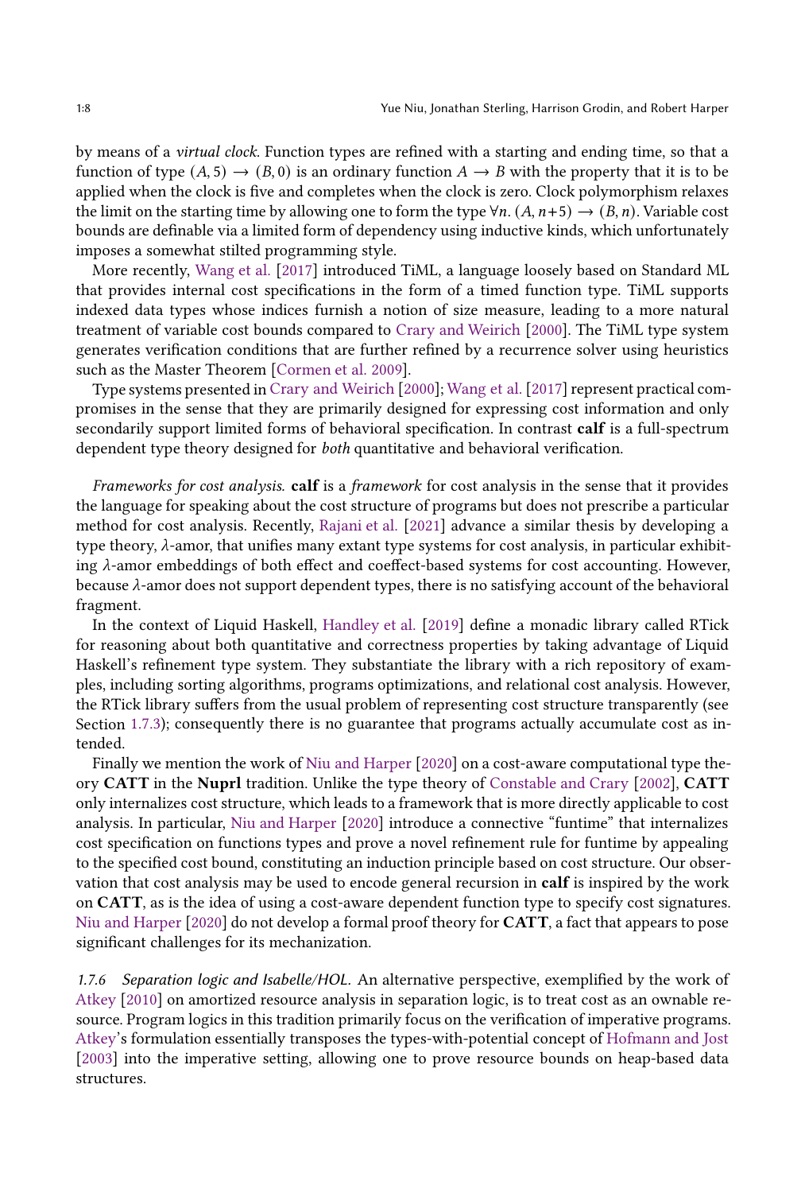by means of a *virtual clock*. Function types are refined with a starting and ending time, so that a function of type $(A, 5) \to (B, 0)$ is an ordinary function $A \to B$ with the property that it is to be applied when the clock is five and completes when the clock is zero. Clock polymorphism relaxes the limit on the starting time by allowing one to form the type $\forall n.\,(A, n{+}5) \to (B, n)$. Variable cost bounds are definable via a limited form of dependency using inductive kinds, which unfortunately imposes a somewhat stilted programming style.

More recently, Wang et al. [2017] introduced TiML, a language loosely based on Standard ML that provides internal cost specifications in the form of a timed function type. TiML supports indexed data types whose indices furnish a notion of size measure, leading to a more natural treatment of variable cost bounds compared to Crary and Weirich [2000]. The TiML type system generates verification conditions that are further refined by a recurrence solver using heuristics such as the Master Theorem [Cormen et al. 2009].

Type systems presented in Crary and Weirich [2000]; Wang et al. [2017] represent practical compromises in the sense that they are primarily designed for expressing cost information and only secondarily support limited forms of behavioral specification. In contrast **calf** is a full-spectrum dependent type theory designed for *both* quantitative and behavioral verification.

*Frameworks for cost analysis.* **calf** is a *framework* for cost analysis in the sense that it provides the language for speaking about the cost structure of programs but does not prescribe a particular method for cost analysis. Recently, Rajani et al. [2021] advance a similar thesis by developing a type theory, $\lambda$-amor, that unifies many extant type systems for cost analysis, in particular exhibiting $\lambda$-amor embeddings of both effect and coeffect-based systems for cost accounting. However, because $\lambda$-amor does not support dependent types, there is no satisfying account of the behavioral fragment.

In the context of Liquid Haskell, Handley et al. [2019] define a monadic library called RTick for reasoning about both quantitative and correctness properties by taking advantage of Liquid Haskell's refinement type system. They substantiate the library with a rich repository of examples, including sorting algorithms, programs optimizations, and relational cost analysis. However, the RTick library suffers from the usual problem of representing cost structure transparently (see Section 1.7.3); consequently there is no guarantee that programs actually accumulate cost as intended.

Finally we mention the work of Niu and Harper [2020] on a cost-aware computational type theory **CATT** in the **Nuprl** tradition. Unlike the type theory of Constable and Crary [2002], **CATT** only internalizes cost structure, which leads to a framework that is more directly applicable to cost analysis. In particular, Niu and Harper [2020] introduce a connective "funtime" that internalizes cost specification on functions types and prove a novel refinement rule for funtime by appealing to the specified cost bound, constituting an induction principle based on cost structure. Our observation that cost analysis may be used to encode general recursion in **calf** is inspired by the work on **CATT**, as is the idea of using a cost-aware dependent function type to specify cost signatures. Niu and Harper [2020] do not develop a formal proof theory for **CATT**, a fact that appears to pose significant challenges for its mechanization.

#### 1.7.6 Separation logic and Isabelle/HOL.

An alternative perspective, exemplified by the work of Atkey [2010] on amortized resource analysis in separation logic, is to treat cost as an ownable resource. Program logics in this tradition primarily focus on the verification of imperative programs. Atkey's formulation essentially transposes the types-with-potential concept of Hofmann and Jost [2003] into the imperative setting, allowing one to prove resource bounds on heap-based data structures.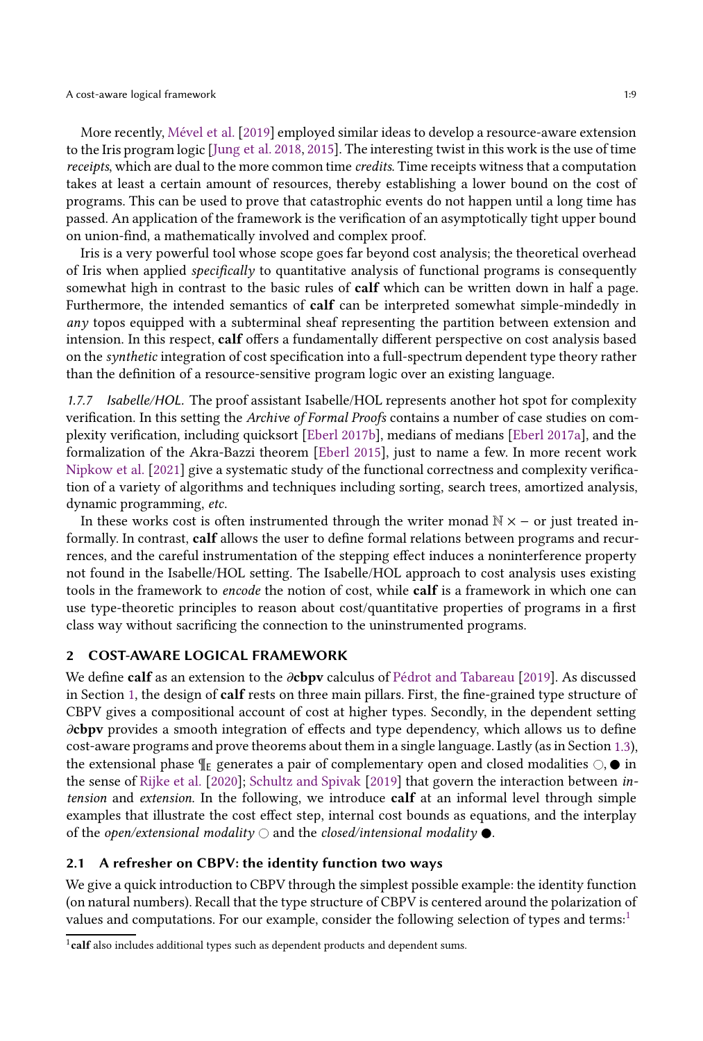More recently, Mével et al. [2019] employed similar ideas to develop a resource-aware extension to the Iris program logic [Jung et al. 2018, 2015]. The interesting twist in this work is the use of time *receipts*, which are dual to the more common time *credits*. Time receipts witness that a computation takes at least a certain amount of resources, thereby establishing a lower bound on the cost of programs. This can be used to prove that catastrophic events do not happen until a long time has passed. An application of the framework is the verification of an asymptotically tight upper bound on union-find, a mathematically involved and complex proof.

Iris is a very powerful tool whose scope goes far beyond cost analysis; the theoretical overhead of Iris when applied *specifically* to quantitative analysis of functional programs is consequently somewhat high in contrast to the basic rules of **calf** which can be written down in half a page. Furthermore, the intended semantics of **calf** can be interpreted somewhat simple-mindedly in *any* topos equipped with a subterminal sheaf representing the partition between extension and intension. In this respect, **calf** offers a fundamentally different perspective on cost analysis based on the *synthetic* integration of cost specification into a full-spectrum dependent type theory rather than the definition of a resource-sensitive program logic over an existing language.

*1.7.7 Isabelle/HOL.* The proof assistant Isabelle/HOL represents another hot spot for complexity verification. In this setting the *Archive of Formal Proofs* contains a number of case studies on complexity verification, including quicksort [Eberl 2017b], medians of medians [Eberl 2017a], and the formalization of the Akra-Bazzi theorem [Eberl 2015], just to name a few. In more recent work Nipkow et al. [2021] give a systematic study of the functional correctness and complexity verification of a variety of algorithms and techniques including sorting, search trees, amortized analysis, dynamic programming, *etc.*

In these works cost is often instrumented through the writer monad $\mathbb{N} \times -$ or just treated informally. In contrast, **calf** allows the user to define formal relations between programs and recurrences, and the careful instrumentation of the stepping effect induces a noninterference property not found in the Isabelle/HOL setting. The Isabelle/HOL approach to cost analysis uses existing tools in the framework to *encode* the notion of cost, while **calf** is a framework in which one can use type-theoretic principles to reason about cost/quantitative properties of programs in a first class way without sacrificing the connection to the uninstrumented programs.

## 2 COST-AWARE LOGICAL FRAMEWORK

We define **calf** as an extension to the $\partial$**cbpv** calculus of Pédrot and Tabareau [2019]. As discussed in Section 1, the design of **calf** rests on three main pillars. First, the fine-grained type structure of CBPV gives a compositional account of cost at higher types. Secondly, in the dependent setting $\partial$**cbpv** provides a smooth integration of effects and type dependency, which allows us to define cost-aware programs and prove theorems about them in a single language. Lastly (as in Section 1.3), the extensional phase $\P_{\mathsf{E}}$ generates a pair of complementary open and closed modalities $\bigcirc, \bullet$ in the sense of Rijke et al. [2020]; Schultz and Spivak [2019] that govern the interaction between *intension* and *extension*. In the following, we introduce **calf** at an informal level through simple examples that illustrate the cost effect step, internal cost bounds as equations, and the interplay of the *open/extensional modality* $\bigcirc$ and the *closed/intensional modality* $\bullet$.

### 2.1 A refresher on CBPV: the identity function two ways

We give a quick introduction to CBPV through the simplest possible example: the identity function (on natural numbers). Recall that the type structure of CBPV is centered around the polarization of values and computations. For our example, consider the following selection of types and terms:[1]

[1] **calf** also includes additional types such as dependent products and dependent sums.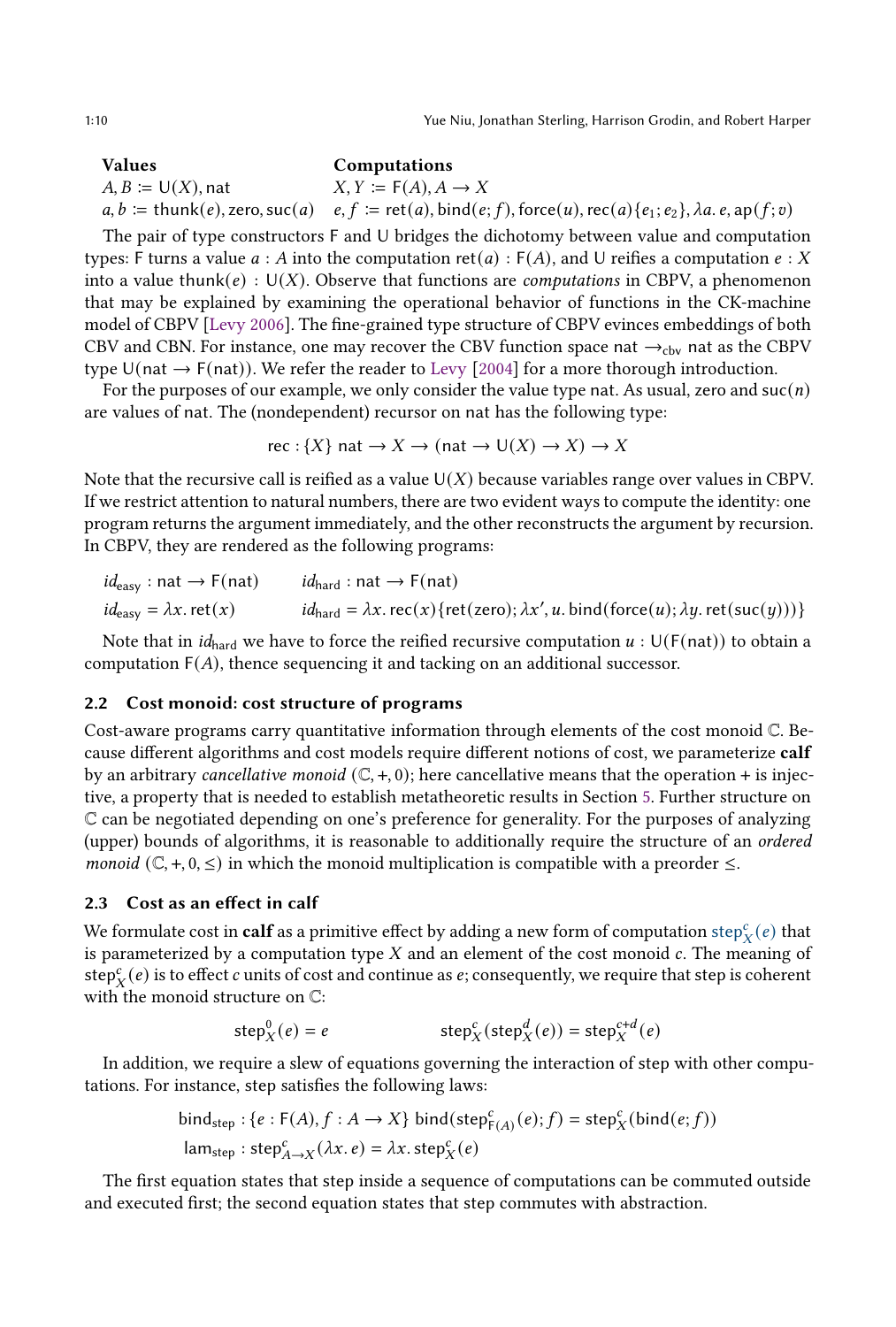| **Values** | **Computations** |
|---|---|
| $A, B \coloneqq \mathsf{U}(X), \mathsf{nat}$ | $X, Y \coloneqq \mathsf{F}(A), A \to X$ |
| $a, b \coloneqq \mathsf{thunk}(e), \mathsf{zero}, \mathsf{suc}(a)$ | $e, f \coloneqq \mathsf{ret}(a), \mathsf{bind}(e; f), \mathsf{force}(u), \mathsf{rec}(a)\{e_1; e_2\}, \lambda a.\, e, \mathsf{ap}(f; v)$ |

The pair of type constructors $\mathsf{F}$ and $\mathsf{U}$ bridges the dichotomy between value and computation types: $\mathsf{F}$ turns a value $a : A$ into the computation $\mathsf{ret}(a) : \mathsf{F}(A)$, and $\mathsf{U}$ reifies a computation $e : X$ into a value $\mathsf{thunk}(e) : \mathsf{U}(X)$. Observe that functions are *computations* in CBPV, a phenomenon that may be explained by examining the operational behavior of functions in the CK-machine model of CBPV [Levy 2006]. The fine-grained type structure of CBPV evinces embeddings of both CBV and CBN. For instance, one may recover the CBV function space $\mathsf{nat} \to_{\mathsf{cbv}} \mathsf{nat}$ as the CBPV type $\mathsf{U}(\mathsf{nat} \to \mathsf{F}(\mathsf{nat}))$. We refer the reader to Levy [2004] for a more thorough introduction.

For the purposes of our example, we only consider the value type nat. As usual, zero and $\mathsf{suc}(n)$ are values of nat. The (nondependent) recursor on nat has the following type:

$$\mathsf{rec} : \{X\}\ \mathsf{nat} \to X \to (\mathsf{nat} \to \mathsf{U}(X) \to X) \to X$$

Note that the recursive call is reified as a value $\mathsf{U}(X)$ because variables range over values in CBPV. If we restrict attention to natural numbers, there are two evident ways to compute the identity: one program returns the argument immediately, and the other reconstructs the argument by recursion. In CBPV, they are rendered as the following programs:

$$\begin{array}{ll} \mathit{id}_{\mathsf{easy}} : \mathsf{nat} \to \mathsf{F}(\mathsf{nat}) & \mathit{id}_{\mathsf{hard}} : \mathsf{nat} \to \mathsf{F}(\mathsf{nat}) \\ \mathit{id}_{\mathsf{easy}} = \lambda x.\, \mathsf{ret}(x) & \mathit{id}_{\mathsf{hard}} = \lambda x.\, \mathsf{rec}(x)\{\mathsf{ret}(\mathsf{zero}); \lambda x', u.\, \mathsf{bind}(\mathsf{force}(u); \lambda y.\, \mathsf{ret}(\mathsf{suc}(y)))\} \end{array}$$

Note that in $\mathit{id}_{\mathsf{hard}}$ we have to force the reified recursive computation $u : \mathsf{U}(\mathsf{F}(\mathsf{nat}))$ to obtain a computation $\mathsf{F}(A)$, thence sequencing it and tacking on an additional successor.

## 2.2 Cost monoid: cost structure of programs

Cost-aware programs carry quantitative information through elements of the cost monoid $\mathbb{C}$. Because different algorithms and cost models require different notions of cost, we parameterize **calf** by an arbitrary *cancellative monoid* $(\mathbb{C}, +, 0)$; here cancellative means that the operation $+$ is injective, a property that is needed to establish metatheoretic results in Section 5. Further structure on $\mathbb{C}$ can be negotiated depending on one's preference for generality. For the purposes of analyzing (upper) bounds of algorithms, it is reasonable to additionally require the structure of an *ordered monoid* $(\mathbb{C}, +, 0, \leq)$ in which the monoid multiplication is compatible with a preorder $\leq$.

## 2.3 Cost as an effect in calf

We formulate cost in **calf** as a primitive effect by adding a new form of computation $\mathsf{step}^c_X(e)$ that is parameterized by a computation type $X$ and an element of the cost monoid $c$. The meaning of $\mathsf{step}^c_X(e)$ is to effect $c$ units of cost and continue as $e$; consequently, we require that step is coherent with the monoid structure on $\mathbb{C}$:

$$\mathsf{step}^0_X(e) = e \qquad\qquad \mathsf{step}^c_X(\mathsf{step}^d_X(e)) = \mathsf{step}^{c+d}_X(e)$$

In addition, we require a slew of equations governing the interaction of step with other computations. For instance, step satisfies the following laws:

$$\begin{aligned} \mathsf{bind}_{\mathsf{step}} &: \{e : \mathsf{F}(A), f : A \to X\}\ \mathsf{bind}(\mathsf{step}^c_{\mathsf{F}(A)}(e); f) = \mathsf{step}^c_X(\mathsf{bind}(e; f)) \\ \mathsf{lam}_{\mathsf{step}} &: \mathsf{step}^c_{A \to X}(\lambda x.\, e) = \lambda x.\, \mathsf{step}^c_X(e) \end{aligned}$$

The first equation states that step inside a sequence of computations can be commuted outside and executed first; the second equation states that step commutes with abstraction.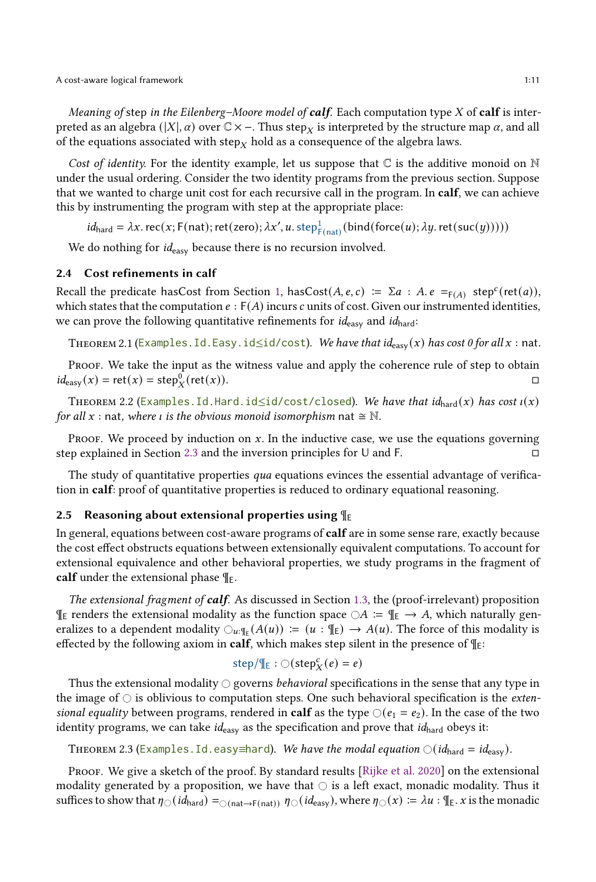*Meaning of* step *in the Eilenberg–Moore model of **calf**.* Each computation type $X$ of **calf** is interpreted as an algebra $(|X|, \alpha)$ over $\mathbb{C} \times -$. Thus $\mathsf{step}_X$ is interpreted by the structure map $\alpha$, and all of the equations associated with $\mathsf{step}_X$ hold as a consequence of the algebra laws.

*Cost of identity.* For the identity example, let us suppose that $\mathbb{C}$ is the additive monoid on $\mathbb{N}$ under the usual ordering. Consider the two identity programs from the previous section. Suppose that we wanted to charge unit cost for each recursive call in the program. In **calf**, we can achieve this by instrumenting the program with step at the appropriate place:

$$id_{\mathsf{hard}} = \lambda x.\, \mathsf{rec}(x; \mathsf{F}(\mathsf{nat}); \mathsf{ret}(\mathsf{zero}); \lambda x', u.\, \mathsf{step}^1_{\mathsf{F}(\mathsf{nat})}(\mathsf{bind}(\mathsf{force}(u); \lambda y.\, \mathsf{ret}(\mathsf{suc}(y)))))$$

We do nothing for $id_{\mathsf{easy}}$ because there is no recursion involved.

### 2.4 Cost refinements in calf

Recall the predicate hasCost from Section 1, $\mathsf{hasCost}(A, e, c) :\equiv \Sigma a : A.\, e =_{\mathsf{F}(A)} \mathsf{step}^c(\mathsf{ret}(a))$, which states that the computation $e : \mathsf{F}(A)$ incurs $c$ units of cost. Given our instrumented identities, we can prove the following quantitative refinements for $id_{\mathsf{easy}}$ and $id_{\mathsf{hard}}$:

Theorem 2.1 (`Examples.Id.Easy.id≤id/cost`). *We have that $id_{\mathsf{easy}}(x)$ has cost 0 for all $x : \mathsf{nat}$.*

Proof. We take the input as the witness value and apply the coherence rule of step to obtain $id_{\mathsf{easy}}(x) = \mathsf{ret}(x) = \mathsf{step}^0_X(\mathsf{ret}(x))$. □

Theorem 2.2 (`Examples.Id.Hard.id≤id/cost/closed`). *We have that $id_{\mathsf{hard}}(x)$ has cost $\iota(x)$ for all $x : \mathsf{nat}$, where $\iota$ is the obvious monoid isomorphism $\mathsf{nat} \cong \mathbb{N}$.*

Proof. We proceed by induction on $x$. In the inductive case, we use the equations governing step explained in Section 2.3 and the inversion principles for U and F. □

The study of quantitative properties *qua* equations evinces the essential advantage of verification in **calf**: proof of quantitative properties is reduced to ordinary equational reasoning.

### 2.5 Reasoning about extensional properties using $¶_{\mathsf{E}}$

In general, equations between cost-aware programs of **calf** are in some sense rare, exactly because the cost effect obstructs equations between extensionally equivalent computations. To account for extensional equivalence and other behavioral properties, we study programs in the fragment of **calf** under the extensional phase $¶_{\mathsf{E}}$.

*The extensional fragment of **calf**.* As discussed in Section 1.3, the (proof-irrelevant) proposition $¶_{\mathsf{E}}$ renders the extensional modality as the function space $\bigcirc A :\equiv ¶_{\mathsf{E}} \to A$, which naturally generalizes to a dependent modality $\bigcirc_{u:¶_{\mathsf{E}}}(A(u)) :\equiv (u : ¶_{\mathsf{E}}) \to A(u)$. The force of this modality is effected by the following axiom in **calf**, which makes step silent in the presence of $¶_{\mathsf{E}}$:

$$\mathsf{step}/¶_{\mathsf{E}} : \bigcirc(\mathsf{step}^c_X(e) = e)$$

Thus the extensional modality $\bigcirc$ governs *behavioral* specifications in the sense that any type in the image of $\bigcirc$ is oblivious to computation steps. One such behavioral specification is the *extensional equality* between programs, rendered in **calf** as the type $\bigcirc(e_1 = e_2)$. In the case of the two identity programs, we can take $id_{\mathsf{easy}}$ as the specification and prove that $id_{\mathsf{hard}}$ obeys it:

Theorem 2.3 (`Examples.Id.easy≡hard`). *We have the modal equation $\bigcirc(id_{\mathsf{hard}} = id_{\mathsf{easy}})$.*

Proof. We give a sketch of the proof. By standard results [Rijke et al. 2020] on the extensional modality generated by a proposition, we have that $\bigcirc$ is a left exact, monadic modality. Thus it suffices to show that $\eta_{\bigcirc}(id_{\mathsf{hard}}) =_{\bigcirc(\mathsf{nat} \to \mathsf{F}(\mathsf{nat}))} \eta_{\bigcirc}(id_{\mathsf{easy}})$, where $\eta_{\bigcirc}(x) :\equiv \lambda u : ¶_{\mathsf{E}}.\, x$ is the monadic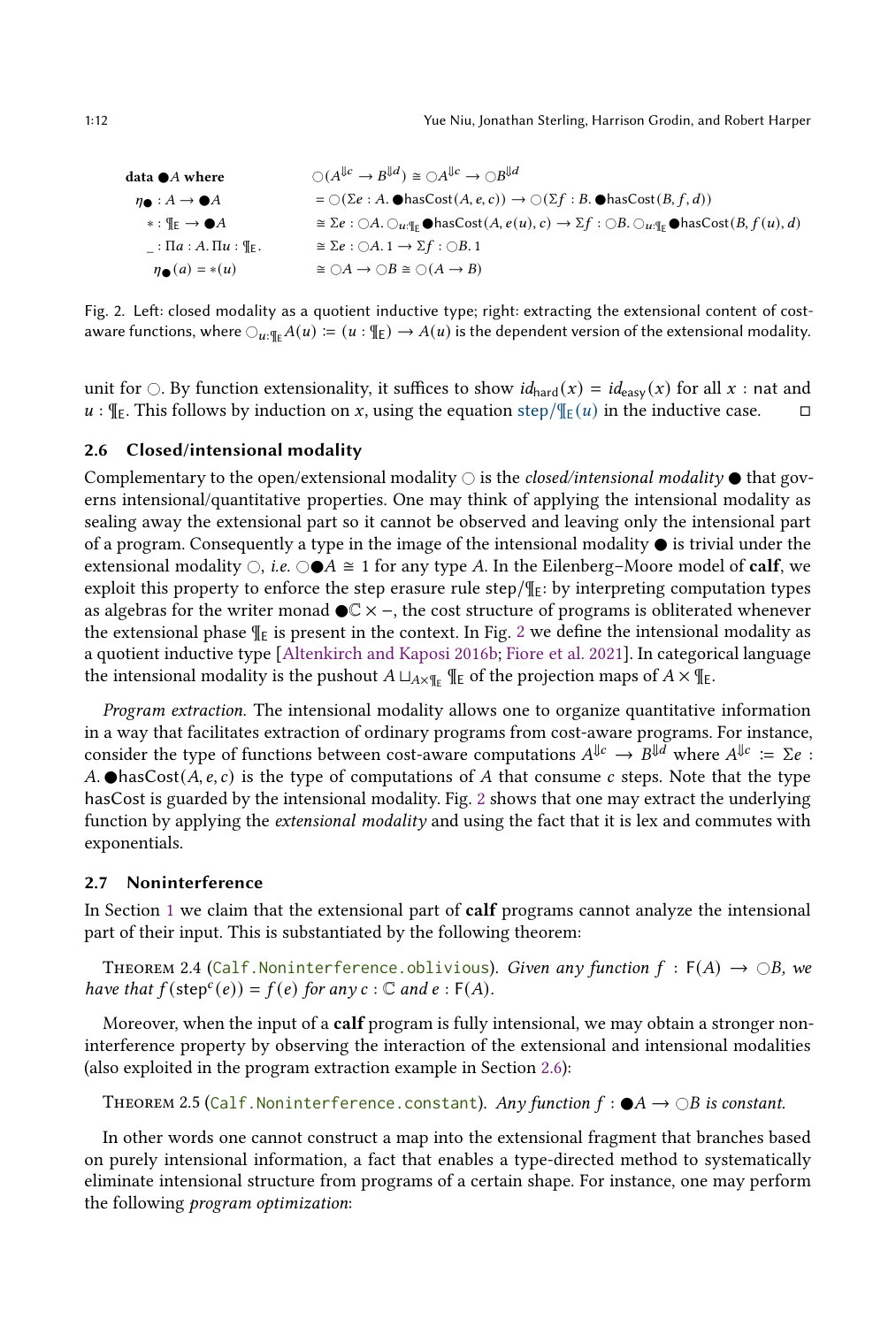$$
\begin{aligned}
&\textbf{data } \bullet A \textbf{ where} \\
&\quad \eta_\bullet : A \to \bullet A \\
&\quad * : ¶_{\mathsf{E}} \to \bullet A \\
&\quad \_ : \Pi a : A.\, \Pi u : ¶_{\mathsf{E}}. \\
&\qquad \eta_\bullet(a) = *(u)
\end{aligned}
\qquad
\begin{aligned}
&\bigcirc(A^{\Downarrow c} \to B^{\Downarrow d}) \cong \bigcirc A^{\Downarrow c} \to \bigcirc B^{\Downarrow d} \\
&= \bigcirc(\Sigma e : A.\, \bullet\mathsf{hasCost}(A, e, c)) \to \bigcirc(\Sigma f : B.\, \bullet\mathsf{hasCost}(B, f, d)) \\
&\cong \Sigma e : \bigcirc A.\, \bigcirc_{u:¶_{\mathsf{E}}} \bullet\mathsf{hasCost}(A, e(u), c) \to \Sigma f : \bigcirc B.\, \bigcirc_{u:¶_{\mathsf{E}}} \bullet\mathsf{hasCost}(B, f(u), d) \\
&\cong \Sigma e : \bigcirc A.\, 1 \to \Sigma f : \bigcirc B.\, 1 \\
&\cong \bigcirc A \to \bigcirc B \cong \bigcirc(A \to B)
\end{aligned}
$$

Fig. 2. Left: closed modality as a quotient inductive type; right: extracting the extensional content of cost-aware functions, where $\bigcirc_{u:¶_{\mathsf{E}}} A(u) := (u : ¶_{\mathsf{E}}) \to A(u)$ is the dependent version of the extensional modality.

unit for $\bigcirc$. By function extensionality, it suffices to show $id_{\mathsf{hard}}(x) = id_{\mathsf{easy}}(x)$ for all $x$ : nat and $u : ¶_{\mathsf{E}}$. This follows by induction on $x$, using the equation $\mathsf{step}/¶_{\mathsf{E}}(u)$ in the inductive case. ◻

### 2.6 Closed/intensional modality

Complementary to the open/extensional modality $\bigcirc$ is the *closed/intensional modality* $\bullet$ that governs intensional/quantitative properties. One may think of applying the intensional modality as sealing away the extensional part so it cannot be observed and leaving only the intensional part of a program. Consequently a type in the image of the intensional modality $\bullet$ is trivial under the extensional modality $\bigcirc$, *i.e.* $\bigcirc\bullet A \cong 1$ for any type $A$. In the Eilenberg–Moore model of **calf**, we exploit this property to enforce the step erasure rule $\mathsf{step}/¶_{\mathsf{E}}$: by interpreting computation types as algebras for the writer monad $\bullet\mathbb{C} \times -$, the cost structure of programs is obliterated whenever the extensional phase $¶_{\mathsf{E}}$ is present in the context. In Fig. 2 we define the intensional modality as a quotient inductive type [Altenkirch and Kaposi 2016b; Fiore et al. 2021]. In categorical language the intensional modality is the pushout $A \sqcup_{A \times ¶_{\mathsf{E}}} ¶_{\mathsf{E}}$ of the projection maps of $A \times ¶_{\mathsf{E}}$.

*Program extraction.* The intensional modality allows one to organize quantitative information in a way that facilitates extraction of ordinary programs from cost-aware programs. For instance, consider the type of functions between cost-aware computations $A^{\Downarrow c} \to B^{\Downarrow d}$ where $A^{\Downarrow c} := \Sigma e : A.\, \bullet\mathsf{hasCost}(A, e, c)$ is the type of computations of $A$ that consume $c$ steps. Note that the type hasCost is guarded by the intensional modality. Fig. 2 shows that one may extract the underlying function by applying the *extensional modality* and using the fact that it is lex and commutes with exponentials.

### 2.7 Noninterference

In Section 1 we claim that the extensional part of **calf** programs cannot analyze the intensional part of their input. This is substantiated by the following theorem:

Theorem 2.4 (`Calf.Noninterference.oblivious`). *Given any function $f : \mathsf{F}(A) \to \bigcirc B$, we have that $f(\mathsf{step}^c(e)) = f(e)$ for any $c : \mathbb{C}$ and $e : \mathsf{F}(A)$.*

Moreover, when the input of a **calf** program is fully intensional, we may obtain a stronger noninterference property by observing the interaction of the extensional and intensional modalities (also exploited in the program extraction example in Section 2.6):

Theorem 2.5 (`Calf.Noninterference.constant`). *Any function $f : \bullet A \to \bigcirc B$ is constant.*

In other words one cannot construct a map into the extensional fragment that branches based on purely intensional information, a fact that enables a type-directed method to systematically eliminate intensional structure from programs of a certain shape. For instance, one may perform the following *program optimization*: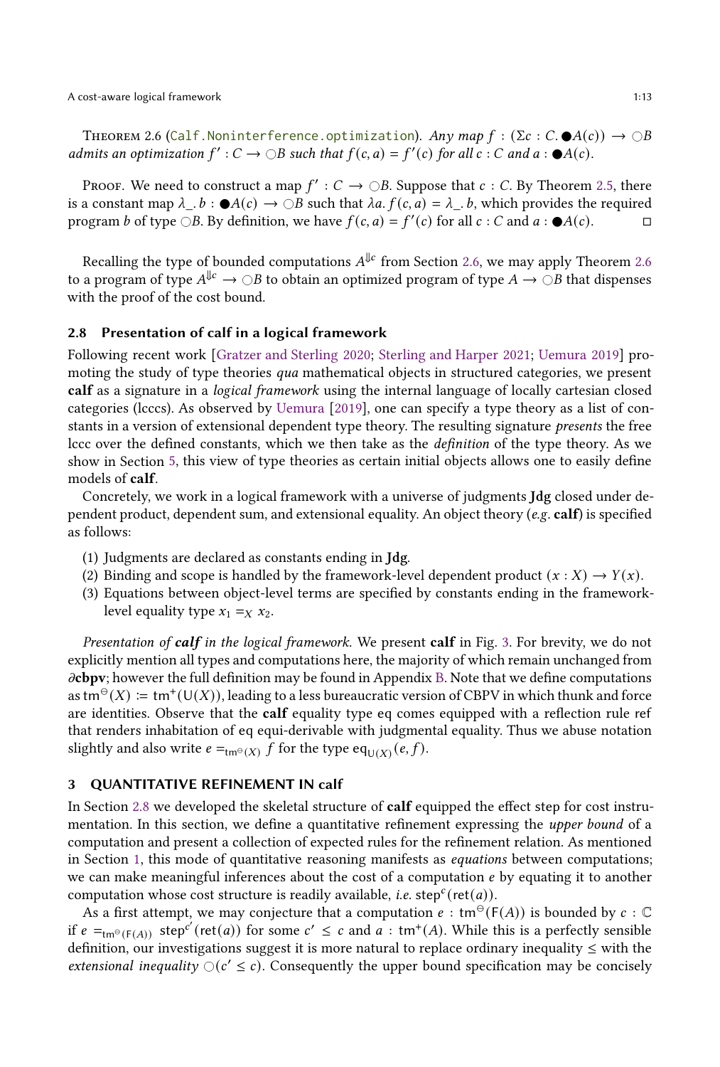**Theorem 2.6** (`Calf.Noninterference.optimization`). *Any map $f : (\Sigma c : C. \bullet A(c)) \to \bigcirc B$ admits an optimization $f' : C \to \bigcirc B$ such that $f(c, a) = f'(c)$ for all $c : C$ and $a : \bullet A(c)$.*

Proof. We need to construct a map $f' : C \to \bigcirc B$. Suppose that $c : C$. By Theorem 2.5, there is a constant map $\lambda\_. b : \bullet A(c) \to \bigcirc B$ such that $\lambda a. f(c, a) = \lambda\_. b$, which provides the required program $b$ of type $\bigcirc B$. By definition, we have $f(c, a) = f'(c)$ for all $c : C$ and $a : \bullet A(c)$. □

Recalling the type of bounded computations $A^{\Downarrow c}$ from Section 2.6, we may apply Theorem 2.6 to a program of type $A^{\Downarrow c} \to \bigcirc B$ to obtain an optimized program of type $A \to \bigcirc B$ that dispenses with the proof of the cost bound.

## 2.8 Presentation of calf in a logical framework

Following recent work [Gratzer and Sterling 2020; Sterling and Harper 2021; Uemura 2019] promoting the study of type theories *qua* mathematical objects in structured categories, we present **calf** as a signature in a *logical framework* using the internal language of locally cartesian closed categories (lcccs). As observed by Uemura [2019], one can specify a type theory as a list of constants in a version of extensional dependent type theory. The resulting signature *presents* the free lccc over the defined constants, which we then take as the *definition* of the type theory. As we show in Section 5, this view of type theories as certain initial objects allows one to easily define models of **calf**.

Concretely, we work in a logical framework with a universe of judgments **Jdg** closed under dependent product, dependent sum, and extensional equality. An object theory (*e.g.* **calf**) is specified as follows:

1. Judgments are declared as constants ending in **Jdg**.
2. Binding and scope is handled by the framework-level dependent product $(x : X) \to Y(x)$.
3. Equations between object-level terms are specified by constants ending in the framework-level equality type $x_1 =_X x_2$.

*Presentation of **calf** in the logical framework.* We present **calf** in Fig. 3. For brevity, we do not explicitly mention all types and computations here, the majority of which remain unchanged from $\partial$**cbpv**; however the full definition may be found in Appendix B. Note that we define computations as $\mathsf{tm}^{\ominus}(X) :\equiv \mathsf{tm}^{+}(\mathsf{U}(X))$, leading to a less bureaucratic version of CBPV in which thunk and force are identities. Observe that the **calf** equality type eq comes equipped with a reflection rule ref that renders inhabitation of eq equi-derivable with judgmental equality. Thus we abuse notation slightly and also write $e =_{\mathsf{tm}^{\ominus}(X)} f$ for the type $\mathsf{eq}_{\mathsf{U}(X)}(e, f)$.

# 3 QUANTITATIVE REFINEMENT IN calf

In Section 2.8 we developed the skeletal structure of **calf** equipped the effect step for cost instrumentation. In this section, we define a quantitative refinement expressing the *upper bound* of a computation and present a collection of expected rules for the refinement relation. As mentioned in Section 1, this mode of quantitative reasoning manifests as *equations* between computations; we can make meaningful inferences about the cost of a computation $e$ by equating it to another computation whose cost structure is readily available, *i.e.* $\mathsf{step}^{c}(\mathsf{ret}(a))$.

As a first attempt, we may conjecture that a computation $e : \mathsf{tm}^{\ominus}(\mathsf{F}(A))$ is bounded by $c : \mathbb{C}$ if $e =_{\mathsf{tm}^{\ominus}(\mathsf{F}(A))} \mathsf{step}^{c'}(\mathsf{ret}(a))$ for some $c' \leq c$ and $a : \mathsf{tm}^{+}(A)$. While this is a perfectly sensible definition, our investigations suggest it is more natural to replace ordinary inequality $\leq$ with the *extensional inequality* $\bigcirc(c' \leq c)$. Consequently the upper bound specification may be concisely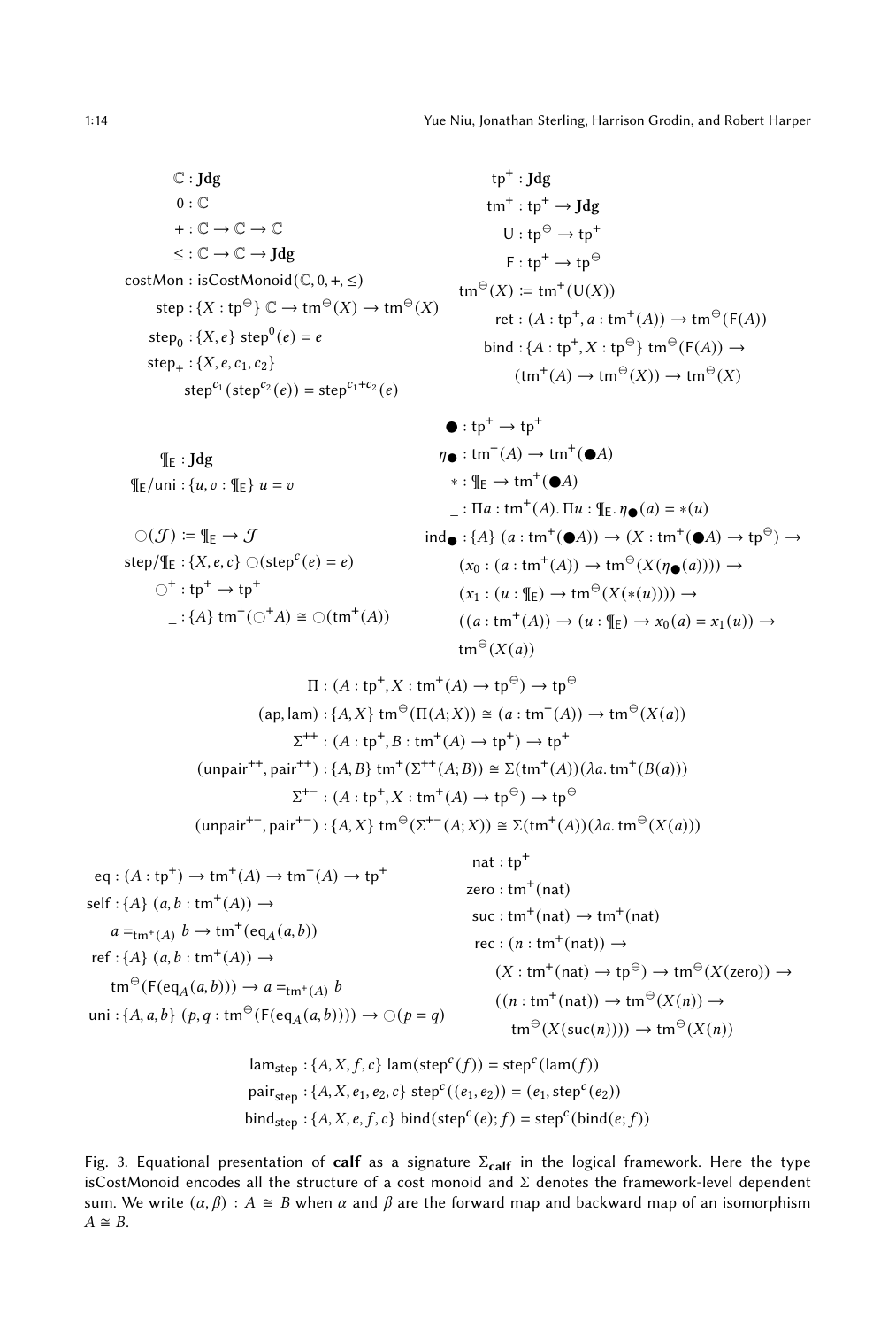$$
\begin{aligned}
\mathbb{C} &: \mathbf{Jdg} \\
0 &: \mathbb{C} \\
+ &: \mathbb{C} \to \mathbb{C} \to \mathbb{C} \\
\leq &: \mathbb{C} \to \mathbb{C} \to \mathbf{Jdg} \\
\mathsf{costMon} &: \mathsf{isCostMonoid}(\mathbb{C}, 0, +, \leq) \\
\mathsf{step} &: \{X : \mathsf{tp}^\ominus\}\ \mathbb{C} \to \mathsf{tm}^\ominus(X) \to \mathsf{tm}^\ominus(X) \\
\mathsf{step}_0 &: \{X, e\}\ \mathsf{step}^0(e) = e \\
\mathsf{step}_+ &: \{X, e, c_1, c_2\} \\
&\quad \mathsf{step}^{c_1}(\mathsf{step}^{c_2}(e)) = \mathsf{step}^{c_1 + c_2}(e)
\end{aligned}
$$

$$
\begin{aligned}
\mathsf{tp}^+ &: \mathbf{Jdg} \\
\mathsf{tm}^+ &: \mathsf{tp}^+ \to \mathbf{Jdg} \\
\mathsf{U} &: \mathsf{tp}^\ominus \to \mathsf{tp}^+ \\
\mathsf{F} &: \mathsf{tp}^+ \to \mathsf{tp}^\ominus \\
\mathsf{tm}^\ominus(X) &:= \mathsf{tm}^+(\mathsf{U}(X)) \\
\mathsf{ret} &: (A : \mathsf{tp}^+, a : \mathsf{tm}^+(A)) \to \mathsf{tm}^\ominus(\mathsf{F}(A)) \\
\mathsf{bind} &: \{A : \mathsf{tp}^+, X : \mathsf{tp}^\ominus\}\ \mathsf{tm}^\ominus(\mathsf{F}(A)) \to \\
&\quad (\mathsf{tm}^+(A) \to \mathsf{tm}^\ominus(X)) \to \mathsf{tm}^\ominus(X)
\end{aligned}
$$

$$
\begin{aligned}
\P_{\mathsf{E}} &: \mathbf{Jdg} \\
\P_{\mathsf{E}}/\mathsf{uni} &: \{u, v : \P_{\mathsf{E}}\}\ u = v \\
\bigcirc(\mathcal{J}) &:= \P_{\mathsf{E}} \to \mathcal{J} \\
\mathsf{step}/\P_{\mathsf{E}} &: \{X, e, c\}\ \bigcirc(\mathsf{step}^c(e) = e) \\
\bigcirc^+ &: \mathsf{tp}^+ \to \mathsf{tp}^+ \\
\_ &: \{A\}\ \mathsf{tm}^+(\bigcirc^+ A) \cong \bigcirc(\mathsf{tm}^+(A))
\end{aligned}
$$

$$
\begin{aligned}
\bullet &: \mathsf{tp}^+ \to \mathsf{tp}^+ \\
\eta_\bullet &: \mathsf{tm}^+(A) \to \mathsf{tm}^+(\bullet A) \\
* &: \P_{\mathsf{E}} \to \mathsf{tm}^+(\bullet A) \\
\_ &: \Pi a : \mathsf{tm}^+(A).\, \Pi u : \P_{\mathsf{E}}.\, \eta_\bullet(a) = *(u) \\
\mathsf{ind}_\bullet &: \{A\}\ (a : \mathsf{tm}^+(\bullet A)) \to (X : \mathsf{tm}^+(\bullet A) \to \mathsf{tp}^\ominus) \to \\
&\quad (x_0 : (a : \mathsf{tm}^+(A)) \to \mathsf{tm}^\ominus(X(\eta_\bullet(a)))) \to \\
&\quad (x_1 : (u : \P_{\mathsf{E}}) \to \mathsf{tm}^\ominus(X(*(u)))) \to \\
&\quad ((a : \mathsf{tm}^+(A)) \to (u : \P_{\mathsf{E}}) \to x_0(a) = x_1(u)) \to \\
&\quad \mathsf{tm}^\ominus(X(a))
\end{aligned}
$$

$$
\begin{aligned}
\Pi &: (A : \mathsf{tp}^+, X : \mathsf{tm}^+(A) \to \mathsf{tp}^\ominus) \to \mathsf{tp}^\ominus \\
(\mathsf{ap}, \mathsf{lam}) &: \{A, X\}\ \mathsf{tm}^\ominus(\Pi(A; X)) \cong (a : \mathsf{tm}^+(A)) \to \mathsf{tm}^\ominus(X(a)) \\
\Sigma^{++} &: (A : \mathsf{tp}^+, B : \mathsf{tm}^+(A) \to \mathsf{tp}^+) \to \mathsf{tp}^+ \\
(\mathsf{unpair}^{++}, \mathsf{pair}^{++}) &: \{A, B\}\ \mathsf{tm}^+(\Sigma^{++}(A; B)) \cong \Sigma(\mathsf{tm}^+(A))(\lambda a.\, \mathsf{tm}^+(B(a))) \\
\Sigma^{+-} &: (A : \mathsf{tp}^+, X : \mathsf{tm}^+(A) \to \mathsf{tp}^\ominus) \to \mathsf{tp}^\ominus \\
(\mathsf{unpair}^{+-}, \mathsf{pair}^{+-}) &: \{A, X\}\ \mathsf{tm}^\ominus(\Sigma^{+-}(A; X)) \cong \Sigma(\mathsf{tm}^+(A))(\lambda a.\, \mathsf{tm}^\ominus(X(a)))
\end{aligned}
$$

$$
\begin{aligned}
\mathsf{eq} &: (A : \mathsf{tp}^+) \to \mathsf{tm}^+(A) \to \mathsf{tm}^+(A) \to \mathsf{tp}^+ \\
\mathsf{self} &: \{A\}\ (a, b : \mathsf{tm}^+(A)) \to \\
&\quad a =_{\mathsf{tm}^+(A)} b \to \mathsf{tm}^+(\mathsf{eq}_A(a, b)) \\
\mathsf{ref} &: \{A\}\ (a, b : \mathsf{tm}^+(A)) \to \\
&\quad \mathsf{tm}^\ominus(\mathsf{F}(\mathsf{eq}_A(a, b))) \to a =_{\mathsf{tm}^+(A)} b \\
\mathsf{uni} &: \{A, a, b\}\ (p, q : \mathsf{tm}^\ominus(\mathsf{F}(\mathsf{eq}_A(a, b)))) \to \bigcirc(p = q)
\end{aligned}
$$

$$
\begin{aligned}
\mathsf{nat} &: \mathsf{tp}^+ \\
\mathsf{zero} &: \mathsf{tm}^+(\mathsf{nat}) \\
\mathsf{suc} &: \mathsf{tm}^+(\mathsf{nat}) \to \mathsf{tm}^+(\mathsf{nat}) \\
\mathsf{rec} &: (n : \mathsf{tm}^+(\mathsf{nat})) \to \\
&\quad (X : \mathsf{tm}^+(\mathsf{nat}) \to \mathsf{tp}^\ominus) \to \mathsf{tm}^\ominus(X(\mathsf{zero})) \to \\
&\quad ((n : \mathsf{tm}^+(\mathsf{nat})) \to \mathsf{tm}^\ominus(X(n)) \to \\
&\quad \mathsf{tm}^\ominus(X(\mathsf{suc}(n)))) \to \mathsf{tm}^\ominus(X(n))
\end{aligned}
$$

$$
\begin{aligned}
\mathsf{lam}_{\mathsf{step}} &: \{A, X, f, c\}\ \mathsf{lam}(\mathsf{step}^c(f)) = \mathsf{step}^c(\mathsf{lam}(f)) \\
\mathsf{pair}_{\mathsf{step}} &: \{A, X, e_1, e_2, c\}\ \mathsf{step}^c((e_1, e_2)) = (e_1, \mathsf{step}^c(e_2)) \\
\mathsf{bind}_{\mathsf{step}} &: \{A, X, e, f, c\}\ \mathsf{bind}(\mathsf{step}^c(e); f) = \mathsf{step}^c(\mathsf{bind}(e; f))
\end{aligned}
$$

Fig. 3. Equational presentation of **calf** as a signature $\Sigma_{\mathbf{calf}}$ in the logical framework. Here the type isCostMonoid encodes all the structure of a cost monoid and $\Sigma$ denotes the framework-level dependent sum. We write $(\alpha, \beta) : A \cong B$ when $\alpha$ and $\beta$ are the forward map and backward map of an isomorphism $A \cong B$.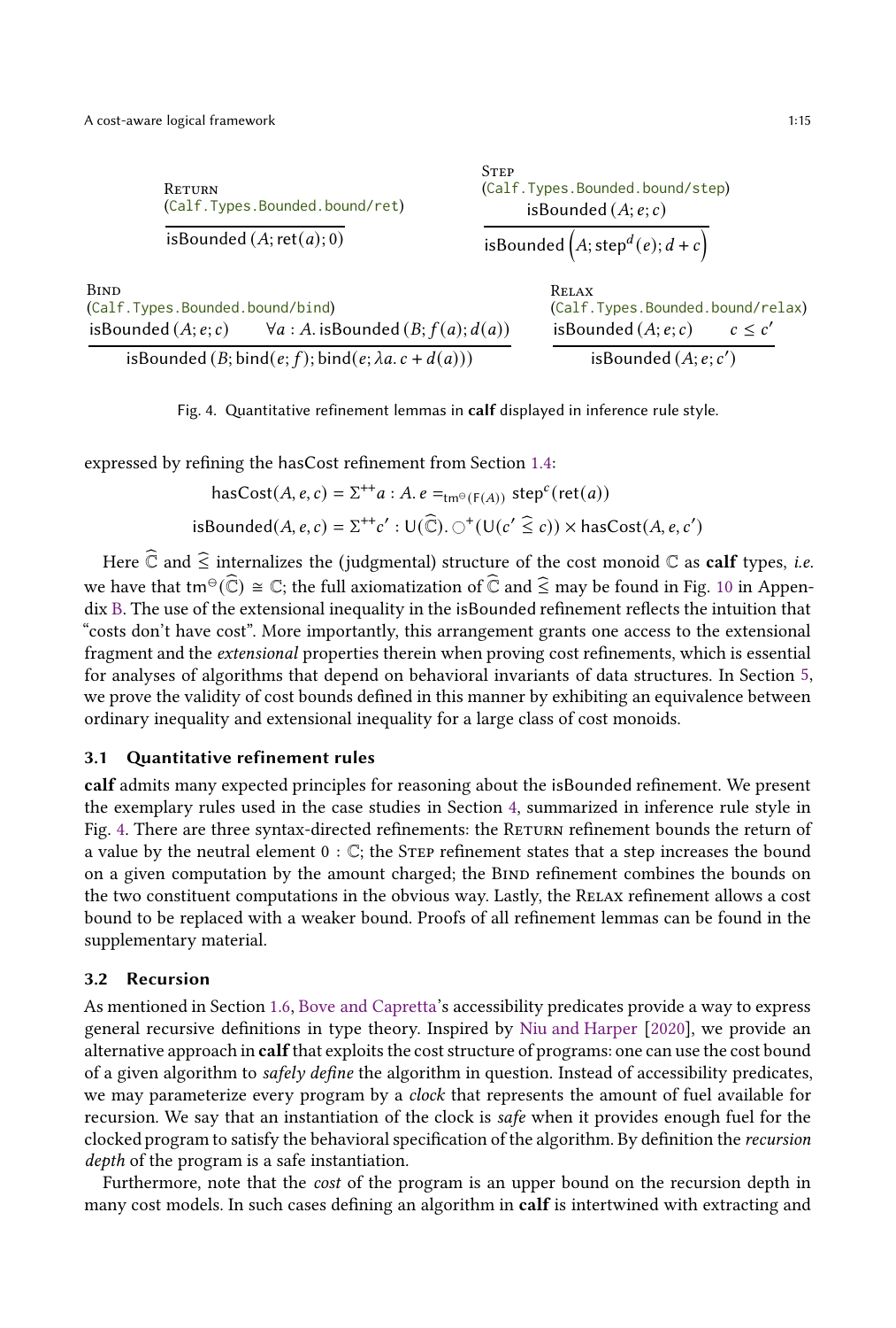**Return** (Calf.Types.Bounded.bound/ret)

$$\frac{}{\mathsf{isBounded}\,(A;\mathsf{ret}(a);0)}$$

**Step** (Calf.Types.Bounded.bound/step)

$$\frac{\mathsf{isBounded}\,(A;e;c)}{\mathsf{isBounded}\left(A;\mathsf{step}^d(e);d+c\right)}$$

**Bind** (Calf.Types.Bounded.bound/bind)

$$\frac{\mathsf{isBounded}\,(A;e;c) \qquad \forall a:A.\,\mathsf{isBounded}\,(B;f(a);d(a))}{\mathsf{isBounded}\,(B;\mathsf{bind}(e;f);\mathsf{bind}(e;\lambda a.\,c+d(a)))}$$

**Relax** (Calf.Types.Bounded.bound/relax)

$$\frac{\mathsf{isBounded}\,(A;e;c) \qquad c \le c'}{\mathsf{isBounded}\,(A;e;c')}$$

Fig. 4. Quantitative refinement lemmas in **calf** displayed in inference rule style.

expressed by refining the hasCost refinement from Section 1.4:

$$\mathsf{hasCost}(A,e,c) = \Sigma^{++}a:A.\; e =_{\mathsf{tm}^{\ominus}(\mathsf{F}(A))} \mathsf{step}^c(\mathsf{ret}(a))$$

$$\mathsf{isBounded}(A,e,c) = \Sigma^{++}c':\mathsf{U}(\widehat{\mathbb{C}}).\;\bigcirc^{+}(\mathsf{U}(c' \mathrel{\widehat{\le}} c)) \times \mathsf{hasCost}(A,e,c')$$

Here $\widehat{\mathbb{C}}$ and $\widehat{\le}$ internalizes the (judgmental) structure of the cost monoid $\mathbb{C}$ as **calf** types, *i.e.* we have that $\mathsf{tm}^{\ominus}(\widehat{\mathbb{C}}) \cong \mathbb{C}$; the full axiomatization of $\widehat{\mathbb{C}}$ and $\widehat{\le}$ may be found in Fig. 10 in Appendix B. The use of the extensional inequality in the isBounded refinement reflects the intuition that "costs don't have cost". More importantly, this arrangement grants one access to the extensional fragment and the *extensional* properties therein when proving cost refinements, which is essential for analyses of algorithms that depend on behavioral invariants of data structures. In Section 5, we prove the validity of cost bounds defined in this manner by exhibiting an equivalence between ordinary inequality and extensional inequality for a large class of cost monoids.

### 3.1 Quantitative refinement rules

**calf** admits many expected principles for reasoning about the isBounded refinement. We present the exemplary rules used in the case studies in Section 4, summarized in inference rule style in Fig. 4. There are three syntax-directed refinements: the Return refinement bounds the return of a value by the neutral element $0:\mathbb{C}$; the Step refinement states that a step increases the bound on a given computation by the amount charged; the Bind refinement combines the bounds on the two constituent computations in the obvious way. Lastly, the Relax refinement allows a cost bound to be replaced with a weaker bound. Proofs of all refinement lemmas can be found in the supplementary material.

### 3.2 Recursion

As mentioned in Section 1.6, Bove and Capretta's accessibility predicates provide a way to express general recursive definitions in type theory. Inspired by Niu and Harper [2020], we provide an alternative approach in **calf** that exploits the cost structure of programs: one can use the cost bound of a given algorithm to *safely define* the algorithm in question. Instead of accessibility predicates, we may parameterize every program by a *clock* that represents the amount of fuel available for recursion. We say that an instantiation of the clock is *safe* when it provides enough fuel for the clocked program to satisfy the behavioral specification of the algorithm. By definition the *recursion depth* of the program is a safe instantiation.

Furthermore, note that the *cost* of the program is an upper bound on the recursion depth in many cost models. In such cases defining an algorithm in **calf** is intertwined with extracting and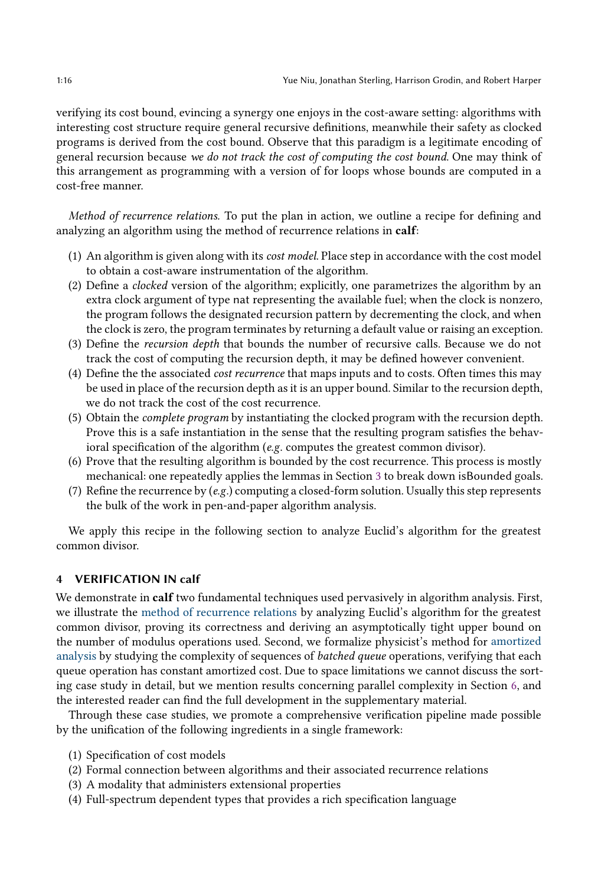verifying its cost bound, evincing a synergy one enjoys in the cost-aware setting: algorithms with interesting cost structure require general recursive definitions, meanwhile their safety as clocked programs is derived from the cost bound. Observe that this paradigm is a legitimate encoding of general recursion because *we do not track the cost of computing the cost bound*. One may think of this arrangement as programming with a version of for loops whose bounds are computed in a cost-free manner.

*Method of recurrence relations.* To put the plan in action, we outline a recipe for defining and analyzing an algorithm using the method of recurrence relations in **calf**:

(1) An algorithm is given along with its *cost model*. Place step in accordance with the cost model to obtain a cost-aware instrumentation of the algorithm.
(2) Define a *clocked* version of the algorithm; explicitly, one parametrizes the algorithm by an extra clock argument of type nat representing the available fuel; when the clock is nonzero, the program follows the designated recursion pattern by decrementing the clock, and when the clock is zero, the program terminates by returning a default value or raising an exception.
(3) Define the *recursion depth* that bounds the number of recursive calls. Because we do not track the cost of computing the recursion depth, it may be defined however convenient.
(4) Define the the associated *cost recurrence* that maps inputs and to costs. Often times this may be used in place of the recursion depth as it is an upper bound. Similar to the recursion depth, we do not track the cost of the cost recurrence.
(5) Obtain the *complete program* by instantiating the clocked program with the recursion depth. Prove this is a safe instantiation in the sense that the resulting program satisfies the behavioral specification of the algorithm (*e.g.* computes the greatest common divisor).
(6) Prove that the resulting algorithm is bounded by the cost recurrence. This process is mostly mechanical: one repeatedly applies the lemmas in Section 3 to break down isBounded goals.
(7) Refine the recurrence by (*e.g.*) computing a closed-form solution. Usually this step represents the bulk of the work in pen-and-paper algorithm analysis.

We apply this recipe in the following section to analyze Euclid's algorithm for the greatest common divisor.

## 4 VERIFICATION IN calf

We demonstrate in **calf** two fundamental techniques used pervasively in algorithm analysis. First, we illustrate the method of recurrence relations by analyzing Euclid's algorithm for the greatest common divisor, proving its correctness and deriving an asymptotically tight upper bound on the number of modulus operations used. Second, we formalize physicist's method for amortized analysis by studying the complexity of sequences of *batched queue* operations, verifying that each queue operation has constant amortized cost. Due to space limitations we cannot discuss the sorting case study in detail, but we mention results concerning parallel complexity in Section 6, and the interested reader can find the full development in the supplementary material.

Through these case studies, we promote a comprehensive verification pipeline made possible by the unification of the following ingredients in a single framework:

(1) Specification of cost models
(2) Formal connection between algorithms and their associated recurrence relations
(3) A modality that administers extensional properties
(4) Full-spectrum dependent types that provides a rich specification language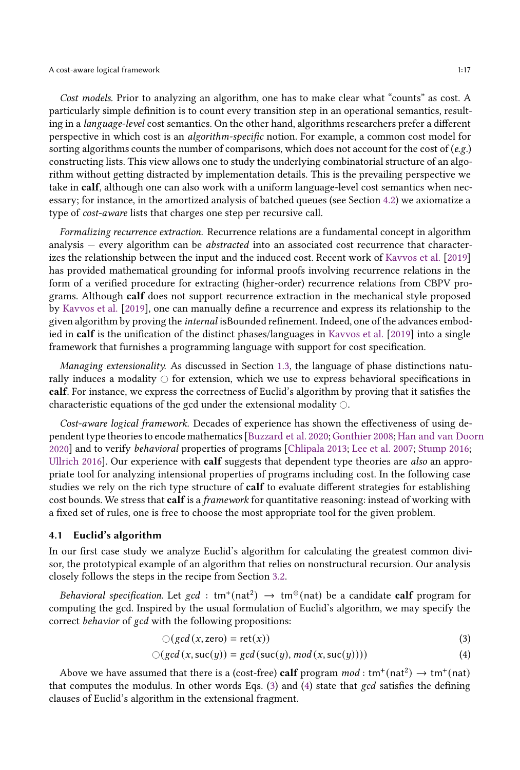*Cost models.* Prior to analyzing an algorithm, one has to make clear what "counts" as cost. A particularly simple definition is to count every transition step in an operational semantics, resulting in a *language-level* cost semantics. On the other hand, algorithms researchers prefer a different perspective in which cost is an *algorithm-specific* notion. For example, a common cost model for sorting algorithms counts the number of comparisons, which does not account for the cost of (*e.g.*) constructing lists. This view allows one to study the underlying combinatorial structure of an algorithm without getting distracted by implementation details. This is the prevailing perspective we take in **calf**, although one can also work with a uniform language-level cost semantics when necessary; for instance, in the amortized analysis of batched queues (see Section 4.2) we axiomatize a type of *cost-aware* lists that charges one step per recursive call.

*Formalizing recurrence extraction.* Recurrence relations are a fundamental concept in algorithm analysis — every algorithm can be *abstracted* into an associated cost recurrence that characterizes the relationship between the input and the induced cost. Recent work of Kavvos et al. [2019] has provided mathematical grounding for informal proofs involving recurrence relations in the form of a verified procedure for extracting (higher-order) recurrence relations from CBPV programs. Although **calf** does not support recurrence extraction in the mechanical style proposed by Kavvos et al. [2019], one can manually define a recurrence and express its relationship to the given algorithm by proving the *internal* isBounded refinement. Indeed, one of the advances embodied in **calf** is the unification of the distinct phases/languages in Kavvos et al. [2019] into a single framework that furnishes a programming language with support for cost specification.

*Managing extensionality.* As discussed in Section 1.3, the language of phase distinctions naturally induces a modality $\bigcirc$ for extension, which we use to express behavioral specifications in **calf**. For instance, we express the correctness of Euclid's algorithm by proving that it satisfies the characteristic equations of the gcd under the extensional modality $\bigcirc$.

*Cost-aware logical framework.* Decades of experience has shown the effectiveness of using dependent type theories to encode mathematics [Buzzard et al. 2020; Gonthier 2008; Han and van Doorn 2020] and to verify *behavioral* properties of programs [Chlipala 2013; Lee et al. 2007; Stump 2016; Ullrich 2016]. Our experience with **calf** suggests that dependent type theories are *also* an appropriate tool for analyzing intensional properties of programs including cost. In the following case studies we rely on the rich type structure of **calf** to evaluate different strategies for establishing cost bounds. We stress that **calf** is a *framework* for quantitative reasoning: instead of working with a fixed set of rules, one is free to choose the most appropriate tool for the given problem.

### 4.1 Euclid's algorithm

In our first case study we analyze Euclid's algorithm for calculating the greatest common divisor, the prototypical example of an algorithm that relies on nonstructural recursion. Our analysis closely follows the steps in the recipe from Section 3.2.

*Behavioral specification.* Let $gcd : \mathsf{tm}^{+}(\mathsf{nat}^2) \to \mathsf{tm}^{\ominus}(\mathsf{nat})$ be a candidate **calf** program for computing the gcd. Inspired by the usual formulation of Euclid's algorithm, we may specify the correct *behavior* of $gcd$ with the following propositions:

$$\bigcirc(gcd\,(x, \mathsf{zero}) = \mathsf{ret}(x)) \tag{3}$$

$$\bigcirc(gcd\,(x, \mathsf{suc}(y)) = gcd\,(\mathsf{suc}(y), mod\,(x, \mathsf{suc}(y)))) \tag{4}$$

Above we have assumed that there is a (cost-free) **calf** program $mod : \mathsf{tm}^{+}(\mathsf{nat}^2) \to \mathsf{tm}^{+}(\mathsf{nat})$ that computes the modulus. In other words Eqs. (3) and (4) state that $gcd$ satisfies the defining clauses of Euclid's algorithm in the extensional fragment.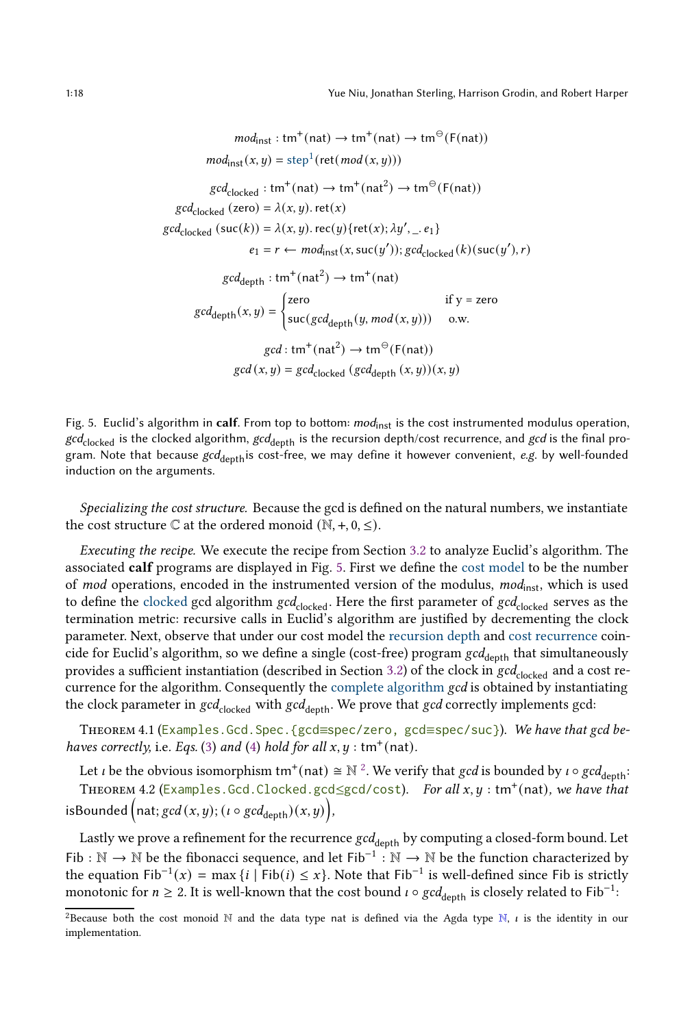$$mod_{\mathrm{inst}} : \mathsf{tm}^{+}(\mathsf{nat}) \to \mathsf{tm}^{+}(\mathsf{nat}) \to \mathsf{tm}^{\ominus}(\mathsf{F}(\mathsf{nat}))$$

$$mod_{\mathrm{inst}}(x, y) = \mathsf{step}^{1}(\mathsf{ret}(mod\,(x, y)))$$

$$gcd_{\mathrm{clocked}} : \mathsf{tm}^{+}(\mathsf{nat}) \to \mathsf{tm}^{+}(\mathsf{nat}^{2}) \to \mathsf{tm}^{\ominus}(\mathsf{F}(\mathsf{nat}))$$

$$gcd_{\mathrm{clocked}}\,(\mathsf{zero}) = \lambda(x, y).\,\mathsf{ret}(x)$$

$$gcd_{\mathrm{clocked}}\,(\mathsf{suc}(k)) = \lambda(x, y).\,\mathsf{rec}(y)\{\mathsf{ret}(x); \lambda y', \_.\, e_1\}$$

$$e_1 = r \leftarrow mod_{\mathrm{inst}}(x, \mathsf{suc}(y')); gcd_{\mathrm{clocked}}(k)(\mathsf{suc}(y'), r)$$

$$gcd_{\mathrm{depth}} : \mathsf{tm}^{+}(\mathsf{nat}^{2}) \to \mathsf{tm}^{+}(\mathsf{nat})$$

$$gcd_{\mathrm{depth}}(x, y) = \begin{cases} \mathsf{zero} & \text{if y = zero} \\ \mathsf{suc}(gcd_{\mathrm{depth}}(y, mod\,(x, y))) & \text{o.w.} \end{cases}$$

$$gcd : \mathsf{tm}^{+}(\mathsf{nat}^{2}) \to \mathsf{tm}^{\ominus}(\mathsf{F}(\mathsf{nat}))$$

$$gcd\,(x, y) = gcd_{\mathrm{clocked}}\,(gcd_{\mathrm{depth}}\,(x, y))(x, y)$$

Fig. 5. Euclid's algorithm in **calf**. From top to bottom: $mod_{\mathrm{inst}}$ is the cost instrumented modulus operation, $gcd_{\mathrm{clocked}}$ is the clocked algorithm, $gcd_{\mathrm{depth}}$ is the recursion depth/cost recurrence, and $gcd$ is the final program. Note that because $gcd_{\mathrm{depth}}$is cost-free, we may define it however convenient, *e.g.* by well-founded induction on the arguments.

*Specializing the cost structure.* Because the gcd is defined on the natural numbers, we instantiate the cost structure $\mathbb{C}$ at the ordered monoid $(\mathbb{N}, +, 0, \leq)$.

*Executing the recipe.* We execute the recipe from Section 3.2 to analyze Euclid's algorithm. The associated **calf** programs are displayed in Fig. 5. First we define the cost model to be the number of *mod* operations, encoded in the instrumented version of the modulus, $mod_{\mathrm{inst}}$, which is used to define the clocked gcd algorithm $gcd_{\mathrm{clocked}}$. Here the first parameter of $gcd_{\mathrm{clocked}}$ serves as the termination metric: recursive calls in Euclid's algorithm are justified by decrementing the clock parameter. Next, observe that under our cost model the recursion depth and cost recurrence coincide for Euclid's algorithm, so we define a single (cost-free) program $gcd_{\mathrm{depth}}$ that simultaneously provides a sufficient instantiation (described in Section 3.2) of the clock in $gcd_{\mathrm{clocked}}$ and a cost recurrence for the algorithm. Consequently the complete algorithm $gcd$ is obtained by instantiating the clock parameter in $gcd_{\mathrm{clocked}}$ with $gcd_{\mathrm{depth}}$. We prove that $gcd$ correctly implements gcd:

Theorem 4.1 (`Examples.Gcd.Spec.{gcd≡spec/zero, gcd≡spec/suc}`). *We have that gcd behaves correctly,* i.e. *Eqs.* (3) *and* (4) *hold for all* $x, y : \mathsf{tm}^{+}(\mathsf{nat})$.

Let $\iota$ be the obvious isomorphism $\mathsf{tm}^{+}(\mathsf{nat}) \cong \mathbb{N}$ [2]. We verify that $gcd$ is bounded by $\iota \circ gcd_{\mathrm{depth}}$:

Theorem 4.2 (`Examples.Gcd.Clocked.gcd≤gcd/cost`). *For all* $x, y : \mathsf{tm}^{+}(\mathsf{nat})$*, we have that* $\mathsf{isBounded}\left(\mathsf{nat}; gcd\,(x, y); (\iota \circ gcd_{\mathrm{depth}})(x, y)\right)$,

Lastly we prove a refinement for the recurrence $gcd_{\mathrm{depth}}$ by computing a closed-form bound. Let $\mathrm{Fib} : \mathbb{N} \to \mathbb{N}$ be the fibonacci sequence, and let $\mathrm{Fib}^{-1} : \mathbb{N} \to \mathbb{N}$ be the function characterized by the equation $\mathrm{Fib}^{-1}(x) = \max\{i \mid \mathrm{Fib}(i) \leq x\}$. Note that $\mathrm{Fib}^{-1}$ is well-defined since Fib is strictly monotonic for $n \geq 2$. It is well-known that the cost bound $\iota \circ gcd_{\mathrm{depth}}$ is closely related to $\mathrm{Fib}^{-1}$:

[2] Because both the cost monoid $\mathbb{N}$ and the data type nat is defined via the Agda type $\mathbb{N}$, $\iota$ is the identity in our implementation.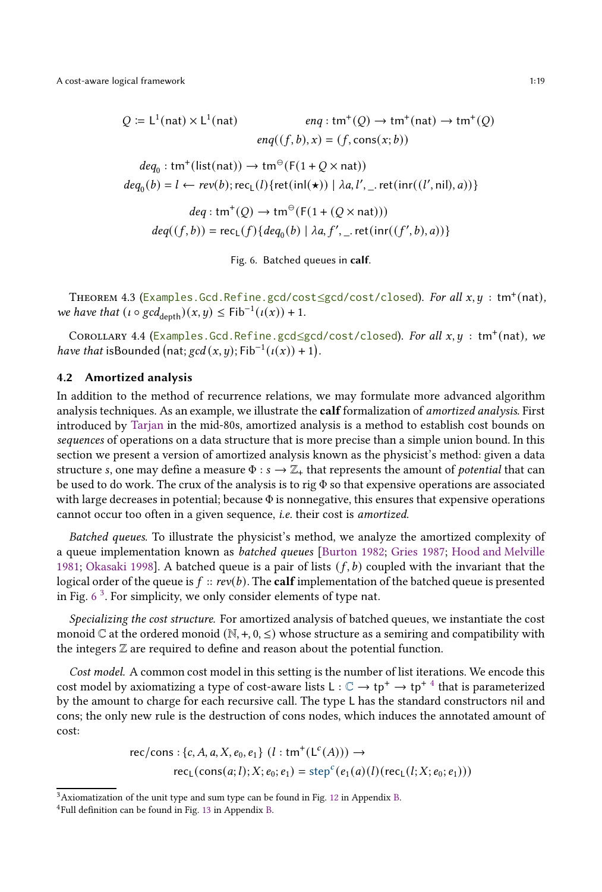$$Q := \mathsf{L}^1(\mathsf{nat}) \times \mathsf{L}^1(\mathsf{nat}) \qquad\qquad enq : \mathsf{tm}^+(Q) \to \mathsf{tm}^+(\mathsf{nat}) \to \mathsf{tm}^+(Q)$$
$$enq((f,b),x) = (f, \mathsf{cons}(x;b))$$

$$deq_0 : \mathsf{tm}^+(\mathsf{list}(\mathsf{nat})) \to \mathsf{tm}^\ominus(\mathsf{F}(1 + Q \times \mathsf{nat}))$$
$$deq_0(b) = l \leftarrow rev(b); \mathsf{rec}_\mathsf{L}(l)\{\mathsf{ret}(\mathsf{inl}(\star)) \mid \lambda a, l', \_. \, \mathsf{ret}(\mathsf{inr}((l', \mathsf{nil}), a))\}$$

$$deq : \mathsf{tm}^+(Q) \to \mathsf{tm}^\ominus(\mathsf{F}(1 + (Q \times \mathsf{nat})))$$
$$deq((f,b)) = \mathsf{rec}_\mathsf{L}(f)\{deq_0(b) \mid \lambda a, f', \_. \, \mathsf{ret}(\mathsf{inr}((f', b), a))\}$$

Fig. 6. Batched queues in **calf**.

Theorem 4.3 (Examples.Gcd.Refine.gcd/cost≤gcd/cost/closed). *For all $x, y : \mathsf{tm}^+(\mathsf{nat})$, we have that $(\iota \circ gcd_{\mathsf{depth}})(x,y) \leq \mathsf{Fib}^{-1}(\iota(x)) + 1$.*

Corollary 4.4 (Examples.Gcd.Refine.gcd≤gcd/cost/closed). *For all $x, y : \mathsf{tm}^+(\mathsf{nat})$, we have that* $\mathsf{isBounded}\left(\mathsf{nat}; gcd\,(x,y); \mathsf{Fib}^{-1}(\iota(x)) + 1\right)$.

## 4.2 Amortized analysis

In addition to the method of recurrence relations, we may formulate more advanced algorithm analysis techniques. As an example, we illustrate the **calf** formalization of *amortized analysis*. First introduced by Tarjan in the mid-80s, amortized analysis is a method to establish cost bounds on *sequences* of operations on a data structure that is more precise than a simple union bound. In this section we present a version of amortized analysis known as the physicist's method: given a data structure $s$, one may define a measure $\Phi : s \to \mathbb{Z}_+$ that represents the amount of *potential* that can be used to do work. The crux of the analysis is to rig $\Phi$ so that expensive operations are associated with large decreases in potential; because $\Phi$ is nonnegative, this ensures that expensive operations cannot occur too often in a given sequence, *i.e.* their cost is *amortized*.

*Batched queues.* To illustrate the physicist's method, we analyze the amortized complexity of a queue implementation known as *batched queues* [Burton 1982; Gries 1987; Hood and Melville 1981; Okasaki 1998]. A batched queue is a pair of lists $(f, b)$ coupled with the invariant that the logical order of the queue is $f :: rev(b)$. The **calf** implementation of the batched queue is presented in Fig. 6 [3]. For simplicity, we only consider elements of type nat.

*Specializing the cost structure.* For amortized analysis of batched queues, we instantiate the cost monoid $\mathbb{C}$ at the ordered monoid $(\mathbb{N}, +, 0, \leq)$ whose structure as a semiring and compatibility with the integers $\mathbb{Z}$ are required to define and reason about the potential function.

*Cost model.* A common cost model in this setting is the number of list iterations. We encode this cost model by axiomatizing a type of cost-aware lists $\mathsf{L} : \mathbb{C} \to \mathsf{tp}^+ \to \mathsf{tp}^+$ [4] that is parameterized by the amount to charge for each recursive call. The type $\mathsf{L}$ has the standard constructors nil and cons; the only new rule is the destruction of cons nodes, which induces the annotated amount of cost:

$$\mathsf{rec/cons} : \{c, A, a, X, e_0, e_1\}\ (l : \mathsf{tm}^+(\mathsf{L}^c(A))) \to$$
$$\mathsf{rec}_\mathsf{L}(\mathsf{cons}(a;l); X; e_0; e_1) = \mathsf{step}^c(e_1(a)(l)(\mathsf{rec}_\mathsf{L}(l; X; e_0; e_1)))$$

[3] Axiomatization of the unit type and sum type can be found in Fig. 12 in Appendix B.

[4] Full definition can be found in Fig. 13 in Appendix B.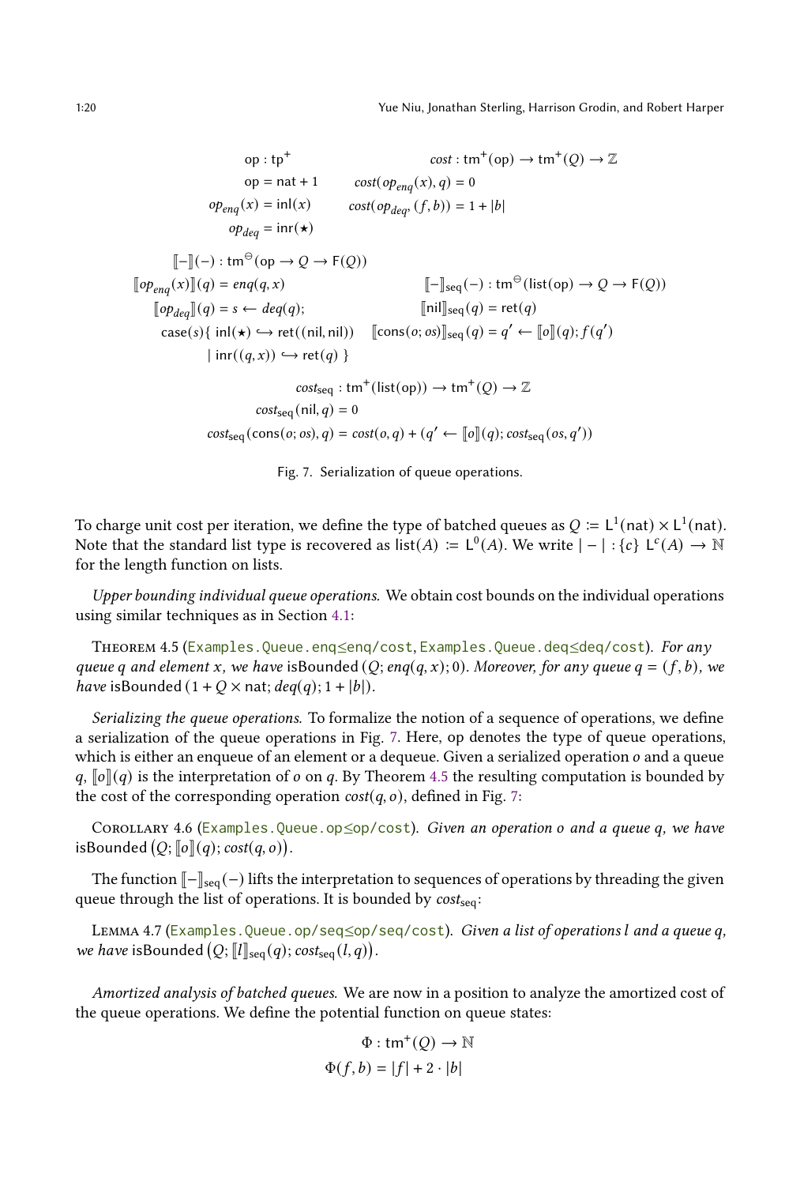$$
\begin{array}{ll}
\mathsf{op} : \mathsf{tp}^+ & \mathit{cost} : \mathsf{tm}^+(\mathsf{op}) \to \mathsf{tm}^+(Q) \to \mathbb{Z} \\
\mathsf{op} = \mathsf{nat} + 1 & \mathit{cost}(\mathit{op}_{enq}(x), q) = 0 \\
\mathit{op}_{enq}(x) = \mathsf{inl}(x) & \mathit{cost}(\mathit{op}_{deq}, (f, b)) = 1 + |b| \\
\mathit{op}_{deq} = \mathsf{inr}(\star) &
\end{array}
$$

$$
\begin{array}{ll}
[\![-]\!](-) : \mathsf{tm}^{\ominus}(\mathsf{op} \to Q \to \mathsf{F}(Q)) & \\
[\![\mathit{op}_{enq}(x)]\!](q) = \mathit{enq}(q, x) & [\![-]\!]_{\mathsf{seq}}(-) : \mathsf{tm}^{\ominus}(\mathsf{list}(\mathsf{op}) \to Q \to \mathsf{F}(Q)) \\
[\![\mathit{op}_{deq}]\!](q) = s \leftarrow \mathit{deq}(q); & [\![\mathsf{nil}]\!]_{\mathsf{seq}}(q) = \mathsf{ret}(q) \\
\quad \mathsf{case}(s)\{\ \mathsf{inl}(\star) \hookrightarrow \mathsf{ret}((\mathsf{nil}, \mathsf{nil})) & [\![\mathsf{cons}(o; os)]\!]_{\mathsf{seq}}(q) = q' \leftarrow [\![o]\!](q); f(q') \\
\quad \mid \mathsf{inr}((q, x)) \hookrightarrow \mathsf{ret}(q)\ \} &
\end{array}
$$

$$
\begin{array}{l}
\mathit{cost}_{\mathsf{seq}} : \mathsf{tm}^+(\mathsf{list}(\mathsf{op})) \to \mathsf{tm}^+(Q) \to \mathbb{Z} \\
\mathit{cost}_{\mathsf{seq}}(\mathsf{nil}, q) = 0 \\
\mathit{cost}_{\mathsf{seq}}(\mathsf{cons}(o; os), q) = \mathit{cost}(o, q) + (q' \leftarrow [\![o]\!](q); \mathit{cost}_{\mathsf{seq}}(os, q'))
\end{array}
$$

Fig. 7. Serialization of queue operations.

To charge unit cost per iteration, we define the type of batched queues as $Q := \mathsf{L}^1(\mathsf{nat}) \times \mathsf{L}^1(\mathsf{nat})$. Note that the standard list type is recovered as $\mathsf{list}(A) := \mathsf{L}^0(A)$. We write $|-| : \{c\}\ \mathsf{L}^c(A) \to \mathbb{N}$ for the length function on lists.

*Upper bounding individual queue operations.* We obtain cost bounds on the individual operations using similar techniques as in Section 4.1:

**Theorem 4.5** (`Examples.Queue.enq≤enq/cost`, `Examples.Queue.deq≤deq/cost`). *For any queue $q$ and element $x$, we have* $\mathsf{isBounded}\,(Q; \mathit{enq}(q, x); 0)$. *Moreover, for any queue $q = (f, b)$, we have* $\mathsf{isBounded}\,(1 + Q \times \mathsf{nat}; \mathit{deq}(q); 1 + |b|)$.

*Serializing the queue operations.* To formalize the notion of a sequence of operations, we define a serialization of the queue operations in Fig. 7. Here, op denotes the type of queue operations, which is either an enqueue of an element or a dequeue. Given a serialized operation $o$ and a queue $q$, $[\![o]\!](q)$ is the interpretation of $o$ on $q$. By Theorem 4.5 the resulting computation is bounded by the cost of the corresponding operation $\mathit{cost}(q, o)$, defined in Fig. 7:

**Corollary 4.6** (`Examples.Queue.op≤op/cost`). *Given an operation $o$ and a queue $q$, we have* $\mathsf{isBounded}\big(Q; [\![o]\!](q); \mathit{cost}(q, o)\big)$.

The function $[\![-]\!]_{\mathsf{seq}}(-)$ lifts the interpretation to sequences of operations by threading the given queue through the list of operations. It is bounded by $\mathit{cost}_{\mathsf{seq}}$:

**Lemma 4.7** (`Examples.Queue.op/seq≤op/seq/cost`). *Given a list of operations $l$ and a queue $q$, we have* $\mathsf{isBounded}\big(Q; [\![l]\!]_{\mathsf{seq}}(q); \mathit{cost}_{\mathsf{seq}}(l, q)\big)$.

*Amortized analysis of batched queues.* We are now in a position to analyze the amortized cost of the queue operations. We define the potential function on queue states:

$$
\begin{array}{c}
\Phi : \mathsf{tm}^+(Q) \to \mathbb{N} \\
\Phi(f, b) = |f| + 2 \cdot |b|
\end{array}
$$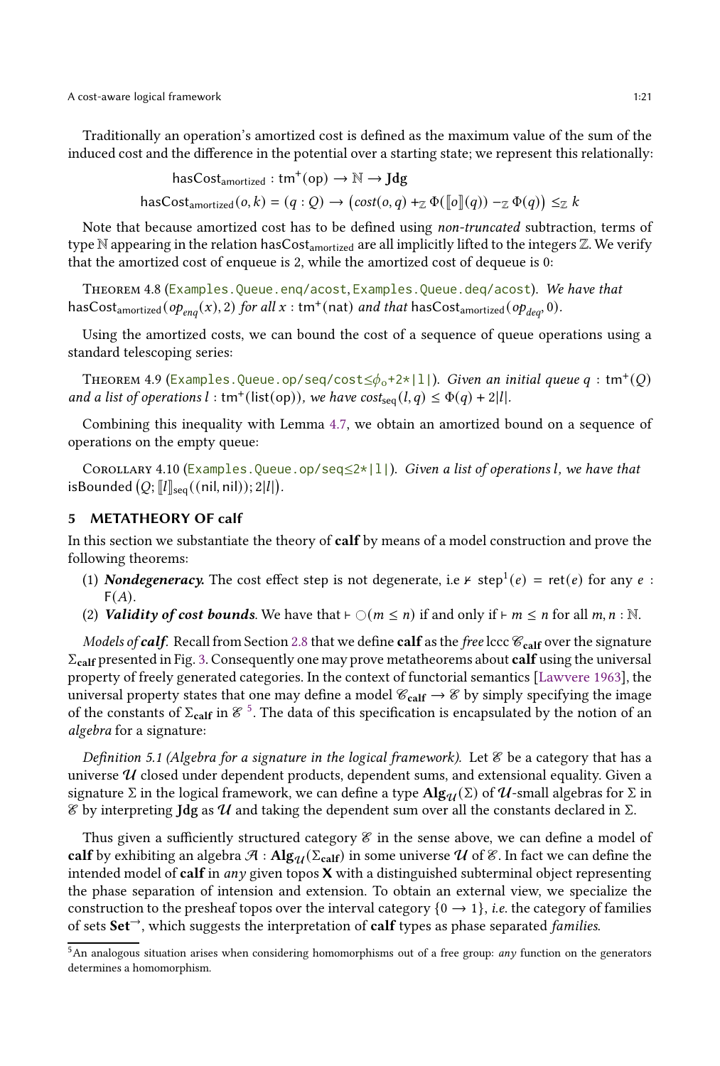Traditionally an operation's amortized cost is defined as the maximum value of the sum of the induced cost and the difference in the potential over a starting state; we represent this relationally:

$$\mathsf{hasCost}_{\mathsf{amortized}} : \mathsf{tm}^{+}(\mathsf{op}) \to \mathbb{N} \to \mathbf{Jdg}$$

$$\mathsf{hasCost}_{\mathsf{amortized}}(o, k) = (q : Q) \to \left( \mathit{cost}(o, q) +_{\mathbb{Z}} \Phi(\llbracket o \rrbracket(q)) -_{\mathbb{Z}} \Phi(q) \right) \leq_{\mathbb{Z}} k$$

Note that because amortized cost has to be defined using *non-truncated* subtraction, terms of type $\mathbb{N}$ appearing in the relation $\mathsf{hasCost}_{\mathsf{amortized}}$ are all implicitly lifted to the integers $\mathbb{Z}$. We verify that the amortized cost of enqueue is 2, while the amortized cost of dequeue is 0:

Theorem 4.8 (`Examples.Queue.enq/acost`, `Examples.Queue.deq/acost`). *We have that* $\mathsf{hasCost}_{\mathsf{amortized}}(op_{enq}(x), 2)$ *for all* $x : \mathsf{tm}^{+}(\mathsf{nat})$ *and that* $\mathsf{hasCost}_{\mathsf{amortized}}(op_{deq}, 0)$*.*

Using the amortized costs, we can bound the cost of a sequence of queue operations using a standard telescoping series:

Theorem 4.9 (`Examples.Queue.op/seq/cost≤ϕ₀+2*|l|`). *Given an initial queue* $q : \mathsf{tm}^{+}(Q)$ *and a list of operations* $l : \mathsf{tm}^{+}(\mathsf{list}(\mathsf{op}))$*, we have* $\mathit{cost}_{\mathsf{seq}}(l, q) \leq \Phi(q) + 2|l|$*.*

Combining this inequality with Lemma 4.7, we obtain an amortized bound on a sequence of operations on the empty queue:

Corollary 4.10 (`Examples.Queue.op/seq≤2*|l|`). *Given a list of operations* $l$*, we have that* $\mathsf{isBounded}\left(Q; \llbracket l \rrbracket_{\mathsf{seq}}((\mathsf{nil}, \mathsf{nil})); 2|l|\right)$*.*

## 5 METATHEORY OF calf

In this section we substantiate the theory of **calf** by means of a model construction and prove the following theorems:

1. ***Nondegeneracy.*** The cost effect step is not degenerate, i.e $\nvdash \mathsf{step}^{1}(e) = \mathsf{ret}(e)$ for any $e : \mathsf{F}(A)$.
2. ***Validity of cost bounds***. We have that $\vdash \bigcirc(m \leq n)$ if and only if $\vdash m \leq n$ for all $m, n : \mathbb{N}$.

*Models of **calf**.* Recall from Section 2.8 that we define **calf** as the *free* lccc $\mathscr{C}_{\mathbf{calf}}$ over the signature $\Sigma_{\mathbf{calf}}$ presented in Fig. 3. Consequently one may prove metatheorems about **calf** using the universal property of freely generated categories. In the context of functorial semantics [Lawvere 1963], the universal property states that one may define a model $\mathscr{C}_{\mathbf{calf}} \to \mathscr{E}$ by simply specifying the image of the constants of $\Sigma_{\mathbf{calf}}$ in $\mathscr{E}$ [5]. The data of this specification is encapsulated by the notion of an *algebra* for a signature:

*Definition 5.1 (Algebra for a signature in the logical framework).* Let $\mathscr{E}$ be a category that has a universe $\mathcal{U}$ closed under dependent products, dependent sums, and extensional equality. Given a signature $\Sigma$ in the logical framework, we can define a type $\mathbf{Alg}_{\mathcal{U}}(\Sigma)$ of $\mathcal{U}$-small algebras for $\Sigma$ in $\mathscr{E}$ by interpreting $\mathbf{Jdg}$ as $\mathcal{U}$ and taking the dependent sum over all the constants declared in $\Sigma$.

Thus given a sufficiently structured category $\mathscr{E}$ in the sense above, we can define a model of **calf** by exhibiting an algebra $\mathcal{A} : \mathbf{Alg}_{\mathcal{U}}(\Sigma_{\mathbf{calf}})$ in some universe $\mathcal{U}$ of $\mathscr{E}$. In fact we can define the intended model of **calf** in *any* given topos $\mathbf{X}$ with a distinguished subterminal object representing the phase separation of intension and extension. To obtain an external view, we specialize the construction to the presheaf topos over the interval category $\{0 \to 1\}$, *i.e.* the category of families of sets $\mathbf{Set}^{\to}$, which suggests the interpretation of **calf** types as phase separated *families*.

[5] An analogous situation arises when considering homomorphisms out of a free group: *any* function on the generators determines a homomorphism.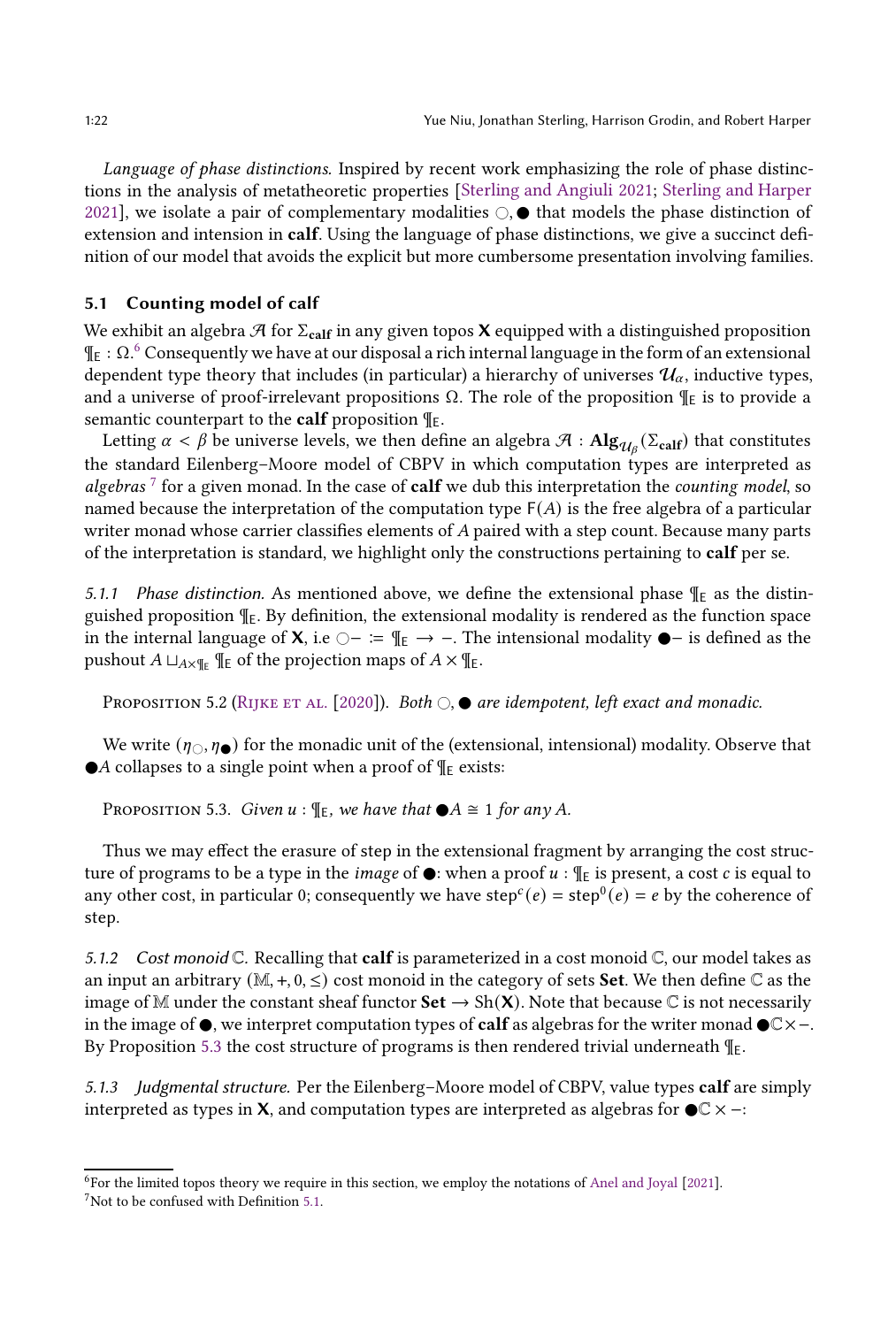*Language of phase distinctions.* Inspired by recent work emphasizing the role of phase distinctions in the analysis of metatheoretic properties [Sterling and Angiuli 2021; Sterling and Harper 2021], we isolate a pair of complementary modalities $\bigcirc, \bullet$ that models the phase distinction of extension and intension in **calf**. Using the language of phase distinctions, we give a succinct definition of our model that avoids the explicit but more cumbersome presentation involving families.

### 5.1 Counting model of calf

We exhibit an algebra $\mathcal{A}$ for $\Sigma_{\mathbf{calf}}$ in any given topos $\mathbf{X}$ equipped with a distinguished proposition $\P_{\mathsf{E}} : \Omega$.[6] Consequently we have at our disposal a rich internal language in the form of an extensional dependent type theory that includes (in particular) a hierarchy of universes $\mathcal{U}_\alpha$, inductive types, and a universe of proof-irrelevant propositions $\Omega$. The role of the proposition $\P_{\mathsf{E}}$ is to provide a semantic counterpart to the **calf** proposition $\P_{\mathsf{E}}$.

Letting $\alpha < \beta$ be universe levels, we then define an algebra $\mathcal{A} : \mathbf{Alg}_{\mathcal{U}_\beta}(\Sigma_{\mathbf{calf}})$ that constitutes the standard Eilenberg–Moore model of CBPV in which computation types are interpreted as *algebras*[7] for a given monad. In the case of **calf** we dub this interpretation the *counting model*, so named because the interpretation of the computation type $\mathsf{F}(A)$ is the free algebra of a particular writer monad whose carrier classifies elements of $A$ paired with a step count. Because many parts of the interpretation is standard, we highlight only the constructions pertaining to **calf** per se.

*5.1.1 Phase distinction.* As mentioned above, we define the extensional phase $\P_{\mathsf{E}}$ as the distinguished proposition $\P_{\mathsf{E}}$. By definition, the extensional modality is rendered as the function space in the internal language of $\mathbf{X}$, i.e $\bigcirc - := \P_{\mathsf{E}} \to -$. The intensional modality $\bullet -$ is defined as the pushout $A \sqcup_{A \times \P_{\mathsf{E}}} \P_{\mathsf{E}}$ of the projection maps of $A \times \P_{\mathsf{E}}$.

Proposition 5.2 (Rijke et al. [2020]). *Both $\bigcirc, \bullet$ are idempotent, left exact and monadic.*

We write $(\eta_\bigcirc, \eta_\bullet)$ for the monadic unit of the (extensional, intensional) modality. Observe that $\bullet A$ collapses to a single point when a proof of $\P_{\mathsf{E}}$ exists:

Proposition 5.3. *Given $u : \P_{\mathsf{E}}$, we have that $\bullet A \cong 1$ for any $A$.*

Thus we may effect the erasure of step in the extensional fragment by arranging the cost structure of programs to be a type in the *image* of $\bullet$: when a proof $u : \P_{\mathsf{E}}$ is present, a cost $c$ is equal to any other cost, in particular 0; consequently we have $\mathsf{step}^c(e) = \mathsf{step}^0(e) = e$ by the coherence of step.

*5.1.2 Cost monoid $\mathbb{C}$.* Recalling that **calf** is parameterized in a cost monoid $\mathbb{C}$, our model takes as an input an arbitrary $(\mathbb{M}, +, 0, \leq)$ cost monoid in the category of sets **Set**. We then define $\mathbb{C}$ as the image of $\mathbb{M}$ under the constant sheaf functor $\mathbf{Set} \to \mathrm{Sh}(\mathbf{X})$. Note that because $\mathbb{C}$ is not necessarily in the image of $\bullet$, we interpret computation types of **calf** as algebras for the writer monad $\bullet\mathbb{C} \times -$. By Proposition 5.3 the cost structure of programs is then rendered trivial underneath $\P_{\mathsf{E}}$.

*5.1.3 Judgmental structure.* Per the Eilenberg–Moore model of CBPV, value types **calf** are simply interpreted as types in $\mathbf{X}$, and computation types are interpreted as algebras for $\bullet\mathbb{C} \times -$:

[6] For the limited topos theory we require in this section, we employ the notations of Anel and Joyal [2021].

[7] Not to be confused with Definition 5.1.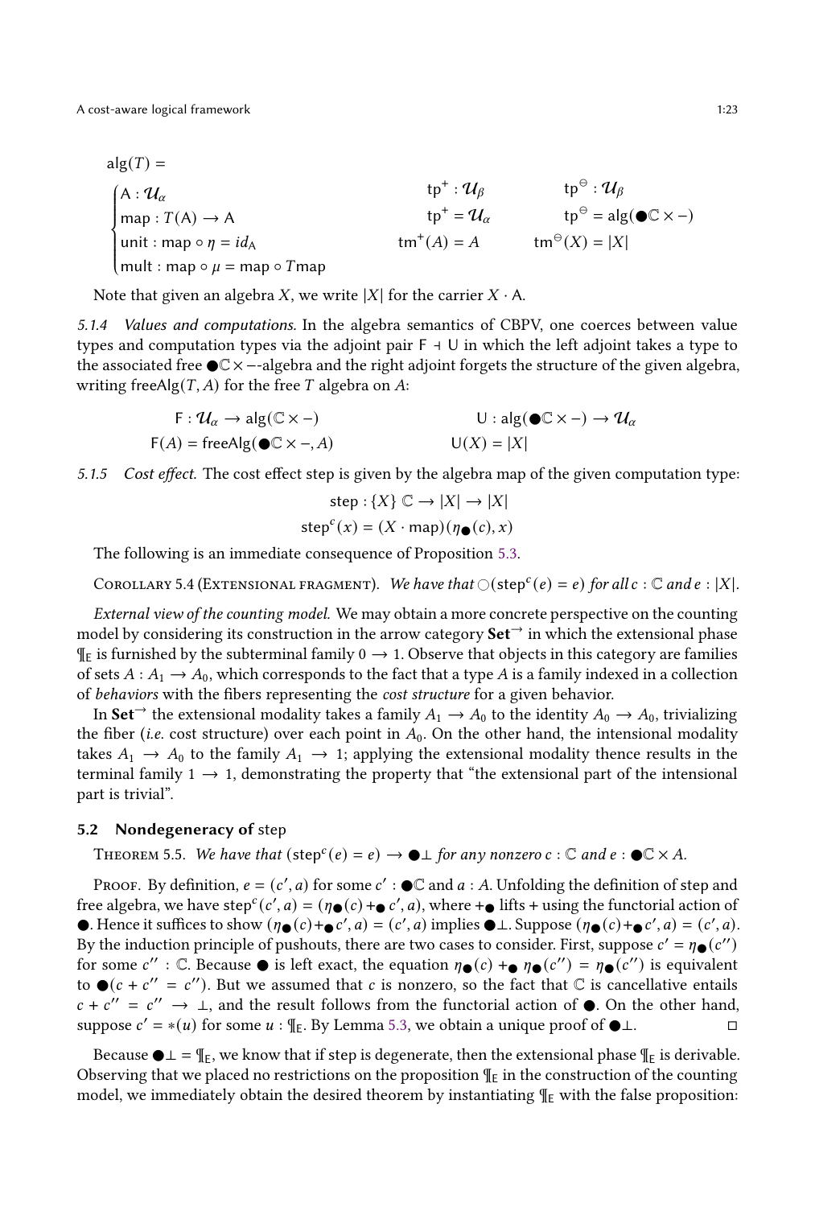$$
\text{alg}(T) = \begin{cases} \mathsf{A} : \mathcal{U}_\alpha \\ \mathsf{map} : T(\mathsf{A}) \to \mathsf{A} \\ \mathsf{unit} : \mathsf{map} \circ \eta = id_{\mathsf{A}} \\ \mathsf{mult} : \mathsf{map} \circ \mu = \mathsf{map} \circ T\mathsf{map} \end{cases}
\qquad
\begin{aligned} \mathsf{tp}^+ &: \mathcal{U}_\beta \\ \mathsf{tp}^+ &= \mathcal{U}_\alpha \\ \mathsf{tm}^+(A) &= A \end{aligned}
\qquad
\begin{aligned} \mathsf{tp}^\ominus &: \mathcal{U}_\beta \\ \mathsf{tp}^\ominus &= \text{alg}(\bullet\mathbb{C} \times -) \\ \mathsf{tm}^\ominus(X) &= |X| \end{aligned}
$$

Note that given an algebra $X$, we write $|X|$ for the carrier $X \cdot \mathsf{A}$.

*5.1.4 Values and computations.* In the algebra semantics of CBPV, one coerces between value types and computation types via the adjoint pair $\mathsf{F} \dashv \mathsf{U}$ in which the left adjoint takes a type to the associated free $\bullet\mathbb{C} \times -$-algebra and the right adjoint forgets the structure of the given algebra, writing freeAlg$(T, A)$ for the free $T$ algebra on $A$:

$$
\begin{aligned} \mathsf{F} &: \mathcal{U}_\alpha \to \text{alg}(\mathbb{C} \times -) \\ \mathsf{F}(A) &= \text{freeAlg}(\bullet\mathbb{C} \times -, A) \end{aligned}
\qquad
\begin{aligned} \mathsf{U} &: \text{alg}(\bullet\mathbb{C} \times -) \to \mathcal{U}_\alpha \\ \mathsf{U}(X) &= |X| \end{aligned}
$$

*5.1.5 Cost effect.* The cost effect step is given by the algebra map of the given computation type:

$$
\begin{aligned} \mathsf{step} &: \{X\}\ \mathbb{C} \to |X| \to |X| \\ \mathsf{step}^c(x) &= (X \cdot \mathsf{map})(\eta_\bullet(c), x) \end{aligned}
$$

The following is an immediate consequence of Proposition 5.3.

Corollary 5.4 (Extensional fragment). *We have that* $\bigcirc(\mathsf{step}^c(e) = e)$ *for all* $c : \mathbb{C}$ *and* $e : |X|$.

*External view of the counting model.* We may obtain a more concrete perspective on the counting model by considering its construction in the arrow category $\mathbf{Set}^{\to}$ in which the extensional phase $\P_{\mathsf{E}}$ is furnished by the subterminal family $0 \to 1$. Observe that objects in this category are families of sets $A : A_1 \to A_0$, which corresponds to the fact that a type $A$ is a family indexed in a collection of *behaviors* with the fibers representing the *cost structure* for a given behavior.

In $\mathbf{Set}^{\to}$ the extensional modality takes a family $A_1 \to A_0$ to the identity $A_0 \to A_0$, trivializing the fiber (*i.e.* cost structure) over each point in $A_0$. On the other hand, the intensional modality takes $A_1 \to A_0$ to the family $A_1 \to 1$; applying the extensional modality thence results in the terminal family $1 \to 1$, demonstrating the property that "the extensional part of the intensional part is trivial".

## 5.2 Nondegeneracy of step

Theorem 5.5. *We have that* $(\mathsf{step}^c(e) = e) \to \bullet\bot$ *for any nonzero* $c : \mathbb{C}$ *and* $e : \bullet\mathbb{C} \times A$.

Proof. By definition, $e = (c', a)$ for some $c' : \bullet\mathbb{C}$ and $a : A$. Unfolding the definition of step and free algebra, we have $\mathsf{step}^c(c', a) = (\eta_\bullet(c) +_\bullet c', a)$, where $+_\bullet$ lifts $+$ using the functorial action of $\bullet$. Hence it suffices to show $(\eta_\bullet(c) +_\bullet c', a) = (c', a)$ implies $\bullet\bot$. Suppose $(\eta_\bullet(c) +_\bullet c', a) = (c', a)$. By the induction principle of pushouts, there are two cases to consider. First, suppose $c' = \eta_\bullet(c'')$ for some $c'' : \mathbb{C}$. Because $\bullet$ is left exact, the equation $\eta_\bullet(c) +_\bullet \eta_\bullet(c'') = \eta_\bullet(c'')$ is equivalent to $\bullet(c + c'' = c'')$. But we assumed that $c$ is nonzero, so the fact that $\mathbb{C}$ is cancellative entails $c + c'' = c'' \to \bot$, and the result follows from the functorial action of $\bullet$. On the other hand, suppose $c' = *(u)$ for some $u : \P_{\mathsf{E}}$. By Lemma 5.3, we obtain a unique proof of $\bullet\bot$. ◻

Because $\bullet\bot = \P_{\mathsf{E}}$, we know that if step is degenerate, then the extensional phase $\P_{\mathsf{E}}$ is derivable. Observing that we placed no restrictions on the proposition $\P_{\mathsf{E}}$ in the construction of the counting model, we immediately obtain the desired theorem by instantiating $\P_{\mathsf{E}}$ with the false proposition: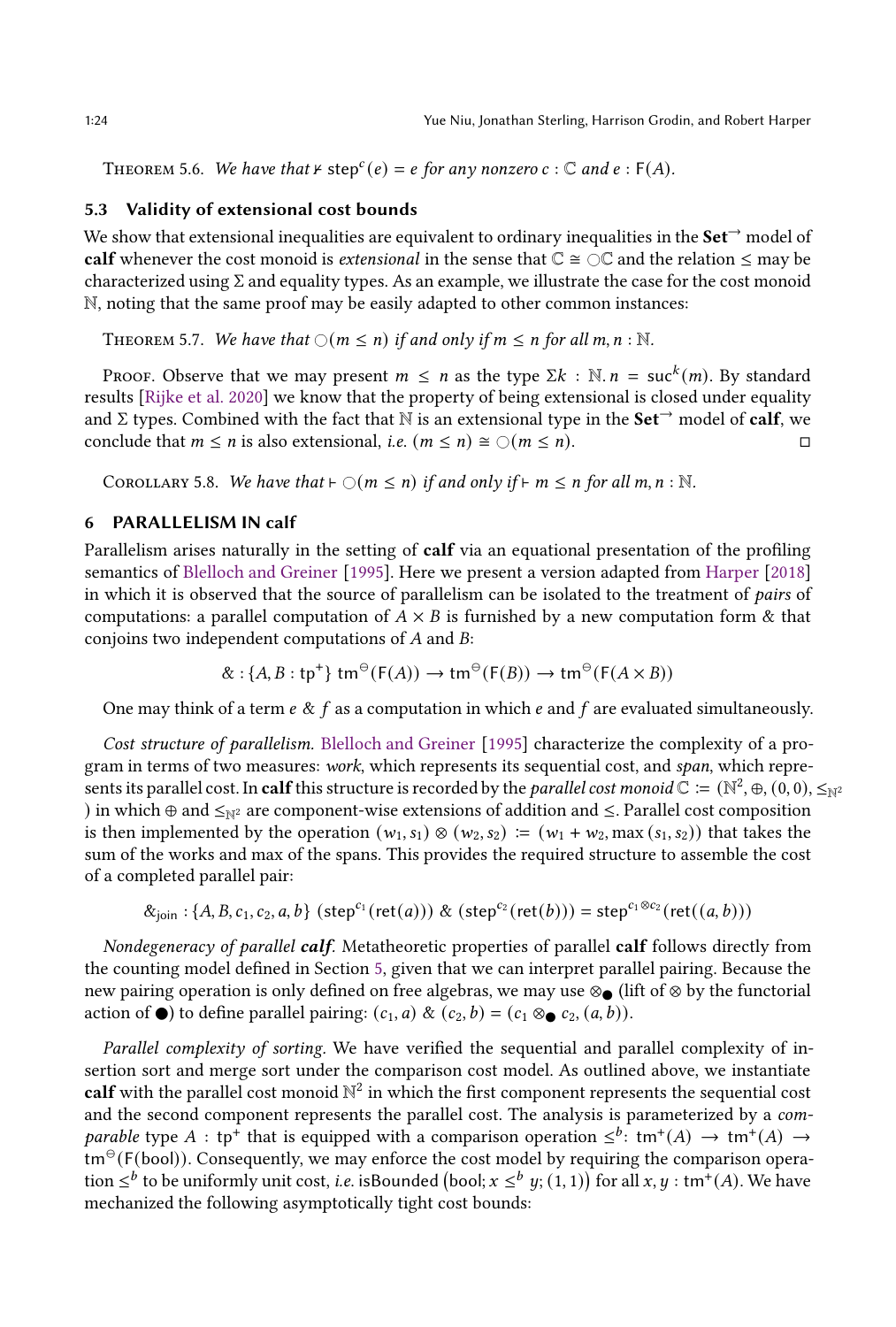Theorem 5.6. *We have that* $\nvdash \mathsf{step}^c(e) = e$ *for any nonzero* $c : \mathbb{C}$ *and* $e : \mathsf{F}(A)$.

### 5.3 Validity of extensional cost bounds

We show that extensional inequalities are equivalent to ordinary inequalities in the $\mathbf{Set}^{\rightarrow}$ model of **calf** whenever the cost monoid is *extensional* in the sense that $\mathbb{C} \cong \bigcirc\mathbb{C}$ and the relation $\leq$ may be characterized using $\Sigma$ and equality types. As an example, we illustrate the case for the cost monoid $\mathbb{N}$, noting that the same proof may be easily adapted to other common instances:

Theorem 5.7. *We have that* $\bigcirc(m \leq n)$ *if and only if* $m \leq n$ *for all* $m, n : \mathbb{N}$.

Proof. Observe that we may present $m \leq n$ as the type $\Sigma k : \mathbb{N}.\, n = \mathsf{suc}^k(m)$. By standard results [Rijke et al. 2020] we know that the property of being extensional is closed under equality and $\Sigma$ types. Combined with the fact that $\mathbb{N}$ is an extensional type in the $\mathbf{Set}^{\rightarrow}$ model of **calf**, we conclude that $m \leq n$ is also extensional, *i.e.* $(m \leq n) \cong \bigcirc(m \leq n)$. ◻

Corollary 5.8. *We have that* $\vdash \bigcirc(m \leq n)$ *if and only if* $\vdash m \leq n$ *for all* $m, n : \mathbb{N}$.

## 6 PARALLELISM IN calf

Parallelism arises naturally in the setting of **calf** via an equational presentation of the profiling semantics of Blelloch and Greiner [1995]. Here we present a version adapted from Harper [2018] in which it is observed that the source of parallelism can be isolated to the treatment of *pairs* of computations: a parallel computation of $A \times B$ is furnished by a new computation form $\&$ that conjoins two independent computations of $A$ and $B$:

$$\& : \{A, B : \mathsf{tp}^+\}\ \mathsf{tm}^{\ominus}(\mathsf{F}(A)) \rightarrow \mathsf{tm}^{\ominus}(\mathsf{F}(B)) \rightarrow \mathsf{tm}^{\ominus}(\mathsf{F}(A \times B))$$

One may think of a term $e \,\&\, f$ as a computation in which $e$ and $f$ are evaluated simultaneously.

*Cost structure of parallelism.* Blelloch and Greiner [1995] characterize the complexity of a program in terms of two measures: *work*, which represents its sequential cost, and *span*, which represents its parallel cost. In **calf** this structure is recorded by the *parallel cost monoid* $\mathbb{C} := (\mathbb{N}^2, \oplus, (0,0), \leq_{\mathbb{N}^2})$ in which $\oplus$ and $\leq_{\mathbb{N}^2}$ are component-wise extensions of addition and $\leq$. Parallel cost composition is then implemented by the operation $(w_1, s_1) \otimes (w_2, s_2) := (w_1 + w_2, \max(s_1, s_2))$ that takes the sum of the works and max of the spans. This provides the required structure to assemble the cost of a completed parallel pair:

$$\&_{\mathsf{join}} : \{A, B, c_1, c_2, a, b\}\ (\mathsf{step}^{c_1}(\mathsf{ret}(a)))\ \&\ (\mathsf{step}^{c_2}(\mathsf{ret}(b))) = \mathsf{step}^{c_1 \otimes c_2}(\mathsf{ret}((a, b)))$$

*Nondegeneracy of parallel **calf**.* Metatheoretic properties of parallel **calf** follows directly from the counting model defined in Section 5, given that we can interpret parallel pairing. Because the new pairing operation is only defined on free algebras, we may use $\otimes_{\bullet}$ (lift of $\otimes$ by the functorial action of $\bullet$) to define parallel pairing: $(c_1, a)\ \&\ (c_2, b) = (c_1 \otimes_{\bullet} c_2, (a, b))$.

*Parallel complexity of sorting.* We have verified the sequential and parallel complexity of insertion sort and merge sort under the comparison cost model. As outlined above, we instantiate **calf** with the parallel cost monoid $\mathbb{N}^2$ in which the first component represents the sequential cost and the second component represents the parallel cost. The analysis is parameterized by a *comparable* type $A : \mathsf{tp}^+$ that is equipped with a comparison operation $\leq^b : \mathsf{tm}^+(A) \rightarrow \mathsf{tm}^+(A) \rightarrow \mathsf{tm}^{\ominus}(\mathsf{F}(\mathsf{bool}))$. Consequently, we may enforce the cost model by requiring the comparison operation $\leq^b$ to be uniformly unit cost, *i.e.* $\mathsf{isBounded}\left(\mathsf{bool}; x \leq^b y; (1,1)\right)$ for all $x, y : \mathsf{tm}^+(A)$. We have mechanized the following asymptotically tight cost bounds: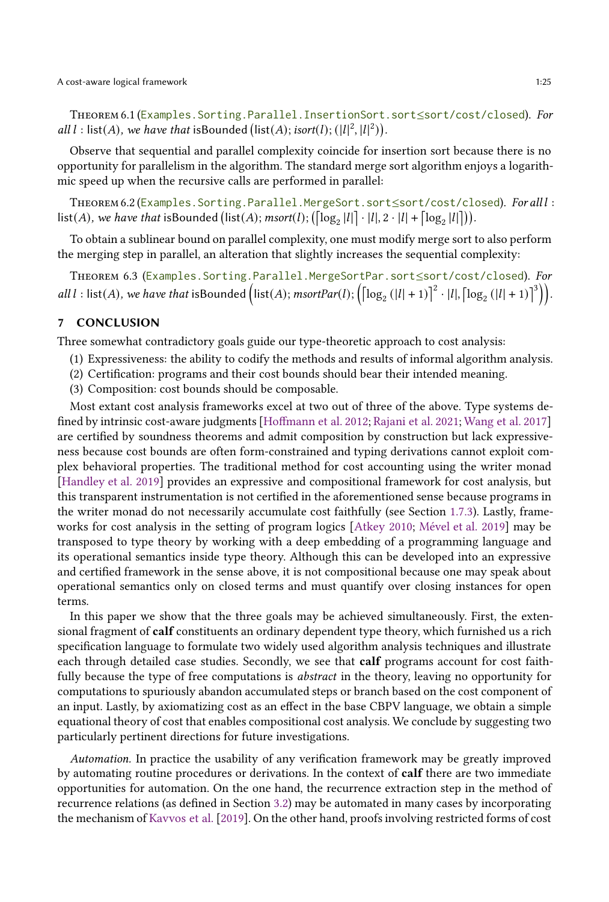Theorem 6.1 (`Examples.Sorting.Parallel.InsertionSort.sort≤sort/cost/closed`). *For all $l : \mathsf{list}(A)$, we have that* $\mathsf{isBounded}\left(\mathsf{list}(A); \mathit{isort}(l); (|l|^2, |l|^2)\right)$.

Observe that sequential and parallel complexity coincide for insertion sort because there is no opportunity for parallelism in the algorithm. The standard merge sort algorithm enjoys a logarithmic speed up when the recursive calls are performed in parallel:

Theorem 6.2 (`Examples.Sorting.Parallel.MergeSort.sort≤sort/cost/closed`). *For all $l : \mathsf{list}(A)$, we have that* $\mathsf{isBounded}\left(\mathsf{list}(A); \mathit{msort}(l); (\lceil \log_2 |l| \rceil \cdot |l|, 2 \cdot |l| + \lceil \log_2 |l| \rceil)\right)$.

To obtain a sublinear bound on parallel complexity, one must modify merge sort to also perform the merging step in parallel, an alteration that slightly increases the sequential complexity:

Theorem 6.3 (`Examples.Sorting.Parallel.MergeSortPar.sort≤sort/cost/closed`). *For all $l : \mathsf{list}(A)$, we have that* $\mathsf{isBounded}\left(\mathsf{list}(A); \mathit{msortPar}(l); \left(\lceil \log_2 (|l| + 1) \rceil^2 \cdot |l|, \lceil \log_2 (|l| + 1) \rceil^3\right)\right)$.

## 7 CONCLUSION

Three somewhat contradictory goals guide our type-theoretic approach to cost analysis:

(1) Expressiveness: the ability to codify the methods and results of informal algorithm analysis.
(2) Certification: programs and their cost bounds should bear their intended meaning.
(3) Composition: cost bounds should be composable.

Most extant cost analysis frameworks excel at two out of three of the above. Type systems defined by intrinsic cost-aware judgments [Hoffmann et al. 2012; Rajani et al. 2021; Wang et al. 2017] are certified by soundness theorems and admit composition by construction but lack expressiveness because cost bounds are often form-constrained and typing derivations cannot exploit complex behavioral properties. The traditional method for cost accounting using the writer monad [Handley et al. 2019] provides an expressive and compositional framework for cost analysis, but this transparent instrumentation is not certified in the aforementioned sense because programs in the writer monad do not necessarily accumulate cost faithfully (see Section 1.7.3). Lastly, frameworks for cost analysis in the setting of program logics [Atkey 2010; Mével et al. 2019] may be transposed to type theory by working with a deep embedding of a programming language and its operational semantics inside type theory. Although this can be developed into an expressive and certified framework in the sense above, it is not compositional because one may speak about operational semantics only on closed terms and must quantify over closing instances for open terms.

In this paper we show that the three goals may be achieved simultaneously. First, the extensional fragment of **calf** constituents an ordinary dependent type theory, which furnished us a rich specification language to formulate two widely used algorithm analysis techniques and illustrate each through detailed case studies. Secondly, we see that **calf** programs account for cost faithfully because the type of free computations is *abstract* in the theory, leaving no opportunity for computations to spuriously abandon accumulated steps or branch based on the cost component of an input. Lastly, by axiomatizing cost as an effect in the base CBPV language, we obtain a simple equational theory of cost that enables compositional cost analysis. We conclude by suggesting two particularly pertinent directions for future investigations.

*Automation.* In practice the usability of any verification framework may be greatly improved by automating routine procedures or derivations. In the context of **calf** there are two immediate opportunities for automation. On the one hand, the recurrence extraction step in the method of recurrence relations (as defined in Section 3.2) may be automated in many cases by incorporating the mechanism of Kavvos et al. [2019]. On the other hand, proofs involving restricted forms of cost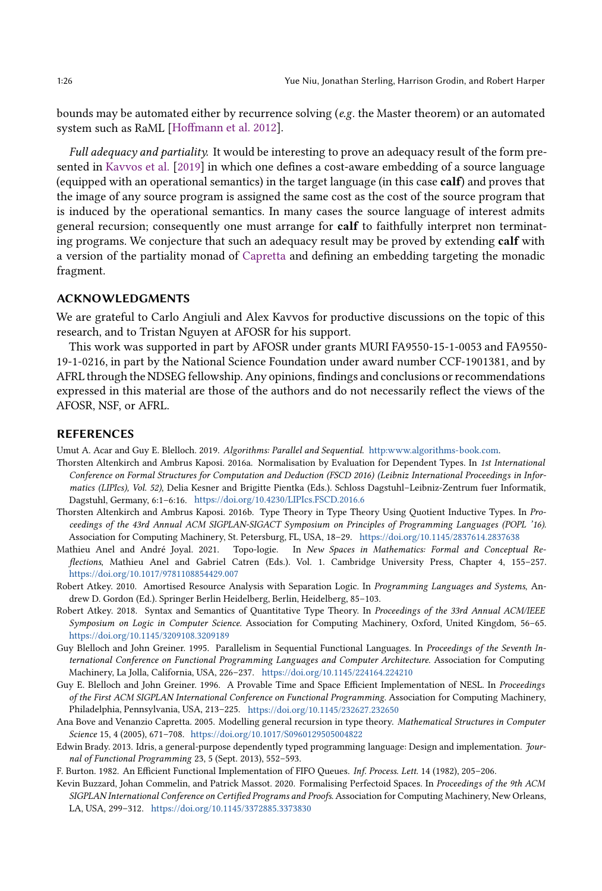bounds may be automated either by recurrence solving (*e.g.* the Master theorem) or an automated system such as RaML [Hoffmann et al. 2012].

*Full adequacy and partiality.* It would be interesting to prove an adequacy result of the form presented in Kavvos et al. [2019] in which one defines a cost-aware embedding of a source language (equipped with an operational semantics) in the target language (in this case **calf**) and proves that the image of any source program is assigned the same cost as the cost of the source program that is induced by the operational semantics. In many cases the source language of interest admits general recursion; consequently one must arrange for **calf** to faithfully interpret non terminating programs. We conjecture that such an adequacy result may be proved by extending **calf** with a version of the partiality monad of Capretta and defining an embedding targeting the monadic fragment.

## ACKNOWLEDGMENTS

We are grateful to Carlo Angiuli and Alex Kavvos for productive discussions on the topic of this research, and to Tristan Nguyen at AFOSR for his support.

This work was supported in part by AFOSR under grants MURI FA9550-15-1-0053 and FA9550-19-1-0216, in part by the National Science Foundation under award number CCF-1901381, and by AFRL through the NDSEG fellowship. Any opinions, findings and conclusions or recommendations expressed in this material are those of the authors and do not necessarily reflect the views of the AFOSR, NSF, or AFRL.

## REFERENCES

Umut A. Acar and Guy E. Blelloch. 2019. *Algorithms: Parallel and Sequential*. http:www.algorithms-book.com.

Thorsten Altenkirch and Ambrus Kaposi. 2016a. Normalisation by Evaluation for Dependent Types. In *1st International Conference on Formal Structures for Computation and Deduction (FSCD 2016) (Leibniz International Proceedings in Informatics (LIPIcs), Vol. 52)*, Delia Kesner and Brigitte Pientka (Eds.). Schloss Dagstuhl–Leibniz-Zentrum fuer Informatik, Dagstuhl, Germany, 6:1–6:16. https://doi.org/10.4230/LIPIcs.FSCD.2016.6

Thorsten Altenkirch and Ambrus Kaposi. 2016b. Type Theory in Type Theory Using Quotient Inductive Types. In *Proceedings of the 43rd Annual ACM SIGPLAN-SIGACT Symposium on Principles of Programming Languages (POPL '16)*. Association for Computing Machinery, St. Petersburg, FL, USA, 18–29. https://doi.org/10.1145/2837614.2837638

Mathieu Anel and André Joyal. 2021. Topo-logie. In *New Spaces in Mathematics: Formal and Conceptual Reflections*, Mathieu Anel and Gabriel Catren (Eds.). Vol. 1. Cambridge University Press, Chapter 4, 155–257. https://doi.org/10.1017/9781108854429.007

Robert Atkey. 2010. Amortised Resource Analysis with Separation Logic. In *Programming Languages and Systems*, Andrew D. Gordon (Ed.). Springer Berlin Heidelberg, Berlin, Heidelberg, 85–103.

Robert Atkey. 2018. Syntax and Semantics of Quantitative Type Theory. In *Proceedings of the 33rd Annual ACM/IEEE Symposium on Logic in Computer Science*. Association for Computing Machinery, Oxford, United Kingdom, 56–65. https://doi.org/10.1145/3209108.3209189

Guy Blelloch and John Greiner. 1995. Parallelism in Sequential Functional Languages. In *Proceedings of the Seventh International Conference on Functional Programming Languages and Computer Architecture*. Association for Computing Machinery, La Jolla, California, USA, 226–237. https://doi.org/10.1145/224164.224210

Guy E. Blelloch and John Greiner. 1996. A Provable Time and Space Efficient Implementation of NESL. In *Proceedings of the First ACM SIGPLAN International Conference on Functional Programming*. Association for Computing Machinery, Philadelphia, Pennsylvania, USA, 213–225. https://doi.org/10.1145/232627.232650

Ana Bove and Venanzio Capretta. 2005. Modelling general recursion in type theory. *Mathematical Structures in Computer Science* 15, 4 (2005), 671–708. https://doi.org/10.1017/S0960129505004822

Edwin Brady. 2013. Idris, a general-purpose dependently typed programming language: Design and implementation. *Journal of Functional Programming* 23, 5 (Sept. 2013), 552–593.

F. Burton. 1982. An Efficient Functional Implementation of FIFO Queues. *Inf. Process. Lett.* 14 (1982), 205–206.

Kevin Buzzard, Johan Commelin, and Patrick Massot. 2020. Formalising Perfectoid Spaces. In *Proceedings of the 9th ACM SIGPLAN International Conference on Certified Programs and Proofs*. Association for Computing Machinery, New Orleans, LA, USA, 299–312. https://doi.org/10.1145/3372885.3373830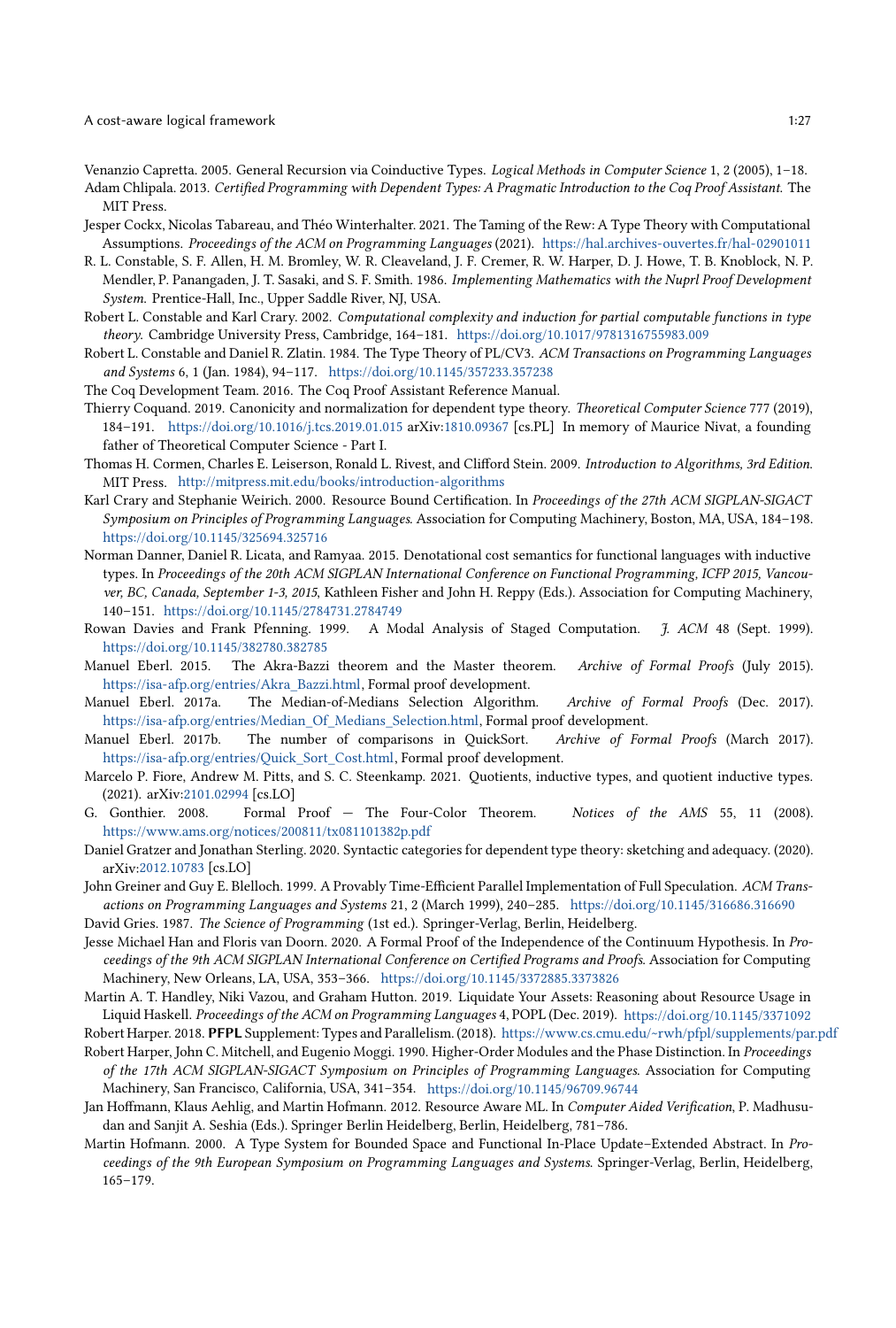Venanzio Capretta. 2005. General Recursion via Coinductive Types. *Logical Methods in Computer Science* 1, 2 (2005), 1–18.

Adam Chlipala. 2013. *Certified Programming with Dependent Types: A Pragmatic Introduction to the Coq Proof Assistant.* The MIT Press.

Jesper Cockx, Nicolas Tabareau, and Théo Winterhalter. 2021. The Taming of the Rew: A Type Theory with Computational Assumptions. *Proceedings of the ACM on Programming Languages* (2021). https://hal.archives-ouvertes.fr/hal-02901011

R. L. Constable, S. F. Allen, H. M. Bromley, W. R. Cleaveland, J. F. Cremer, R. W. Harper, D. J. Howe, T. B. Knoblock, N. P. Mendler, P. Panangaden, J. T. Sasaki, and S. F. Smith. 1986. *Implementing Mathematics with the Nuprl Proof Development System.* Prentice-Hall, Inc., Upper Saddle River, NJ, USA.

Robert L. Constable and Karl Crary. 2002. *Computational complexity and induction for partial computable functions in type theory.* Cambridge University Press, Cambridge, 164–181. https://doi.org/10.1017/9781316755983.009

Robert L. Constable and Daniel R. Zlatin. 1984. The Type Theory of PL/CV3. *ACM Transactions on Programming Languages and Systems* 6, 1 (Jan. 1984), 94–117. https://doi.org/10.1145/357233.357238

The Coq Development Team. 2016. The Coq Proof Assistant Reference Manual.

Thierry Coquand. 2019. Canonicity and normalization for dependent type theory. *Theoretical Computer Science* 777 (2019), 184–191. https://doi.org/10.1016/j.tcs.2019.01.015 arXiv:1810.09367 [cs.PL] In memory of Maurice Nivat, a founding father of Theoretical Computer Science - Part I.

Thomas H. Cormen, Charles E. Leiserson, Ronald L. Rivest, and Clifford Stein. 2009. *Introduction to Algorithms, 3rd Edition.* MIT Press. http://mitpress.mit.edu/books/introduction-algorithms

Karl Crary and Stephanie Weirich. 2000. Resource Bound Certification. In *Proceedings of the 27th ACM SIGPLAN-SIGACT Symposium on Principles of Programming Languages.* Association for Computing Machinery, Boston, MA, USA, 184–198. https://doi.org/10.1145/325694.325716

Norman Danner, Daniel R. Licata, and Ramyaa. 2015. Denotational cost semantics for functional languages with inductive types. In *Proceedings of the 20th ACM SIGPLAN International Conference on Functional Programming, ICFP 2015, Vancouver, BC, Canada, September 1-3, 2015*, Kathleen Fisher and John H. Reppy (Eds.). Association for Computing Machinery, 140–151. https://doi.org/10.1145/2784731.2784749

Rowan Davies and Frank Pfenning. 1999. A Modal Analysis of Staged Computation. *J. ACM* 48 (Sept. 1999). https://doi.org/10.1145/382780.382785

Manuel Eberl. 2015. The Akra-Bazzi theorem and the Master theorem. *Archive of Formal Proofs* (July 2015). https://isa-afp.org/entries/Akra_Bazzi.html, Formal proof development.

Manuel Eberl. 2017a. The Median-of-Medians Selection Algorithm. *Archive of Formal Proofs* (Dec. 2017). https://isa-afp.org/entries/Median_Of_Medians_Selection.html, Formal proof development.

Manuel Eberl. 2017b. The number of comparisons in QuickSort. *Archive of Formal Proofs* (March 2017). https://isa-afp.org/entries/Quick_Sort_Cost.html, Formal proof development.

Marcelo P. Fiore, Andrew M. Pitts, and S. C. Steenkamp. 2021. Quotients, inductive types, and quotient inductive types. (2021). arXiv:2101.02994 [cs.LO]

G. Gonthier. 2008. Formal Proof — The Four-Color Theorem. *Notices of the AMS* 55, 11 (2008). https://www.ams.org/notices/200811/tx081101382p.pdf

Daniel Gratzer and Jonathan Sterling. 2020. Syntactic categories for dependent type theory: sketching and adequacy. (2020). arXiv:2012.10783 [cs.LO]

John Greiner and Guy E. Blelloch. 1999. A Provably Time-Efficient Parallel Implementation of Full Speculation. *ACM Transactions on Programming Languages and Systems* 21, 2 (March 1999), 240–285. https://doi.org/10.1145/316686.316690

David Gries. 1987. *The Science of Programming* (1st ed.). Springer-Verlag, Berlin, Heidelberg.

Jesse Michael Han and Floris van Doorn. 2020. A Formal Proof of the Independence of the Continuum Hypothesis. In *Proceedings of the 9th ACM SIGPLAN International Conference on Certified Programs and Proofs.* Association for Computing Machinery, New Orleans, LA, USA, 353–366. https://doi.org/10.1145/3372885.3373826

Martin A. T. Handley, Niki Vazou, and Graham Hutton. 2019. Liquidate Your Assets: Reasoning about Resource Usage in Liquid Haskell. *Proceedings of the ACM on Programming Languages* 4, POPL (Dec. 2019). https://doi.org/10.1145/3371092

Robert Harper. 2018. **PFPL** Supplement: Types and Parallelism. (2018). https://www.cs.cmu.edu/~rwh/pfpl/supplements/par.pdf

Robert Harper, John C. Mitchell, and Eugenio Moggi. 1990. Higher-Order Modules and the Phase Distinction. In *Proceedings of the 17th ACM SIGPLAN-SIGACT Symposium on Principles of Programming Languages.* Association for Computing Machinery, San Francisco, California, USA, 341–354. https://doi.org/10.1145/96709.96744

Jan Hoffmann, Klaus Aehlig, and Martin Hofmann. 2012. Resource Aware ML. In *Computer Aided Verification*, P. Madhusudan and Sanjit A. Seshia (Eds.). Springer Berlin Heidelberg, Berlin, Heidelberg, 781–786.

Martin Hofmann. 2000. A Type System for Bounded Space and Functional In-Place Update–Extended Abstract. In *Proceedings of the 9th European Symposium on Programming Languages and Systems.* Springer-Verlag, Berlin, Heidelberg, 165–179.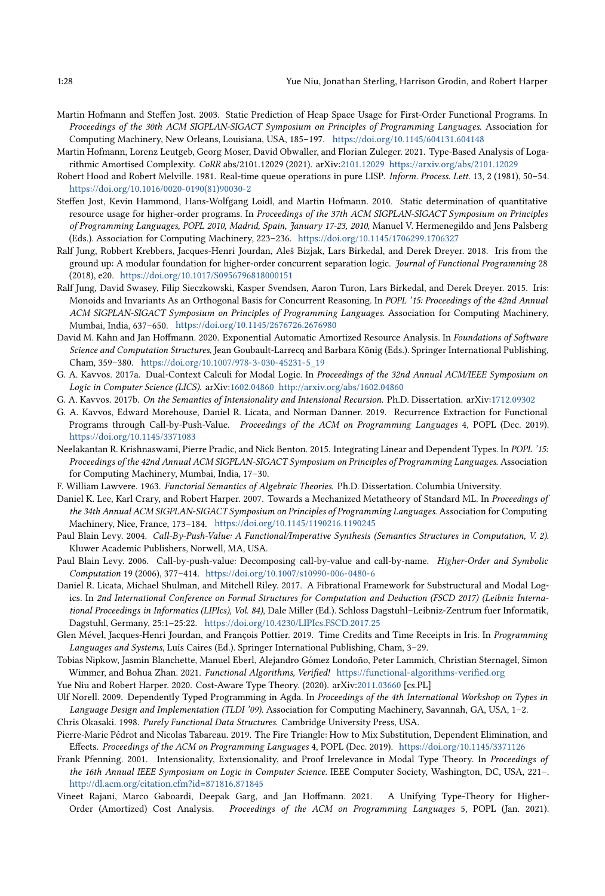Martin Hofmann and Steffen Jost. 2003. Static Prediction of Heap Space Usage for First-Order Functional Programs. In *Proceedings of the 30th ACM SIGPLAN-SIGACT Symposium on Principles of Programming Languages*. Association for Computing Machinery, New Orleans, Louisiana, USA, 185–197. https://doi.org/10.1145/604131.604148

Martin Hofmann, Lorenz Leutgeb, Georg Moser, David Obwaller, and Florian Zuleger. 2021. Type-Based Analysis of Logarithmic Amortised Complexity. *CoRR* abs/2101.12029 (2021). arXiv:2101.12029 https://arxiv.org/abs/2101.12029

Robert Hood and Robert Melville. 1981. Real-time queue operations in pure LISP. *Inform. Process. Lett.* 13, 2 (1981), 50–54. https://doi.org/10.1016/0020-0190(81)90030-2

Steffen Jost, Kevin Hammond, Hans-Wolfgang Loidl, and Martin Hofmann. 2010. Static determination of quantitative resource usage for higher-order programs. In *Proceedings of the 37th ACM SIGPLAN-SIGACT Symposium on Principles of Programming Languages, POPL 2010, Madrid, Spain, January 17-23, 2010*, Manuel V. Hermenegildo and Jens Palsberg (Eds.). Association for Computing Machinery, 223–236. https://doi.org/10.1145/1706299.1706327

Ralf Jung, Robbert Krebbers, Jacques-Henri Jourdan, Aleš Bizjak, Lars Birkedal, and Derek Dreyer. 2018. Iris from the ground up: A modular foundation for higher-order concurrent separation logic. *Journal of Functional Programming* 28 (2018), e20. https://doi.org/10.1017/S0956796818000151

Ralf Jung, David Swasey, Filip Sieczkowski, Kasper Svendsen, Aaron Turon, Lars Birkedal, and Derek Dreyer. 2015. Iris: Monoids and Invariants As an Orthogonal Basis for Concurrent Reasoning. In *POPL '15: Proceedings of the 42nd Annual ACM SIGPLAN-SIGACT Symposium on Principles of Programming Languages*. Association for Computing Machinery, Mumbai, India, 637–650. https://doi.org/10.1145/2676726.2676980

David M. Kahn and Jan Hoffmann. 2020. Exponential Automatic Amortized Resource Analysis. In *Foundations of Software Science and Computation Structures*, Jean Goubault-Larrecq and Barbara König (Eds.). Springer International Publishing, Cham, 359–380. https://doi.org/10.1007/978-3-030-45231-5_19

G. A. Kavvos. 2017a. Dual-Context Calculi for Modal Logic. In *Proceedings of the 32nd Annual ACM/IEEE Symposium on Logic in Computer Science (LICS)*. arXiv:1602.04860 http://arxiv.org/abs/1602.04860

G. A. Kavvos. 2017b. *On the Semantics of Intensionality and Intensional Recursion.* Ph.D. Dissertation. arXiv:1712.09302

G. A. Kavvos, Edward Morehouse, Daniel R. Licata, and Norman Danner. 2019. Recurrence Extraction for Functional Programs through Call-by-Push-Value. *Proceedings of the ACM on Programming Languages* 4, POPL (Dec. 2019). https://doi.org/10.1145/3371083

Neelakantan R. Krishnaswami, Pierre Pradic, and Nick Benton. 2015. Integrating Linear and Dependent Types. In *POPL '15: Proceedings of the 42nd Annual ACM SIGPLAN-SIGACT Symposium on Principles of Programming Languages*. Association for Computing Machinery, Mumbai, India, 17–30.

F. William Lawvere. 1963. *Functorial Semantics of Algebraic Theories.* Ph.D. Dissertation. Columbia University.

Daniel K. Lee, Karl Crary, and Robert Harper. 2007. Towards a Mechanized Metatheory of Standard ML. In *Proceedings of the 34th Annual ACM SIGPLAN-SIGACT Symposium on Principles of Programming Languages*. Association for Computing Machinery, Nice, France, 173–184. https://doi.org/10.1145/1190216.1190245

Paul Blain Levy. 2004. *Call-By-Push-Value: A Functional/Imperative Synthesis (Semantics Structures in Computation, V. 2).* Kluwer Academic Publishers, Norwell, MA, USA.

Paul Blain Levy. 2006. Call-by-push-value: Decomposing call-by-value and call-by-name. *Higher-Order and Symbolic Computation* 19 (2006), 377–414. https://doi.org/10.1007/s10990-006-0480-6

Daniel R. Licata, Michael Shulman, and Mitchell Riley. 2017. A Fibrational Framework for Substructural and Modal Logics. In *2nd International Conference on Formal Structures for Computation and Deduction (FSCD 2017) (Leibniz International Proceedings in Informatics (LIPIcs), Vol. 84)*, Dale Miller (Ed.). Schloss Dagstuhl–Leibniz-Zentrum fuer Informatik, Dagstuhl, Germany, 25:1–25:22. https://doi.org/10.4230/LIPIcs.FSCD.2017.25

Glen Mével, Jacques-Henri Jourdan, and François Pottier. 2019. Time Credits and Time Receipts in Iris. In *Programming Languages and Systems*, Luís Caires (Ed.). Springer International Publishing, Cham, 3–29.

Tobias Nipkow, Jasmin Blanchette, Manuel Eberl, Alejandro Gómez Londoño, Peter Lammich, Christian Sternagel, Simon Wimmer, and Bohua Zhan. 2021. *Functional Algorithms, Verified!* https://functional-algorithms-verified.org

Yue Niu and Robert Harper. 2020. Cost-Aware Type Theory. (2020). arXiv:2011.03660 [cs.PL]

Ulf Norell. 2009. Dependently Typed Programming in Agda. In *Proceedings of the 4th International Workshop on Types in Language Design and Implementation (TLDI '09)*. Association for Computing Machinery, Savannah, GA, USA, 1–2.

Chris Okasaki. 1998. *Purely Functional Data Structures.* Cambridge University Press, USA.

Pierre-Marie Pédrot and Nicolas Tabareau. 2019. The Fire Triangle: How to Mix Substitution, Dependent Elimination, and Effects. *Proceedings of the ACM on Programming Languages* 4, POPL (Dec. 2019). https://doi.org/10.1145/3371126

Frank Pfenning. 2001. Intensionality, Extensionality, and Proof Irrelevance in Modal Type Theory. In *Proceedings of the 16th Annual IEEE Symposium on Logic in Computer Science*. IEEE Computer Society, Washington, DC, USA, 221–. http://dl.acm.org/citation.cfm?id=871816.871845

Vineet Rajani, Marco Gaboardi, Deepak Garg, and Jan Hoffmann. 2021. A Unifying Type-Theory for Higher-Order (Amortized) Cost Analysis. *Proceedings of the ACM on Programming Languages* 5, POPL (Jan. 2021).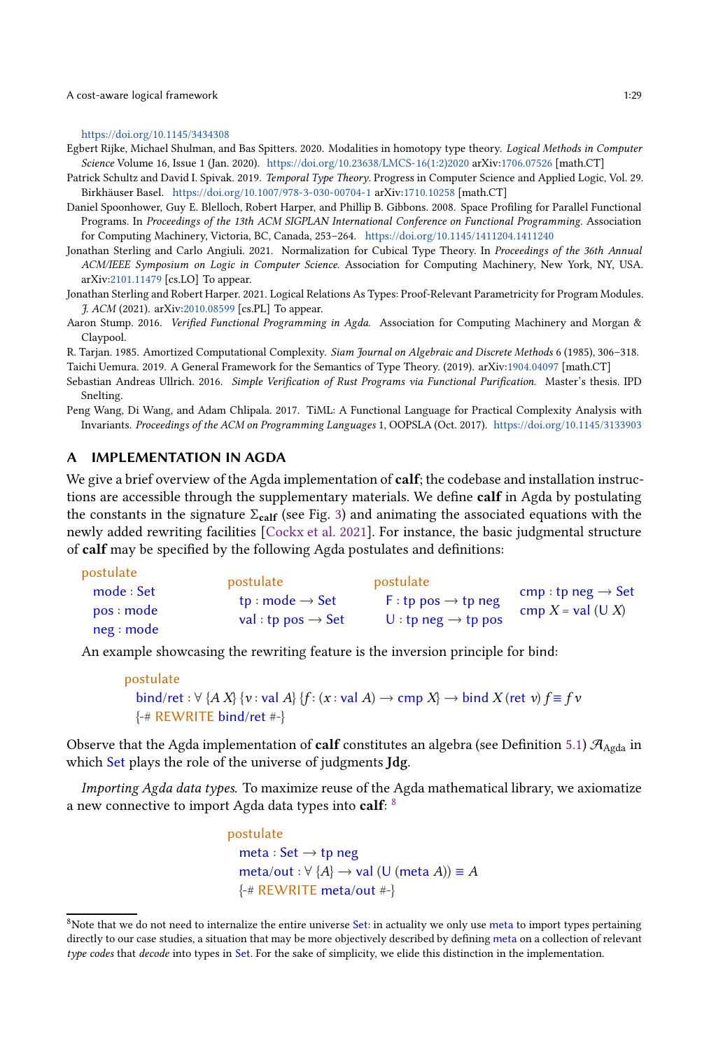https://doi.org/10.1145/3434308

Egbert Rijke, Michael Shulman, and Bas Spitters. 2020. Modalities in homotopy type theory. *Logical Methods in Computer Science* Volume 16, Issue 1 (Jan. 2020). https://doi.org/10.23638/LMCS-16(1:2)2020 arXiv:1706.07526 [math.CT]

Patrick Schultz and David I. Spivak. 2019. *Temporal Type Theory.* Progress in Computer Science and Applied Logic, Vol. 29. Birkhäuser Basel. https://doi.org/10.1007/978-3-030-00704-1 arXiv:1710.10258 [math.CT]

Daniel Spoonhower, Guy E. Blelloch, Robert Harper, and Phillip B. Gibbons. 2008. Space Profiling for Parallel Functional Programs. In *Proceedings of the 13th ACM SIGPLAN International Conference on Functional Programming.* Association for Computing Machinery, Victoria, BC, Canada, 253–264. https://doi.org/10.1145/1411204.1411240

Jonathan Sterling and Carlo Angiuli. 2021. Normalization for Cubical Type Theory. In *Proceedings of the 36th Annual ACM/IEEE Symposium on Logic in Computer Science.* Association for Computing Machinery, New York, NY, USA. arXiv:2101.11479 [cs.LO] To appear.

Jonathan Sterling and Robert Harper. 2021. Logical Relations As Types: Proof-Relevant Parametricity for Program Modules. *J. ACM* (2021). arXiv:2010.08599 [cs.PL] To appear.

Aaron Stump. 2016. *Verified Functional Programming in Agda.* Association for Computing Machinery and Morgan & Claypool.

R. Tarjan. 1985. Amortized Computational Complexity. *Siam Journal on Algebraic and Discrete Methods* 6 (1985), 306–318.

Taichi Uemura. 2019. A General Framework for the Semantics of Type Theory. (2019). arXiv:1904.04097 [math.CT]

Sebastian Andreas Ullrich. 2016. *Simple Verification of Rust Programs via Functional Purification.* Master's thesis. IPD Snelting.

Peng Wang, Di Wang, and Adam Chlipala. 2017. TiML: A Functional Language for Practical Complexity Analysis with Invariants. *Proceedings of the ACM on Programming Languages* 1, OOPSLA (Oct. 2017). https://doi.org/10.1145/3133903

## A IMPLEMENTATION IN AGDA

We give a brief overview of the Agda implementation of **calf**; the codebase and installation instructions are accessible through the supplementary materials. We define **calf** in Agda by postulating the constants in the signature $\Sigma_{\mathbf{calf}}$ (see Fig. 3) and animating the associated equations with the newly added rewriting facilities [Cockx et al. 2021]. For instance, the basic judgmental structure of **calf** may be specified by the following Agda postulates and definitions:

```
postulate
  mode : Set
  pos : mode
  neg : mode

postulate
  tp : mode → Set
  val : tp pos → Set

postulate
  F : tp pos → tp neg
  U : tp neg → tp pos

cmp : tp neg → Set
cmp X = val (U X)
```

An example showcasing the rewriting feature is the inversion principle for bind:

```
postulate
  bind/ret : ∀ {A X} {v : val A} {f : (x : val A) → cmp X} → bind X (ret v) f ≡ f v
  {-# REWRITE bind/ret #-}
```

Observe that the Agda implementation of **calf** constitutes an algebra (see Definition 5.1) $\mathcal{A}_{\text{Agda}}$ in which Set plays the role of the universe of judgments **Jdg**.

*Importing Agda data types.* To maximize reuse of the Agda mathematical library, we axiomatize a new connective to import Agda data types into **calf**: [8]

```
postulate
  meta : Set → tp neg
  meta/out : ∀ {A} → val (U (meta A)) ≡ A
  {-# REWRITE meta/out #-}
```

[8]Note that we do not need to internalize the entire universe Set: in actuality we only use meta to import types pertaining directly to our case studies, a situation that may be more objectively described by defining meta on a collection of relevant *type codes* that *decode* into types in Set. For the sake of simplicity, we elide this distinction in the implementation.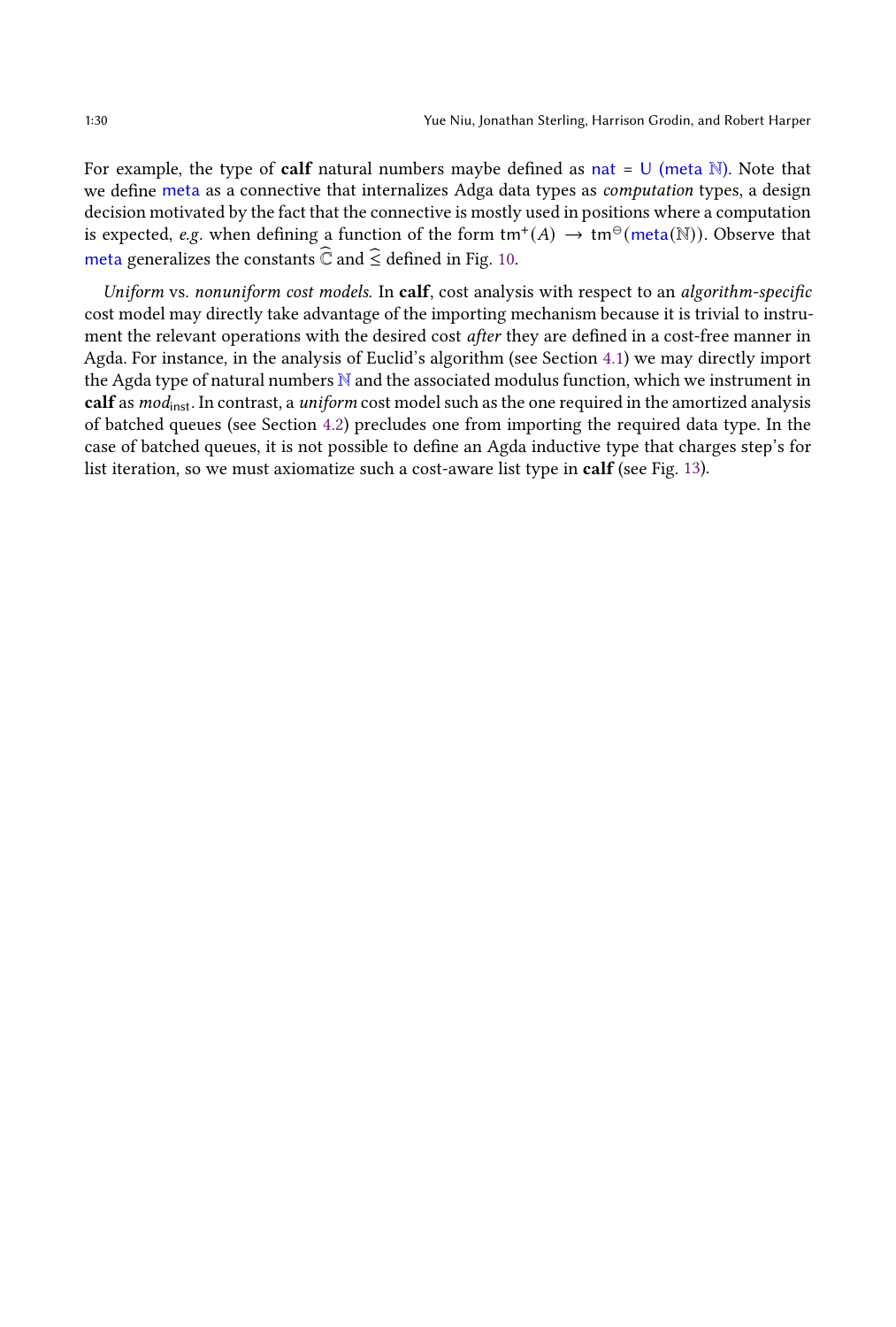For example, the type of **calf** natural numbers maybe defined as nat = U (meta $\mathbb{N}$). Note that we define meta as a connective that internalizes Adga data types as *computation* types, a design decision motivated by the fact that the connective is mostly used in positions where a computation is expected, *e.g.* when defining a function of the form $\mathsf{tm}^{+}(A) \to \mathsf{tm}^{\ominus}(\mathsf{meta}(\mathbb{N}))$. Observe that meta generalizes the constants $\widehat{\mathbb{C}}$ and $\widehat{\leq}$ defined in Fig. 10.

*Uniform* vs. *nonuniform cost models.* In **calf**, cost analysis with respect to an *algorithm-specific* cost model may directly take advantage of the importing mechanism because it is trivial to instrument the relevant operations with the desired cost *after* they are defined in a cost-free manner in Agda. For instance, in the analysis of Euclid's algorithm (see Section 4.1) we may directly import the Agda type of natural numbers $\mathbb{N}$ and the associated modulus function, which we instrument in **calf** as $mod_{\mathsf{inst}}$. In contrast, a *uniform* cost model such as the one required in the amortized analysis of batched queues (see Section 4.2) precludes one from importing the required data type. In the case of batched queues, it is not possible to define an Agda inductive type that charges step's for list iteration, so we must axiomatize such a cost-aware list type in **calf** (see Fig. 13).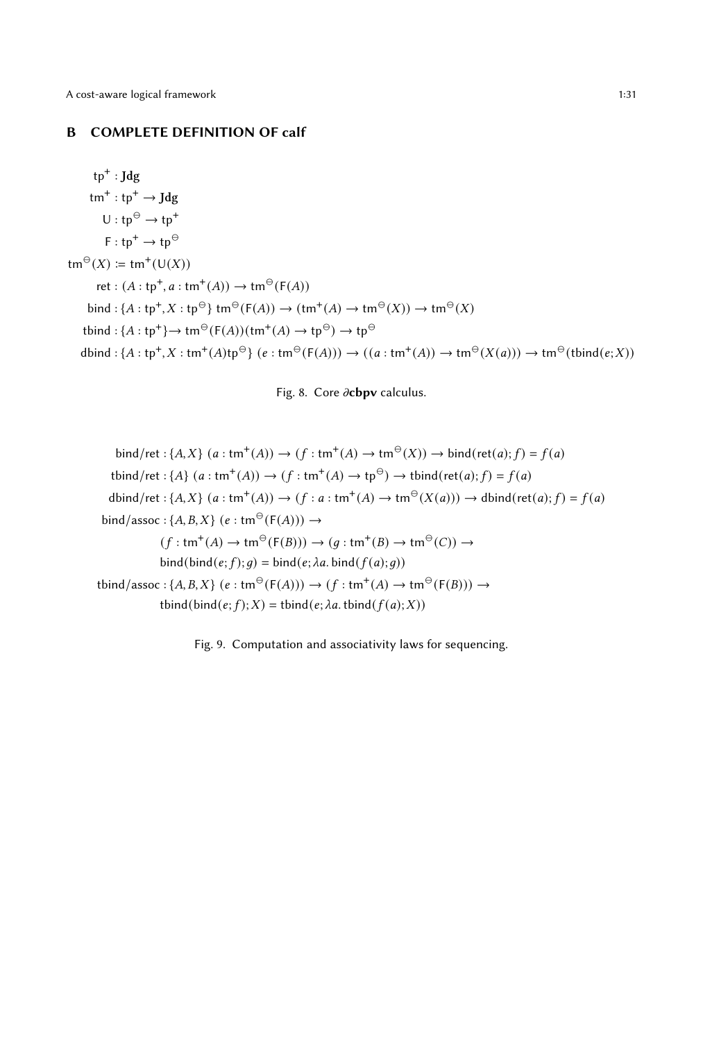## B COMPLETE DEFINITION OF calf

$$
\begin{aligned}
\mathsf{tp}^{+} &: \mathbf{Jdg} \\
\mathsf{tm}^{+} &: \mathsf{tp}^{+} \to \mathbf{Jdg} \\
\mathsf{U} &: \mathsf{tp}^{\ominus} \to \mathsf{tp}^{+} \\
\mathsf{F} &: \mathsf{tp}^{+} \to \mathsf{tp}^{\ominus} \\
\mathsf{tm}^{\ominus}(X) &\coloneqq \mathsf{tm}^{+}(\mathsf{U}(X)) \\
\mathsf{ret} &: (A : \mathsf{tp}^{+}, a : \mathsf{tm}^{+}(A)) \to \mathsf{tm}^{\ominus}(\mathsf{F}(A)) \\
\mathsf{bind} &: \{A : \mathsf{tp}^{+}, X : \mathsf{tp}^{\ominus}\}\ \mathsf{tm}^{\ominus}(\mathsf{F}(A)) \to (\mathsf{tm}^{+}(A) \to \mathsf{tm}^{\ominus}(X)) \to \mathsf{tm}^{\ominus}(X) \\
\mathsf{tbind} &: \{A : \mathsf{tp}^{+}\} \to \mathsf{tm}^{\ominus}(\mathsf{F}(A))(\mathsf{tm}^{+}(A) \to \mathsf{tp}^{\ominus}) \to \mathsf{tp}^{\ominus} \\
\mathsf{dbind} &: \{A : \mathsf{tp}^{+}, X : \mathsf{tm}^{+}(A)\mathsf{tp}^{\ominus}\}\ (e : \mathsf{tm}^{\ominus}(\mathsf{F}(A))) \to ((a : \mathsf{tm}^{+}(A)) \to \mathsf{tm}^{\ominus}(X(a))) \to \mathsf{tm}^{\ominus}(\mathsf{tbind}(e; X))
\end{aligned}
$$

Fig. 8. Core ∂**cbpv** calculus.

$$
\begin{aligned}
\mathsf{bind/ret} &: \{A, X\}\ (a : \mathsf{tm}^{+}(A)) \to (f : \mathsf{tm}^{+}(A) \to \mathsf{tm}^{\ominus}(X)) \to \mathsf{bind}(\mathsf{ret}(a); f) = f(a) \\
\mathsf{tbind/ret} &: \{A\}\ (a : \mathsf{tm}^{+}(A)) \to (f : \mathsf{tm}^{+}(A) \to \mathsf{tp}^{\ominus}) \to \mathsf{tbind}(\mathsf{ret}(a); f) = f(a) \\
\mathsf{dbind/ret} &: \{A, X\}\ (a : \mathsf{tm}^{+}(A)) \to (f : a : \mathsf{tm}^{+}(A) \to \mathsf{tm}^{\ominus}(X(a))) \to \mathsf{dbind}(\mathsf{ret}(a); f) = f(a) \\
\mathsf{bind/assoc} &: \{A, B, X\}\ (e : \mathsf{tm}^{\ominus}(\mathsf{F}(A))) \to \\
&\qquad (f : \mathsf{tm}^{+}(A) \to \mathsf{tm}^{\ominus}(\mathsf{F}(B))) \to (g : \mathsf{tm}^{+}(B) \to \mathsf{tm}^{\ominus}(C)) \to \\
&\qquad \mathsf{bind}(\mathsf{bind}(e; f); g) = \mathsf{bind}(e; \lambda a.\, \mathsf{bind}(f(a); g)) \\
\mathsf{tbind/assoc} &: \{A, B, X\}\ (e : \mathsf{tm}^{\ominus}(\mathsf{F}(A))) \to (f : \mathsf{tm}^{+}(A) \to \mathsf{tm}^{\ominus}(\mathsf{F}(B))) \to \\
&\qquad \mathsf{tbind}(\mathsf{bind}(e; f); X) = \mathsf{tbind}(e; \lambda a.\, \mathsf{tbind}(f(a); X))
\end{aligned}
$$

Fig. 9. Computation and associativity laws for sequencing.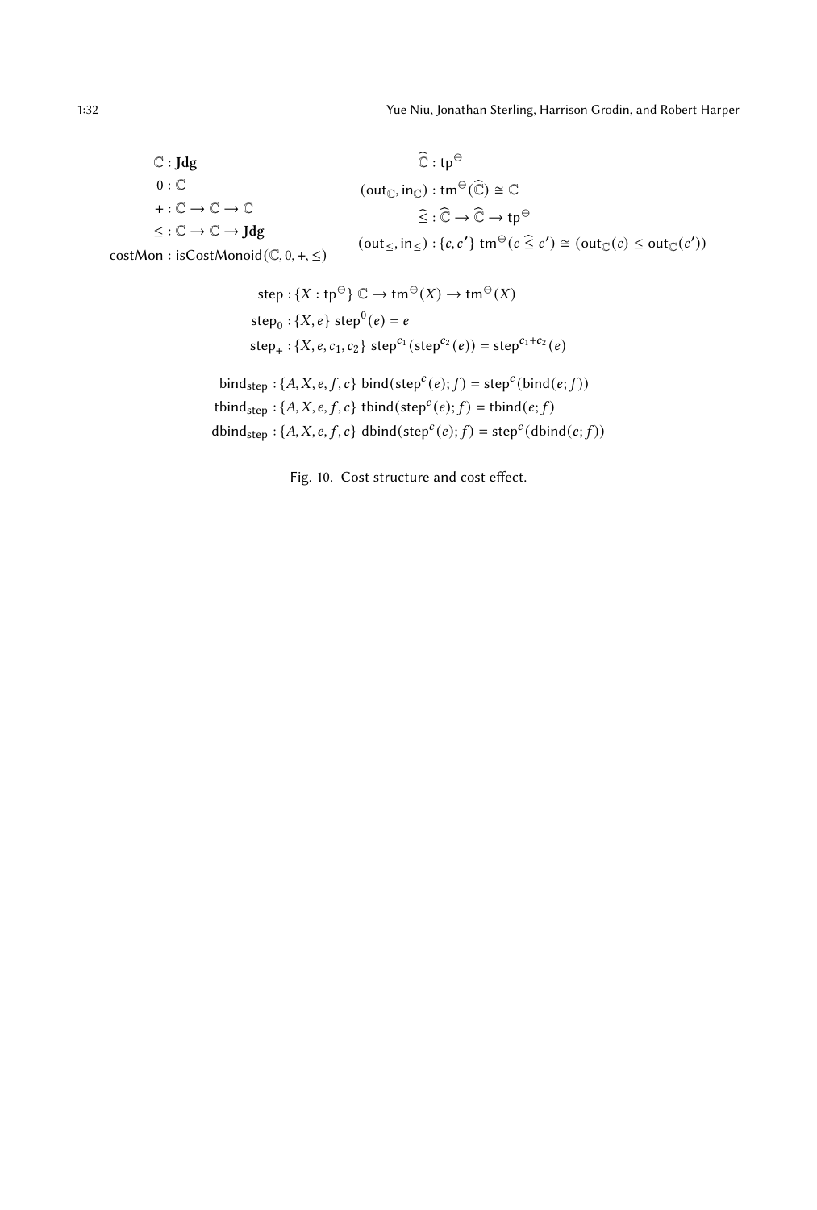$$
\begin{aligned}
\mathbb{C} &: \mathbf{Jdg} \\
0 &: \mathbb{C} \\
+ &: \mathbb{C} \to \mathbb{C} \to \mathbb{C} \\
\leq &: \mathbb{C} \to \mathbb{C} \to \mathbf{Jdg} \\
\mathsf{costMon} &: \mathsf{isCostMonoid}(\mathbb{C}, 0, +, \leq)
\end{aligned}
\qquad
\begin{aligned}
\widehat{\mathbb{C}} &: \mathsf{tp}^{\ominus} \\
(\mathsf{out}_{\mathbb{C}}, \mathsf{in}_{\mathbb{C}}) &: \mathsf{tm}^{\ominus}(\widehat{\mathbb{C}}) \cong \mathbb{C} \\
\widehat{\leq} &: \widehat{\mathbb{C}} \to \widehat{\mathbb{C}} \to \mathsf{tp}^{\ominus} \\
(\mathsf{out}_{\leq}, \mathsf{in}_{\leq}) &: \{c, c'\}\ \mathsf{tm}^{\ominus}(c \mathrel{\widehat{\leq}} c') \cong (\mathsf{out}_{\mathbb{C}}(c) \leq \mathsf{out}_{\mathbb{C}}(c'))
\end{aligned}
$$

$$
\begin{aligned}
\mathsf{step} &: \{X : \mathsf{tp}^{\ominus}\}\ \mathbb{C} \to \mathsf{tm}^{\ominus}(X) \to \mathsf{tm}^{\ominus}(X) \\
\mathsf{step}_0 &: \{X, e\}\ \mathsf{step}^{0}(e) = e \\
\mathsf{step}_+ &: \{X, e, c_1, c_2\}\ \mathsf{step}^{c_1}(\mathsf{step}^{c_2}(e)) = \mathsf{step}^{c_1 + c_2}(e)
\end{aligned}
$$

$$
\begin{aligned}
\mathsf{bind}_{\mathsf{step}} &: \{A, X, e, f, c\}\ \mathsf{bind}(\mathsf{step}^{c}(e); f) = \mathsf{step}^{c}(\mathsf{bind}(e; f)) \\
\mathsf{tbind}_{\mathsf{step}} &: \{A, X, e, f, c\}\ \mathsf{tbind}(\mathsf{step}^{c}(e); f) = \mathsf{tbind}(e; f) \\
\mathsf{dbind}_{\mathsf{step}} &: \{A, X, e, f, c\}\ \mathsf{dbind}(\mathsf{step}^{c}(e); f) = \mathsf{step}^{c}(\mathsf{dbind}(e; f))
\end{aligned}
$$

Fig. 10. Cost structure and cost effect.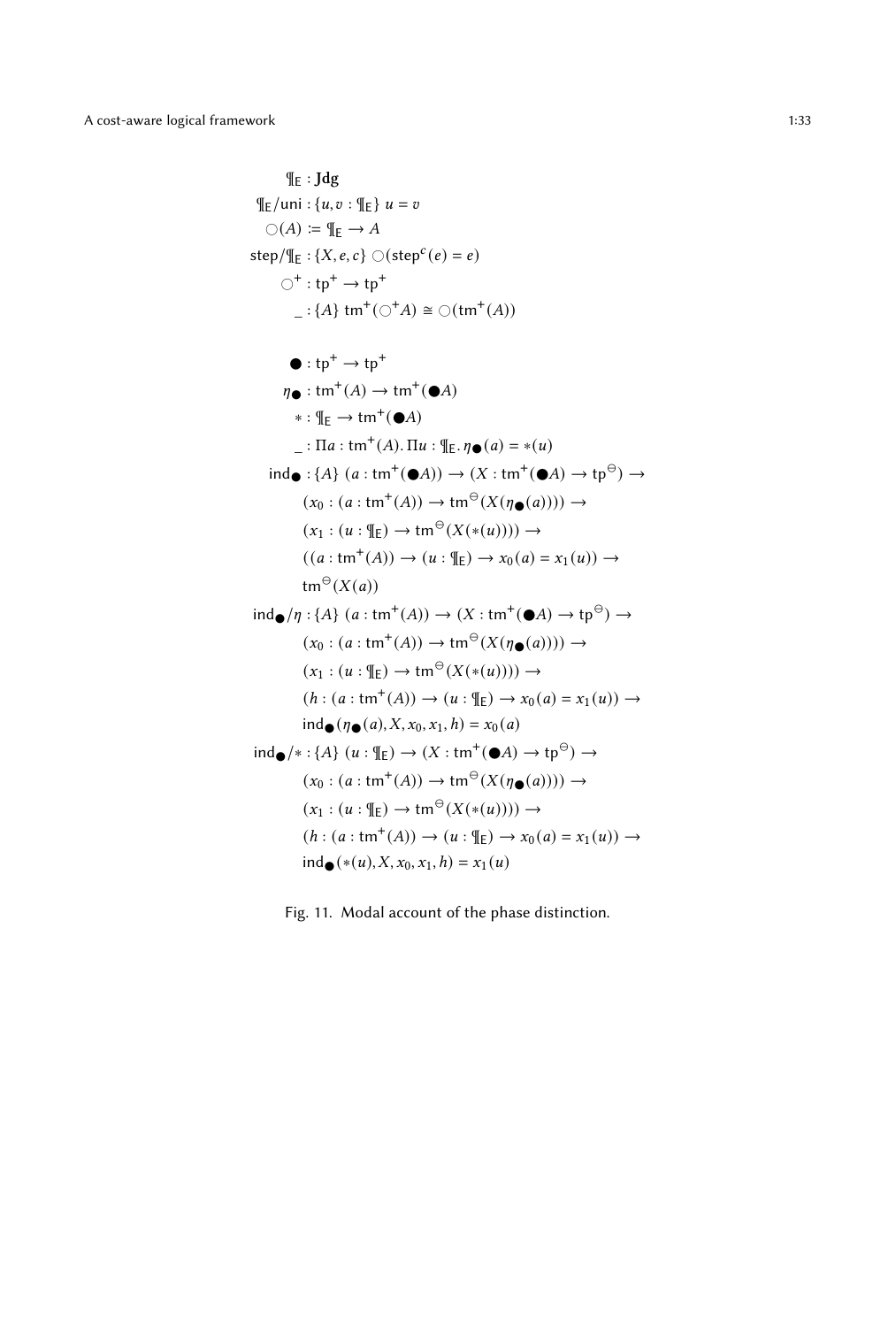$$
\begin{aligned}
\P_{\mathsf{E}} &: \mathbf{Jdg} \\
\P_{\mathsf{E}}/\mathsf{uni} &: \{u, v : \P_{\mathsf{E}}\}\ u = v \\
\bigcirc(A) &:= \P_{\mathsf{E}} \to A \\
\mathsf{step}/\P_{\mathsf{E}} &: \{X, e, c\}\ \bigcirc(\mathsf{step}^c(e) = e) \\
\bigcirc^+ &: \mathsf{tp}^+ \to \mathsf{tp}^+ \\
\_ &: \{A\}\ \mathsf{tm}^+(\bigcirc^+ A) \cong \bigcirc(\mathsf{tm}^+(A))
\end{aligned}
$$

$$
\begin{aligned}
\bullet &: \mathsf{tp}^+ \to \mathsf{tp}^+ \\
\eta_\bullet &: \mathsf{tm}^+(A) \to \mathsf{tm}^+(\bullet A) \\
* &: \P_{\mathsf{E}} \to \mathsf{tm}^+(\bullet A) \\
\_ &: \Pi a : \mathsf{tm}^+(A).\ \Pi u : \P_{\mathsf{E}}.\ \eta_\bullet(a) = *(u) \\
\mathsf{ind}_\bullet &: \{A\}\ (a : \mathsf{tm}^+(\bullet A)) \to (X : \mathsf{tm}^+(\bullet A) \to \mathsf{tp}^\ominus) \to \\
&\quad (x_0 : (a : \mathsf{tm}^+(A)) \to \mathsf{tm}^\ominus(X(\eta_\bullet(a)))) \to \\
&\quad (x_1 : (u : \P_{\mathsf{E}}) \to \mathsf{tm}^\ominus(X(*(u)))) \to \\
&\quad ((a : \mathsf{tm}^+(A)) \to (u : \P_{\mathsf{E}}) \to x_0(a) = x_1(u)) \to \\
&\quad \mathsf{tm}^\ominus(X(a)) \\
\mathsf{ind}_\bullet/\eta &: \{A\}\ (a : \mathsf{tm}^+(A)) \to (X : \mathsf{tm}^+(\bullet A) \to \mathsf{tp}^\ominus) \to \\
&\quad (x_0 : (a : \mathsf{tm}^+(A)) \to \mathsf{tm}^\ominus(X(\eta_\bullet(a)))) \to \\
&\quad (x_1 : (u : \P_{\mathsf{E}}) \to \mathsf{tm}^\ominus(X(*(u)))) \to \\
&\quad (h : (a : \mathsf{tm}^+(A)) \to (u : \P_{\mathsf{E}}) \to x_0(a) = x_1(u)) \to \\
&\quad \mathsf{ind}_\bullet(\eta_\bullet(a), X, x_0, x_1, h) = x_0(a) \\
\mathsf{ind}_\bullet/* &: \{A\}\ (u : \P_{\mathsf{E}}) \to (X : \mathsf{tm}^+(\bullet A) \to \mathsf{tp}^\ominus) \to \\
&\quad (x_0 : (a : \mathsf{tm}^+(A)) \to \mathsf{tm}^\ominus(X(\eta_\bullet(a)))) \to \\
&\quad (x_1 : (u : \P_{\mathsf{E}}) \to \mathsf{tm}^\ominus(X(*(u)))) \to \\
&\quad (h : (a : \mathsf{tm}^+(A)) \to (u : \P_{\mathsf{E}}) \to x_0(a) = x_1(u)) \to \\
&\quad \mathsf{ind}_\bullet(*(u), X, x_0, x_1, h) = x_1(u)
\end{aligned}
$$

Fig. 11. Modal account of the phase distinction.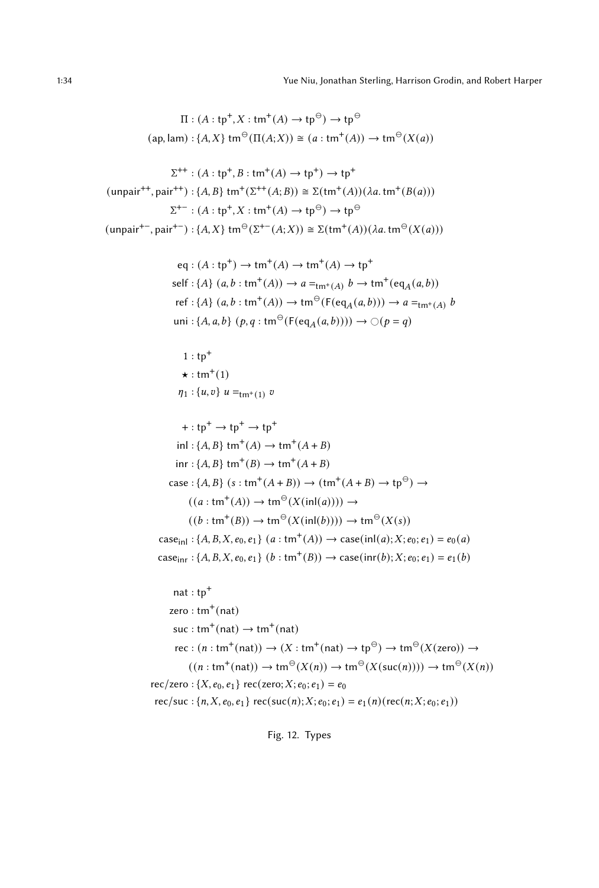$$
\begin{aligned}
\Pi &: (A : \mathsf{tp}^+, X : \mathsf{tm}^+(A) \to \mathsf{tp}^\ominus) \to \mathsf{tp}^\ominus \\
(\mathsf{ap}, \mathsf{lam}) &: \{A, X\}\ \mathsf{tm}^\ominus(\Pi(A; X)) \cong (a : \mathsf{tm}^+(A)) \to \mathsf{tm}^\ominus(X(a))
\end{aligned}
$$

$$
\begin{aligned}
\Sigma^{++} &: (A : \mathsf{tp}^+, B : \mathsf{tm}^+(A) \to \mathsf{tp}^+) \to \mathsf{tp}^+ \\
(\mathsf{unpair}^{++}, \mathsf{pair}^{++}) &: \{A, B\}\ \mathsf{tm}^+(\Sigma^{++}(A; B)) \cong \Sigma(\mathsf{tm}^+(A))(\lambda a.\, \mathsf{tm}^+(B(a))) \\
\Sigma^{+-} &: (A : \mathsf{tp}^+, X : \mathsf{tm}^+(A) \to \mathsf{tp}^\ominus) \to \mathsf{tp}^\ominus \\
(\mathsf{unpair}^{+-}, \mathsf{pair}^{+-}) &: \{A, X\}\ \mathsf{tm}^\ominus(\Sigma^{+-}(A; X)) \cong \Sigma(\mathsf{tm}^+(A))(\lambda a.\, \mathsf{tm}^\ominus(X(a)))
\end{aligned}
$$

$$
\begin{aligned}
\mathsf{eq} &: (A : \mathsf{tp}^+) \to \mathsf{tm}^+(A) \to \mathsf{tm}^+(A) \to \mathsf{tp}^+ \\
\mathsf{self} &: \{A\}\ (a, b : \mathsf{tm}^+(A)) \to a =_{\mathsf{tm}^+(A)} b \to \mathsf{tm}^+(\mathsf{eq}_A(a, b)) \\
\mathsf{ref} &: \{A\}\ (a, b : \mathsf{tm}^+(A)) \to \mathsf{tm}^\ominus(\mathsf{F}(\mathsf{eq}_A(a, b))) \to a =_{\mathsf{tm}^+(A)} b \\
\mathsf{uni} &: \{A, a, b\}\ (p, q : \mathsf{tm}^\ominus(\mathsf{F}(\mathsf{eq}_A(a, b)))) \to \bigcirc(p = q)
\end{aligned}
$$

$$
\begin{aligned}
1 &: \mathsf{tp}^+ \\
\star &: \mathsf{tm}^+(1) \\
\eta_1 &: \{u, v\}\ u =_{\mathsf{tm}^+(1)} v
\end{aligned}
$$

$$
\begin{aligned}
+ &: \mathsf{tp}^+ \to \mathsf{tp}^+ \to \mathsf{tp}^+ \\
\mathsf{inl} &: \{A, B\}\ \mathsf{tm}^+(A) \to \mathsf{tm}^+(A + B) \\
\mathsf{inr} &: \{A, B\}\ \mathsf{tm}^+(B) \to \mathsf{tm}^+(A + B) \\
\mathsf{case} &: \{A, B\}\ (s : \mathsf{tm}^+(A + B)) \to (\mathsf{tm}^+(A + B) \to \mathsf{tp}^\ominus) \to \\
&\quad ((a : \mathsf{tm}^+(A)) \to \mathsf{tm}^\ominus(X(\mathsf{inl}(a)))) \to \\
&\quad ((b : \mathsf{tm}^+(B)) \to \mathsf{tm}^\ominus(X(\mathsf{inl}(b)))) \to \mathsf{tm}^\ominus(X(s)) \\
\mathsf{case}_{\mathsf{inl}} &: \{A, B, X, e_0, e_1\}\ (a : \mathsf{tm}^+(A)) \to \mathsf{case}(\mathsf{inl}(a); X; e_0; e_1) = e_0(a) \\
\mathsf{case}_{\mathsf{inr}} &: \{A, B, X, e_0, e_1\}\ (b : \mathsf{tm}^+(B)) \to \mathsf{case}(\mathsf{inr}(b); X; e_0; e_1) = e_1(b)
\end{aligned}
$$

$$
\begin{aligned}
\mathsf{nat} &: \mathsf{tp}^+ \\
\mathsf{zero} &: \mathsf{tm}^+(\mathsf{nat}) \\
\mathsf{suc} &: \mathsf{tm}^+(\mathsf{nat}) \to \mathsf{tm}^+(\mathsf{nat}) \\
\mathsf{rec} &: (n : \mathsf{tm}^+(\mathsf{nat})) \to (X : \mathsf{tm}^+(\mathsf{nat}) \to \mathsf{tp}^\ominus) \to \mathsf{tm}^\ominus(X(\mathsf{zero})) \to \\
&\quad ((n : \mathsf{tm}^+(\mathsf{nat})) \to \mathsf{tm}^\ominus(X(n)) \to \mathsf{tm}^\ominus(X(\mathsf{suc}(n)))) \to \mathsf{tm}^\ominus(X(n)) \\
\mathsf{rec/zero} &: \{X, e_0, e_1\}\ \mathsf{rec}(\mathsf{zero}; X; e_0; e_1) = e_0 \\
\mathsf{rec/suc} &: \{n, X, e_0, e_1\}\ \mathsf{rec}(\mathsf{suc}(n); X; e_0; e_1) = e_1(n)(\mathsf{rec}(n; X; e_0; e_1))
\end{aligned}
$$

Fig. 12. Types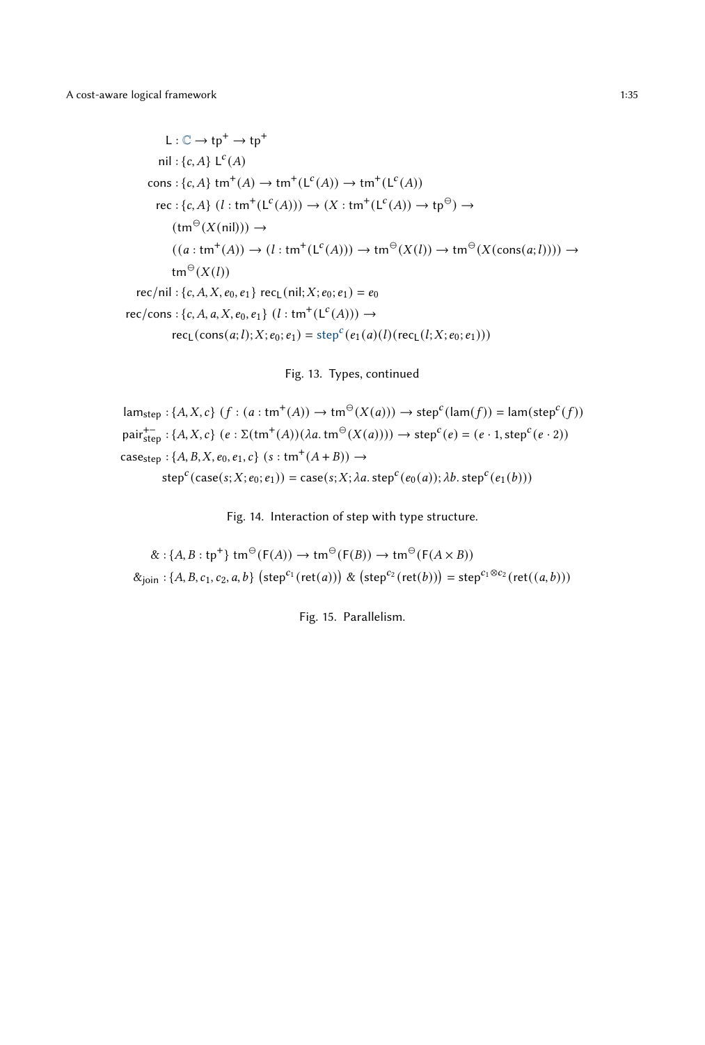$$
\begin{aligned}
\mathsf{L} &: \mathbb{C} \to \mathsf{tp}^+ \to \mathsf{tp}^+ \\
\mathsf{nil} &: \{c, A\}\ \mathsf{L}^c(A) \\
\mathsf{cons} &: \{c, A\}\ \mathsf{tm}^+(A) \to \mathsf{tm}^+(\mathsf{L}^c(A)) \to \mathsf{tm}^+(\mathsf{L}^c(A)) \\
\mathsf{rec} &: \{c, A\}\ (l : \mathsf{tm}^+(\mathsf{L}^c(A))) \to (X : \mathsf{tm}^+(\mathsf{L}^c(A)) \to \mathsf{tp}^\ominus) \to \\
&\qquad (\mathsf{tm}^\ominus(X(\mathsf{nil}))) \to \\
&\qquad ((a : \mathsf{tm}^+(A)) \to (l : \mathsf{tm}^+(\mathsf{L}^c(A))) \to \mathsf{tm}^\ominus(X(l)) \to \mathsf{tm}^\ominus(X(\mathsf{cons}(a; l)))) \to \\
&\qquad \mathsf{tm}^\ominus(X(l)) \\
\mathsf{rec/nil} &: \{c, A, X, e_0, e_1\}\ \mathsf{rec}_\mathsf{L}(\mathsf{nil}; X; e_0; e_1) = e_0 \\
\mathsf{rec/cons} &: \{c, A, a, X, e_0, e_1\}\ (l : \mathsf{tm}^+(\mathsf{L}^c(A))) \to \\
&\qquad \mathsf{rec}_\mathsf{L}(\mathsf{cons}(a; l); X; e_0; e_1) = \mathsf{step}^c(e_1(a)(l)(\mathsf{rec}_\mathsf{L}(l; X; e_0; e_1)))
\end{aligned}
$$

Fig. 13. Types, continued

$$
\begin{aligned}
\mathsf{lam}_\mathsf{step} &: \{A, X, c\}\ (f : (a : \mathsf{tm}^+(A)) \to \mathsf{tm}^\ominus(X(a))) \to \mathsf{step}^c(\mathsf{lam}(f)) = \mathsf{lam}(\mathsf{step}^c(f)) \\
\mathsf{pair}^{+-}_\mathsf{step} &: \{A, X, c\}\ (e : \Sigma(\mathsf{tm}^+(A))(\lambda a.\, \mathsf{tm}^\ominus(X(a)))) \to \mathsf{step}^c(e) = (e \cdot 1, \mathsf{step}^c(e \cdot 2)) \\
\mathsf{case}_\mathsf{step} &: \{A, B, X, e_0, e_1, c\}\ (s : \mathsf{tm}^+(A + B)) \to \\
&\qquad \mathsf{step}^c(\mathsf{case}(s; X; e_0; e_1)) = \mathsf{case}(s; X; \lambda a.\, \mathsf{step}^c(e_0(a)); \lambda b.\, \mathsf{step}^c(e_1(b)))
\end{aligned}
$$

Fig. 14. Interaction of step with type structure.

$$
\begin{aligned}
\& &: \{A, B : \mathsf{tp}^+\}\ \mathsf{tm}^\ominus(\mathsf{F}(A)) \to \mathsf{tm}^\ominus(\mathsf{F}(B)) \to \mathsf{tm}^\ominus(\mathsf{F}(A \times B)) \\
\&_\mathsf{join} &: \{A, B, c_1, c_2, a, b\}\ \left(\mathsf{step}^{c_1}(\mathsf{ret}(a))\right) \& \left(\mathsf{step}^{c_2}(\mathsf{ret}(b))\right) = \mathsf{step}^{c_1 \otimes c_2}(\mathsf{ret}((a, b)))
\end{aligned}
$$

Fig. 15. Parallelism.